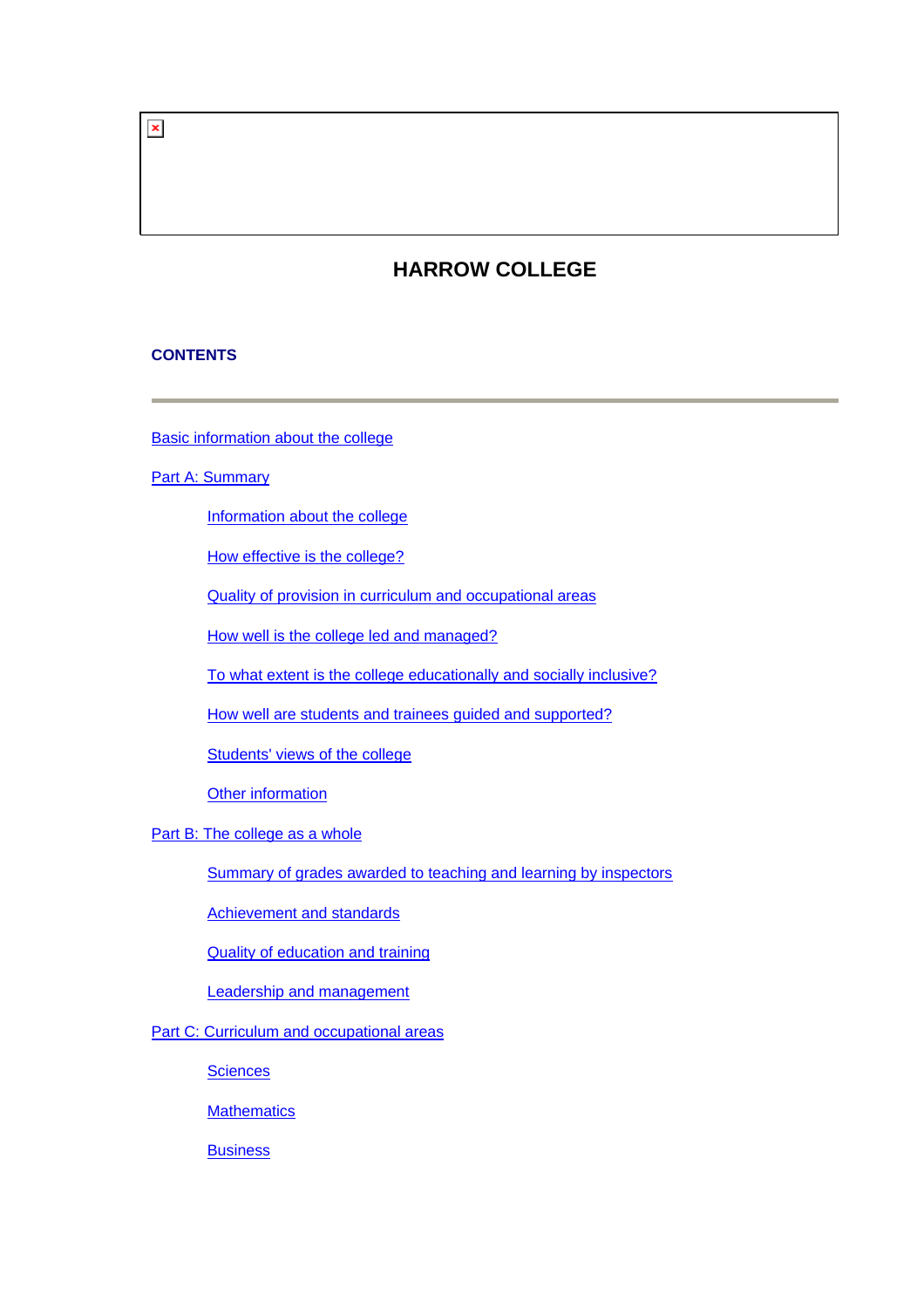# HARROW COLLEGE

## CONTENTS

Basic information about the college

Part A: Summary

- Information about the college
- How effective is the college?
- Quality of provision in curriculum and occupational areas
- How well is the college led and managed?
- To what extent is the college educationally and socially inclusive?
- How well are students and trainees guided and supported?
- Students' views of the college
- Other information

Part B: The college as a whole

- Summary of grades awarded to teaching and learning by inspectors
- Achievement and standards
- Quality of education and training
- Leadership and management

Part C: Curriculum and occupational areas

- Sciences
- Mathematics
- Business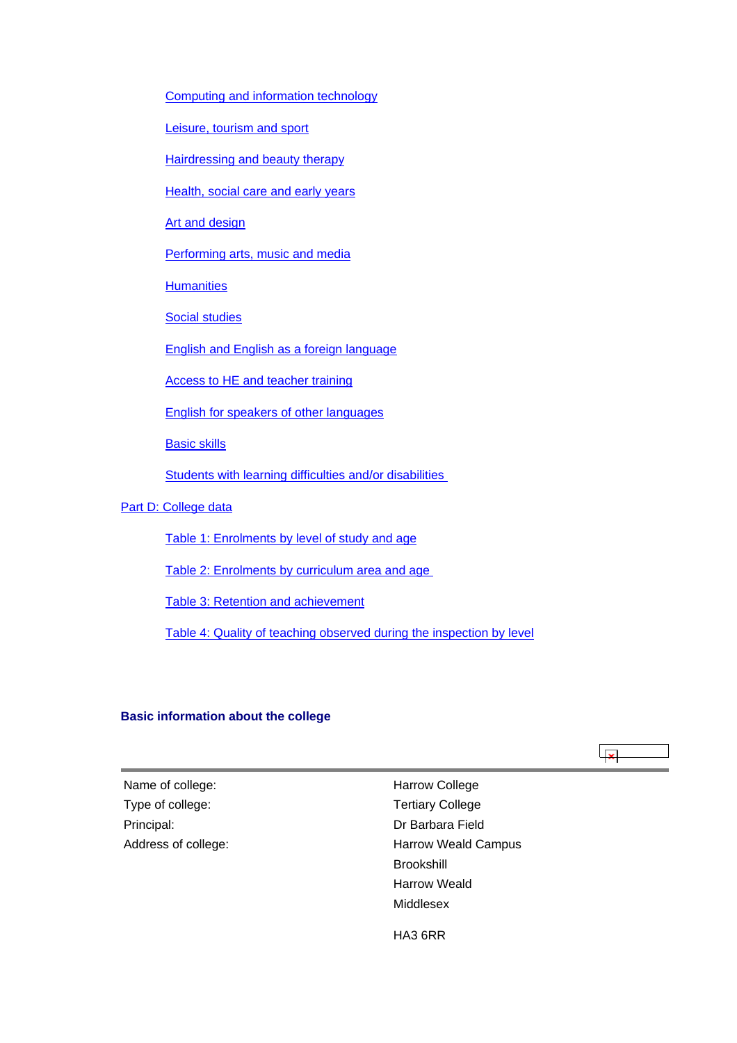- Computing and information technology
- Leisure, tourism and sport
- Hairdressing and beauty therapy
- Health, social care and early years
- Art and design
- Performing arts, music and media
- Humanities
- Social studies
- English and English as a foreign language
- Access to HE and teacher training
- English for speakers of other languages
- Basic skills
- Students with learning difficulties and/or disabilities

Part D: College data

- Table 1: Enrolments by level of study and age
- Table 2: Enrolments by curriculum area and age
- Table 3: Retention and achievement
- Table 4: Quality of teaching observed during the inspection by level

**Basic information about the college**

| | |
|---|---|
| Name of college: | Harrow College |
| Type of college: | Tertiary College |
| Principal: | Dr Barbara Field |
| Address of college: | Harrow Weald Campus |
| | Brookshill |
| | Harrow Weald |
| | Middlesex |
| | HA3 6RR |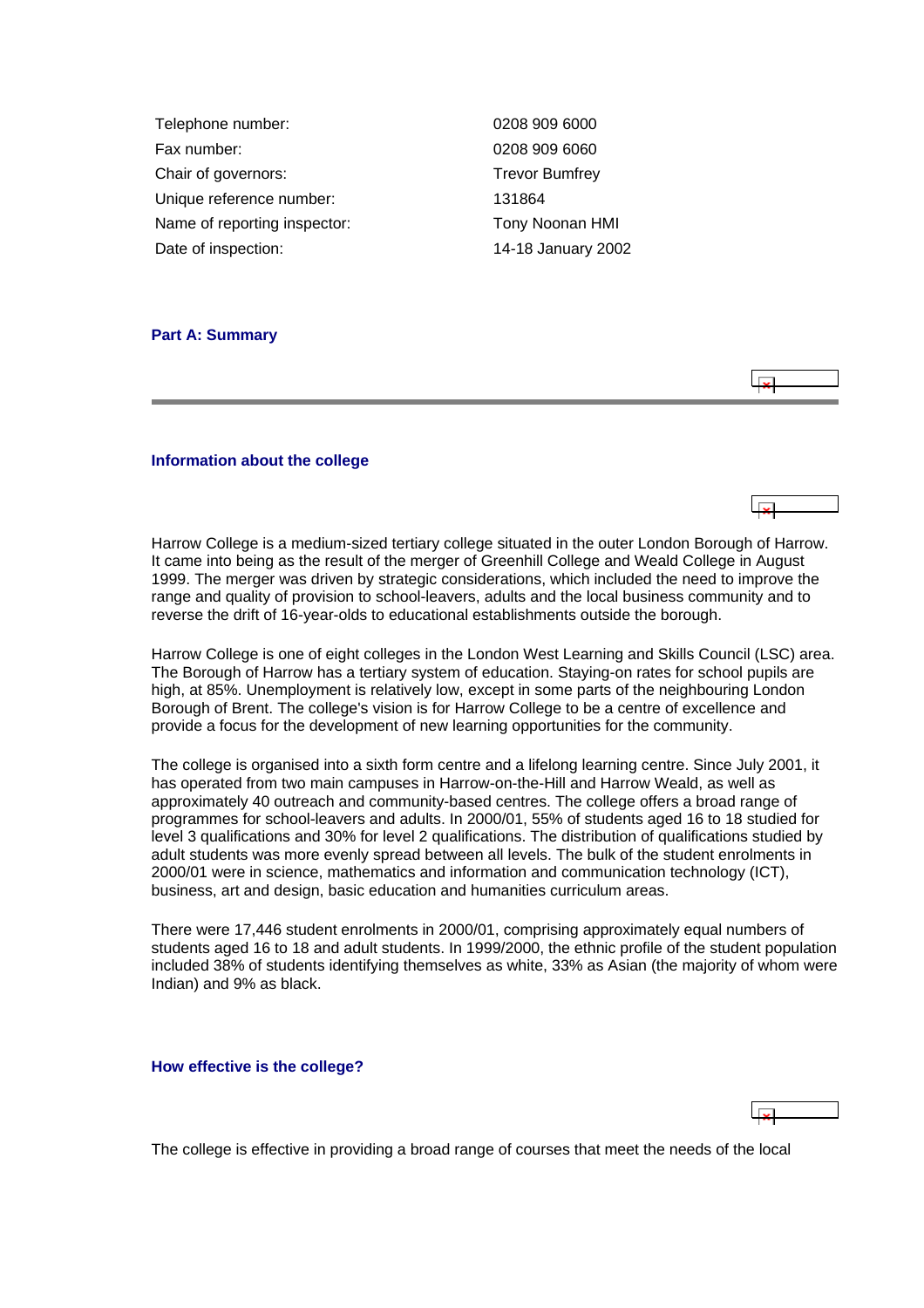| | |
|---|---|
| Telephone number: | 0208 909 6000 |
| Fax number: | 0208 909 6060 |
| Chair of governors: | Trevor Bumfrey |
| Unique reference number: | 131864 |
| Name of reporting inspector: | Tony Noonan HMI |
| Date of inspection: | 14-18 January 2002 |

## Part A: Summary

### Information about the college

Harrow College is a medium-sized tertiary college situated in the outer London Borough of Harrow. It came into being as the result of the merger of Greenhill College and Weald College in August 1999. The merger was driven by strategic considerations, which included the need to improve the range and quality of provision to school-leavers, adults and the local business community and to reverse the drift of 16-year-olds to educational establishments outside the borough.

Harrow College is one of eight colleges in the London West Learning and Skills Council (LSC) area. The Borough of Harrow has a tertiary system of education. Staying-on rates for school pupils are high, at 85%. Unemployment is relatively low, except in some parts of the neighbouring London Borough of Brent. The college's vision is for Harrow College to be a centre of excellence and provide a focus for the development of new learning opportunities for the community.

The college is organised into a sixth form centre and a lifelong learning centre. Since July 2001, it has operated from two main campuses in Harrow-on-the-Hill and Harrow Weald, as well as approximately 40 outreach and community-based centres. The college offers a broad range of programmes for school-leavers and adults. In 2000/01, 55% of students aged 16 to 18 studied for level 3 qualifications and 30% for level 2 qualifications. The distribution of qualifications studied by adult students was more evenly spread between all levels. The bulk of the student enrolments in 2000/01 were in science, mathematics and information and communication technology (ICT), business, art and design, basic education and humanities curriculum areas.

There were 17,446 student enrolments in 2000/01, comprising approximately equal numbers of students aged 16 to 18 and adult students. In 1999/2000, the ethnic profile of the student population included 38% of students identifying themselves as white, 33% as Asian (the majority of whom were Indian) and 9% as black.

### How effective is the college?

The college is effective in providing a broad range of courses that meet the needs of the local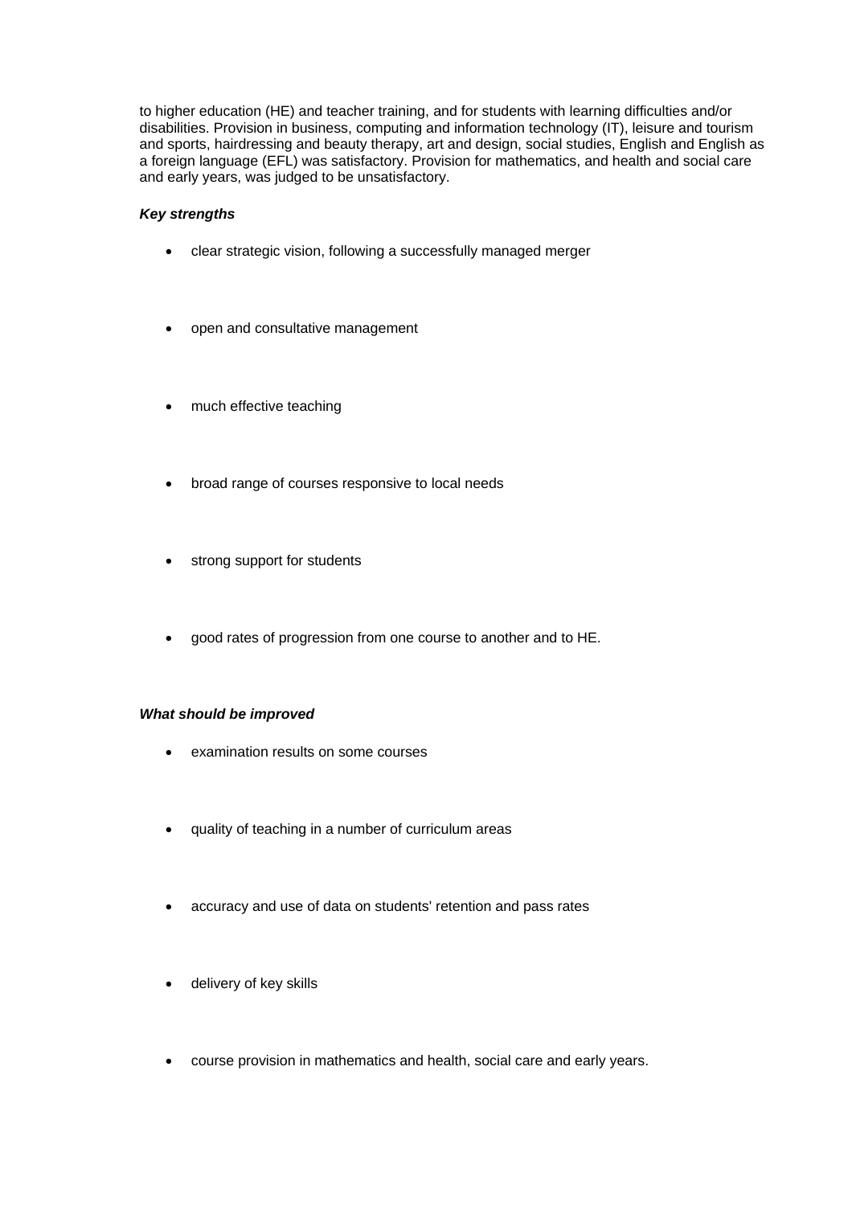to higher education (HE) and teacher training, and for students with learning difficulties and/or disabilities. Provision in business, computing and information technology (IT), leisure and tourism and sports, hairdressing and beauty therapy, art and design, social studies, English and English as a foreign language (EFL) was satisfactory. Provision for mathematics, and health and social care and early years, was judged to be unsatisfactory.

***Key strengths***

- clear strategic vision, following a successfully managed merger
- open and consultative management
- much effective teaching
- broad range of courses responsive to local needs
- strong support for students
- good rates of progression from one course to another and to HE.

***What should be improved***

- examination results on some courses
- quality of teaching in a number of curriculum areas
- accuracy and use of data on students' retention and pass rates
- delivery of key skills
- course provision in mathematics and health, social care and early years.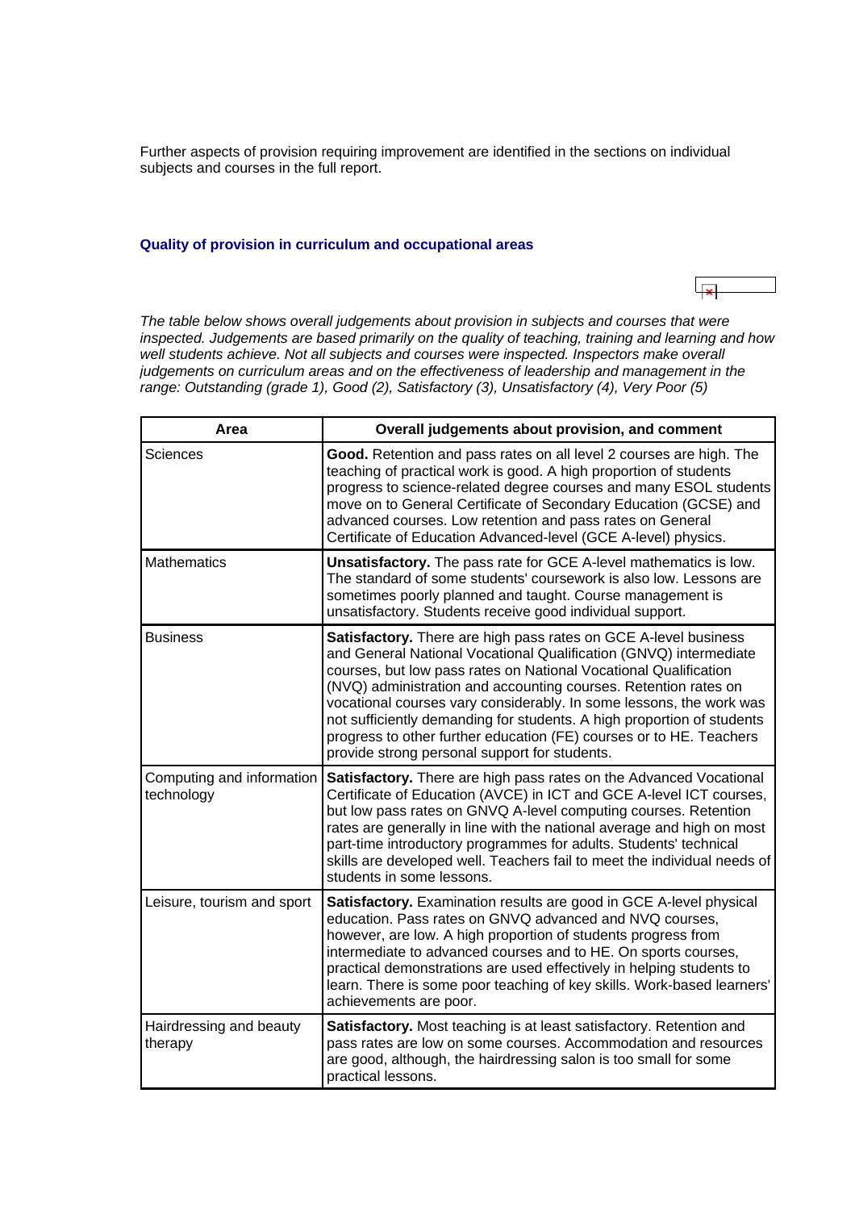Further aspects of provision requiring improvement are identified in the sections on individual subjects and courses in the full report.

### Quality of provision in curriculum and occupational areas

*The table below shows overall judgements about provision in subjects and courses that were inspected. Judgements are based primarily on the quality of teaching, training and learning and how well students achieve. Not all subjects and courses were inspected. Inspectors make overall judgements on curriculum areas and on the effectiveness of leadership and management in the range: Outstanding (grade 1), Good (2), Satisfactory (3), Unsatisfactory (4), Very Poor (5)*

| Area | Overall judgements about provision, and comment |
|---|---|
| Sciences | **Good.** Retention and pass rates on all level 2 courses are high. The teaching of practical work is good. A high proportion of students progress to science-related degree courses and many ESOL students move on to General Certificate of Secondary Education (GCSE) and advanced courses. Low retention and pass rates on General Certificate of Education Advanced-level (GCE A-level) physics. |
| Mathematics | **Unsatisfactory.** The pass rate for GCE A-level mathematics is low. The standard of some students' coursework is also low. Lessons are sometimes poorly planned and taught. Course management is unsatisfactory. Students receive good individual support. |
| Business | **Satisfactory.** There are high pass rates on GCE A-level business and General National Vocational Qualification (GNVQ) intermediate courses, but low pass rates on National Vocational Qualification (NVQ) administration and accounting courses. Retention rates on vocational courses vary considerably. In some lessons, the work was not sufficiently demanding for students. A high proportion of students progress to other further education (FE) courses or to HE. Teachers provide strong personal support for students. |
| Computing and information technology | **Satisfactory.** There are high pass rates on the Advanced Vocational Certificate of Education (AVCE) in ICT and GCE A-level ICT courses, but low pass rates on GNVQ A-level computing courses. Retention rates are generally in line with the national average and high on most part-time introductory programmes for adults. Students' technical skills are developed well. Teachers fail to meet the individual needs of students in some lessons. |
| Leisure, tourism and sport | **Satisfactory.** Examination results are good in GCE A-level physical education. Pass rates on GNVQ advanced and NVQ courses, however, are low. A high proportion of students progress from intermediate to advanced courses and to HE. On sports courses, practical demonstrations are used effectively in helping students to learn. There is some poor teaching of key skills. Work-based learners' achievements are poor. |
| Hairdressing and beauty therapy | **Satisfactory.** Most teaching is at least satisfactory. Retention and pass rates are low on some courses. Accommodation and resources are good, although, the hairdressing salon is too small for some practical lessons. |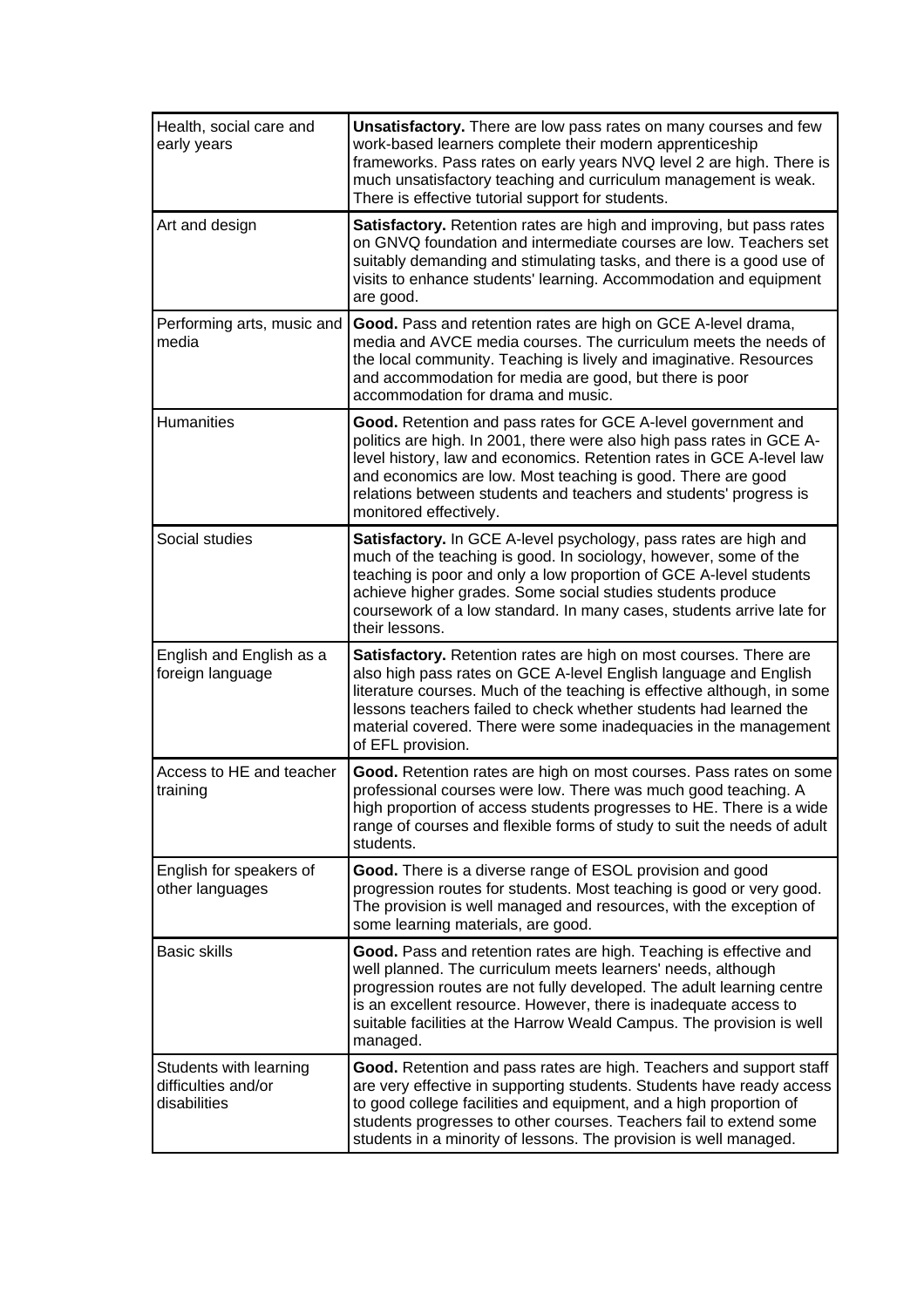| | |
|---|---|
| Health, social care and early years | **Unsatisfactory.** There are low pass rates on many courses and few work-based learners complete their modern apprenticeship frameworks. Pass rates on early years NVQ level 2 are high. There is much unsatisfactory teaching and curriculum management is weak. There is effective tutorial support for students. |
| Art and design | **Satisfactory.** Retention rates are high and improving, but pass rates on GNVQ foundation and intermediate courses are low. Teachers set suitably demanding and stimulating tasks, and there is a good use of visits to enhance students' learning. Accommodation and equipment are good. |
| Performing arts, music and media | **Good.** Pass and retention rates are high on GCE A-level drama, media and AVCE media courses. The curriculum meets the needs of the local community. Teaching is lively and imaginative. Resources and accommodation for media are good, but there is poor accommodation for drama and music. |
| Humanities | **Good.** Retention and pass rates for GCE A-level government and politics are high. In 2001, there were also high pass rates in GCE A-level history, law and economics. Retention rates in GCE A-level law and economics are low. Most teaching is good. There are good relations between students and teachers and students' progress is monitored effectively. |
| Social studies | **Satisfactory.** In GCE A-level psychology, pass rates are high and much of the teaching is good. In sociology, however, some of the teaching is poor and only a low proportion of GCE A-level students achieve higher grades. Some social studies students produce coursework of a low standard. In many cases, students arrive late for their lessons. |
| English and English as a foreign language | **Satisfactory.** Retention rates are high on most courses. There are also high pass rates on GCE A-level English language and English literature courses. Much of the teaching is effective although, in some lessons teachers failed to check whether students had learned the material covered. There were some inadequacies in the management of EFL provision. |
| Access to HE and teacher training | **Good.** Retention rates are high on most courses. Pass rates on some professional courses were low. There was much good teaching. A high proportion of access students progresses to HE. There is a wide range of courses and flexible forms of study to suit the needs of adult students. |
| English for speakers of other languages | **Good.** There is a diverse range of ESOL provision and good progression routes for students. Most teaching is good or very good. The provision is well managed and resources, with the exception of some learning materials, are good. |
| Basic skills | **Good.** Pass and retention rates are high. Teaching is effective and well planned. The curriculum meets learners' needs, although progression routes are not fully developed. The adult learning centre is an excellent resource. However, there is inadequate access to suitable facilities at the Harrow Weald Campus. The provision is well managed. |
| Students with learning difficulties and/or disabilities | **Good.** Retention and pass rates are high. Teachers and support staff are very effective in supporting students. Students have ready access to good college facilities and equipment, and a high proportion of students progresses to other courses. Teachers fail to extend some students in a minority of lessons. The provision is well managed. |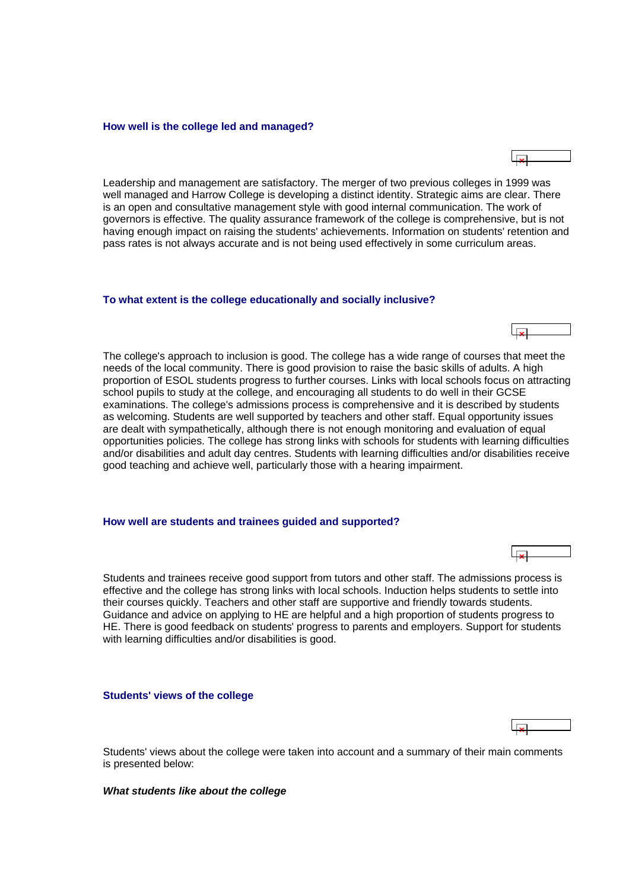### How well is the college led and managed?

Leadership and management are satisfactory. The merger of two previous colleges in 1999 was well managed and Harrow College is developing a distinct identity. Strategic aims are clear. There is an open and consultative management style with good internal communication. The work of governors is effective. The quality assurance framework of the college is comprehensive, but is not having enough impact on raising the students' achievements. Information on students' retention and pass rates is not always accurate and is not being used effectively in some curriculum areas.

### To what extent is the college educationally and socially inclusive?

The college's approach to inclusion is good. The college has a wide range of courses that meet the needs of the local community. There is good provision to raise the basic skills of adults. A high proportion of ESOL students progress to further courses. Links with local schools focus on attracting school pupils to study at the college, and encouraging all students to do well in their GCSE examinations. The college's admissions process is comprehensive and it is described by students as welcoming. Students are well supported by teachers and other staff. Equal opportunity issues are dealt with sympathetically, although there is not enough monitoring and evaluation of equal opportunities policies. The college has strong links with schools for students with learning difficulties and/or disabilities and adult day centres. Students with learning difficulties and/or disabilities receive good teaching and achieve well, particularly those with a hearing impairment.

### How well are students and trainees guided and supported?

Students and trainees receive good support from tutors and other staff. The admissions process is effective and the college has strong links with local schools. Induction helps students to settle into their courses quickly. Teachers and other staff are supportive and friendly towards students. Guidance and advice on applying to HE are helpful and a high proportion of students progress to HE. There is good feedback on students' progress to parents and employers. Support for students with learning difficulties and/or disabilities is good.

### Students' views of the college

Students' views about the college were taken into account and a summary of their main comments is presented below:

***What students like about the college***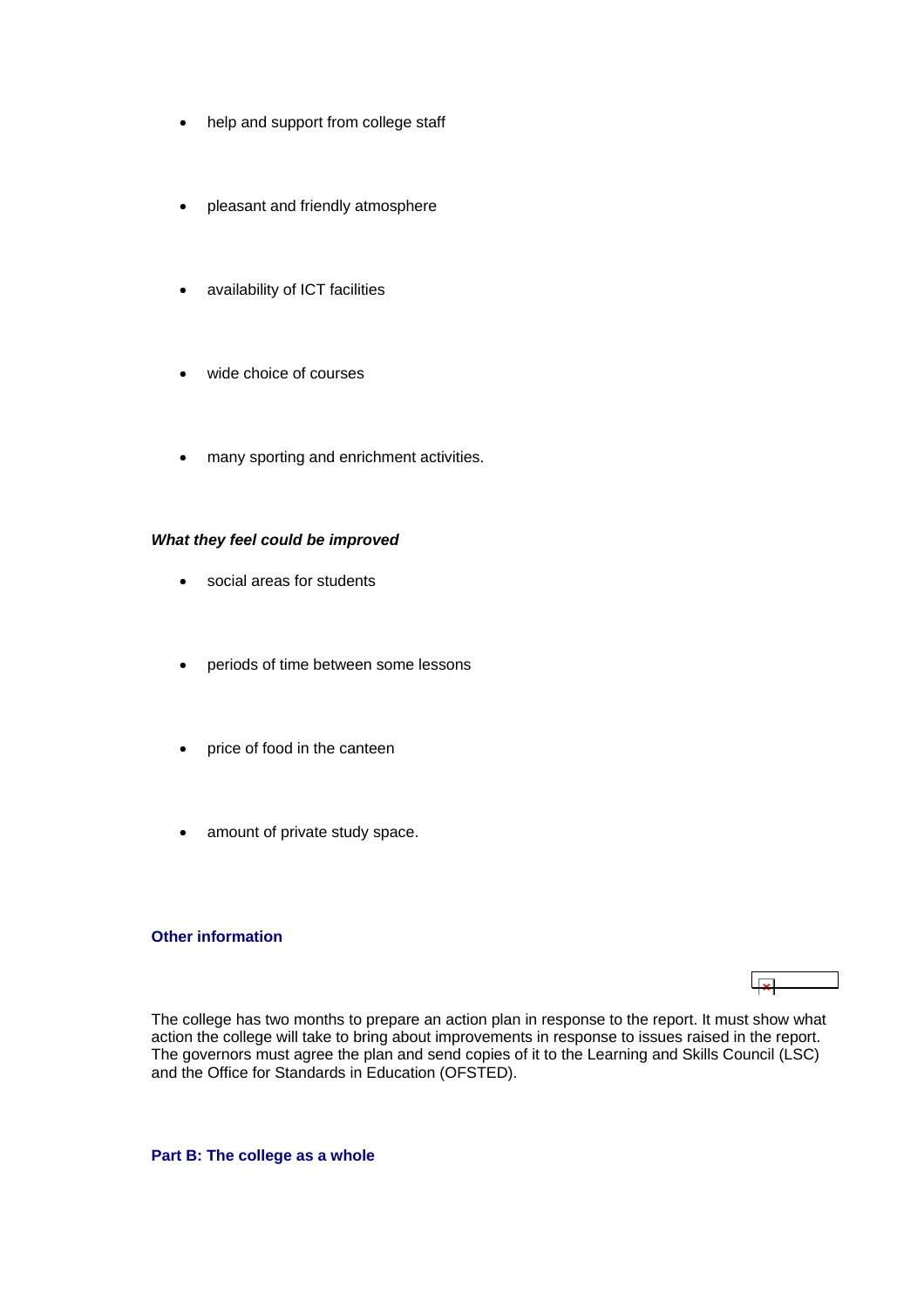- help and support from college staff
- pleasant and friendly atmosphere
- availability of ICT facilities
- wide choice of courses
- many sporting and enrichment activities.

***What they feel could be improved***

- social areas for students
- periods of time between some lessons
- price of food in the canteen
- amount of private study space.

### Other information

The college has two months to prepare an action plan in response to the report. It must show what action the college will take to bring about improvements in response to issues raised in the report. The governors must agree the plan and send copies of it to the Learning and Skills Council (LSC) and the Office for Standards in Education (OFSTED).

## Part B: The college as a whole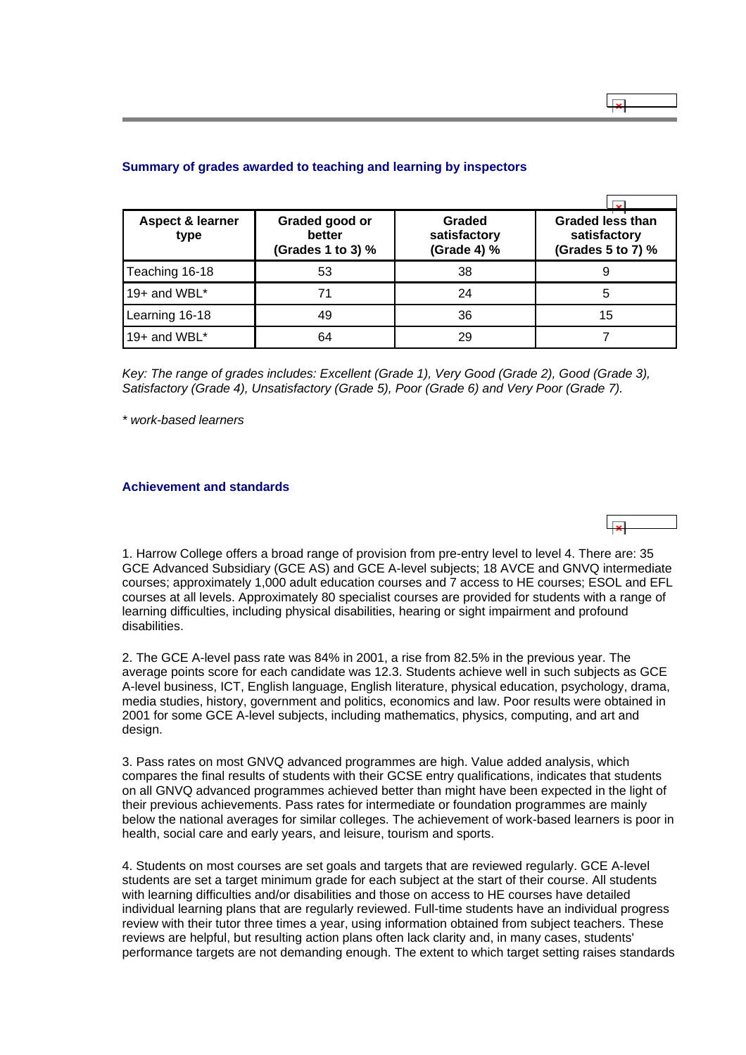### Summary of grades awarded to teaching and learning by inspectors

| Aspect & learner type | Graded good or better (Grades 1 to 3) % | Graded satisfactory (Grade 4) % | Graded less than satisfactory (Grades 5 to 7) % |
|---|---|---|---|
| Teaching 16-18 | 53 | 38 | 9 |
| 19+ and WBL* | 71 | 24 | 5 |
| Learning 16-18 | 49 | 36 | 15 |
| 19+ and WBL* | 64 | 29 | 7 |

*Key: The range of grades includes: Excellent (Grade 1), Very Good (Grade 2), Good (Grade 3), Satisfactory (Grade 4), Unsatisfactory (Grade 5), Poor (Grade 6) and Very Poor (Grade 7).*

*\* work-based learners*

### Achievement and standards

1. Harrow College offers a broad range of provision from pre-entry level to level 4. There are: 35 GCE Advanced Subsidiary (GCE AS) and GCE A-level subjects; 18 AVCE and GNVQ intermediate courses; approximately 1,000 adult education courses and 7 access to HE courses; ESOL and EFL courses at all levels. Approximately 80 specialist courses are provided for students with a range of learning difficulties, including physical disabilities, hearing or sight impairment and profound disabilities.

2. The GCE A-level pass rate was 84% in 2001, a rise from 82.5% in the previous year. The average points score for each candidate was 12.3. Students achieve well in such subjects as GCE A-level business, ICT, English language, English literature, physical education, psychology, drama, media studies, history, government and politics, economics and law. Poor results were obtained in 2001 for some GCE A-level subjects, including mathematics, physics, computing, and art and design.

3. Pass rates on most GNVQ advanced programmes are high. Value added analysis, which compares the final results of students with their GCSE entry qualifications, indicates that students on all GNVQ advanced programmes achieved better than might have been expected in the light of their previous achievements. Pass rates for intermediate or foundation programmes are mainly below the national averages for similar colleges. The achievement of work-based learners is poor in health, social care and early years, and leisure, tourism and sports.

4. Students on most courses are set goals and targets that are reviewed regularly. GCE A-level students are set a target minimum grade for each subject at the start of their course. All students with learning difficulties and/or disabilities and those on access to HE courses have detailed individual learning plans that are regularly reviewed. Full-time students have an individual progress review with their tutor three times a year, using information obtained from subject teachers. These reviews are helpful, but resulting action plans often lack clarity and, in many cases, students' performance targets are not demanding enough. The extent to which target setting raises standards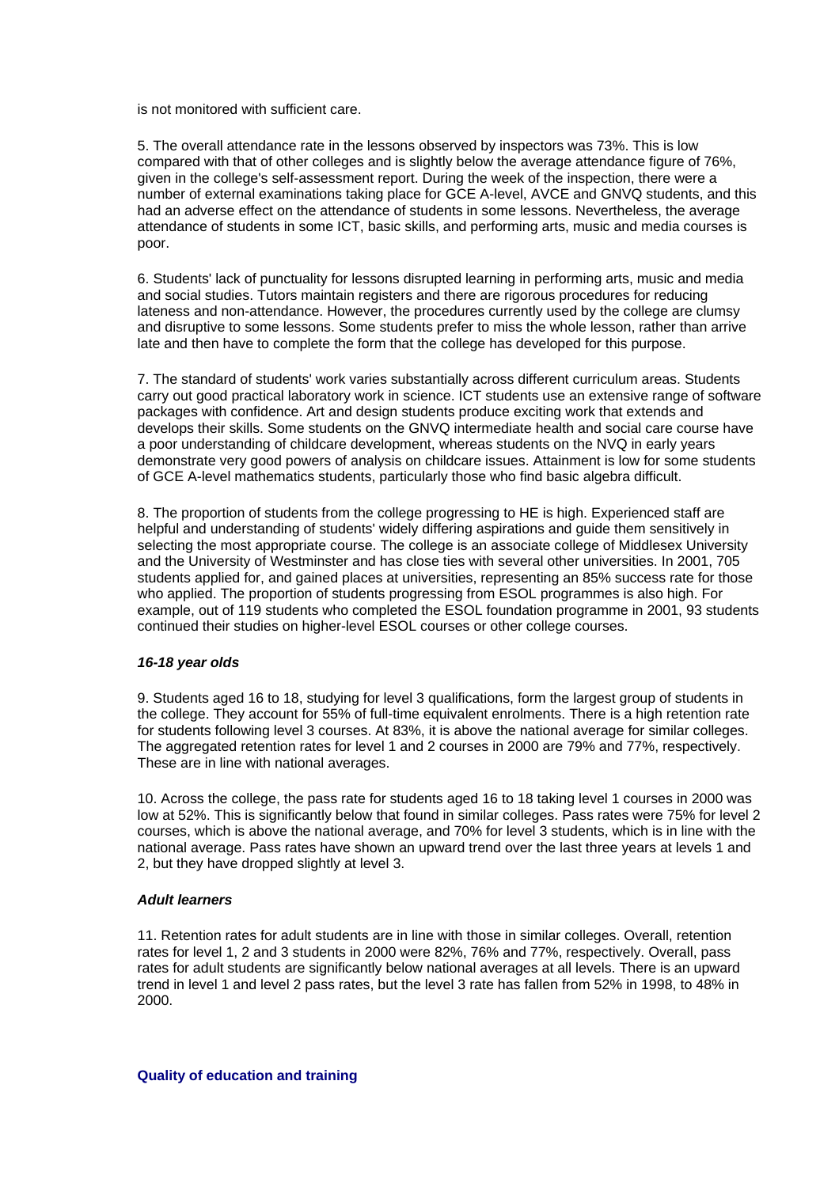is not monitored with sufficient care.

5. The overall attendance rate in the lessons observed by inspectors was 73%. This is low compared with that of other colleges and is slightly below the average attendance figure of 76%, given in the college's self-assessment report. During the week of the inspection, there were a number of external examinations taking place for GCE A-level, AVCE and GNVQ students, and this had an adverse effect on the attendance of students in some lessons. Nevertheless, the average attendance of students in some ICT, basic skills, and performing arts, music and media courses is poor.

6. Students' lack of punctuality for lessons disrupted learning in performing arts, music and media and social studies. Tutors maintain registers and there are rigorous procedures for reducing lateness and non-attendance. However, the procedures currently used by the college are clumsy and disruptive to some lessons. Some students prefer to miss the whole lesson, rather than arrive late and then have to complete the form that the college has developed for this purpose.

7. The standard of students' work varies substantially across different curriculum areas. Students carry out good practical laboratory work in science. ICT students use an extensive range of software packages with confidence. Art and design students produce exciting work that extends and develops their skills. Some students on the GNVQ intermediate health and social care course have a poor understanding of childcare development, whereas students on the NVQ in early years demonstrate very good powers of analysis on childcare issues. Attainment is low for some students of GCE A-level mathematics students, particularly those who find basic algebra difficult.

8. The proportion of students from the college progressing to HE is high. Experienced staff are helpful and understanding of students' widely differing aspirations and guide them sensitively in selecting the most appropriate course. The college is an associate college of Middlesex University and the University of Westminster and has close ties with several other universities. In 2001, 705 students applied for, and gained places at universities, representing an 85% success rate for those who applied. The proportion of students progressing from ESOL programmes is also high. For example, out of 119 students who completed the ESOL foundation programme in 2001, 93 students continued their studies on higher-level ESOL courses or other college courses.

### *16-18 year olds*

9. Students aged 16 to 18, studying for level 3 qualifications, form the largest group of students in the college. They account for 55% of full-time equivalent enrolments. There is a high retention rate for students following level 3 courses. At 83%, it is above the national average for similar colleges. The aggregated retention rates for level 1 and 2 courses in 2000 are 79% and 77%, respectively. These are in line with national averages.

10. Across the college, the pass rate for students aged 16 to 18 taking level 1 courses in 2000 was low at 52%. This is significantly below that found in similar colleges. Pass rates were 75% for level 2 courses, which is above the national average, and 70% for level 3 students, which is in line with the national average. Pass rates have shown an upward trend over the last three years at levels 1 and 2, but they have dropped slightly at level 3.

### *Adult learners*

11. Retention rates for adult students are in line with those in similar colleges. Overall, retention rates for level 1, 2 and 3 students in 2000 were 82%, 76% and 77%, respectively. Overall, pass rates for adult students are significantly below national averages at all levels. There is an upward trend in level 1 and level 2 pass rates, but the level 3 rate has fallen from 52% in 1998, to 48% in 2000.

## Quality of education and training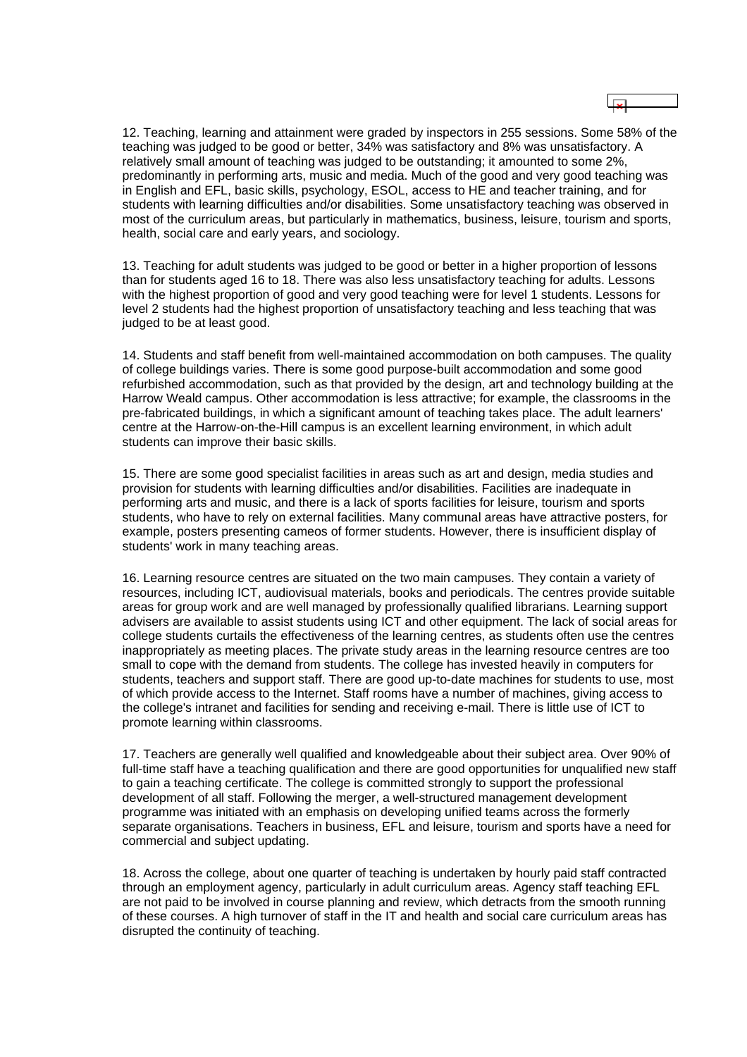12. Teaching, learning and attainment were graded by inspectors in 255 sessions. Some 58% of the teaching was judged to be good or better, 34% was satisfactory and 8% was unsatisfactory. A relatively small amount of teaching was judged to be outstanding; it amounted to some 2%, predominantly in performing arts, music and media. Much of the good and very good teaching was in English and EFL, basic skills, psychology, ESOL, access to HE and teacher training, and for students with learning difficulties and/or disabilities. Some unsatisfactory teaching was observed in most of the curriculum areas, but particularly in mathematics, business, leisure, tourism and sports, health, social care and early years, and sociology.

13. Teaching for adult students was judged to be good or better in a higher proportion of lessons than for students aged 16 to 18. There was also less unsatisfactory teaching for adults. Lessons with the highest proportion of good and very good teaching were for level 1 students. Lessons for level 2 students had the highest proportion of unsatisfactory teaching and less teaching that was judged to be at least good.

14. Students and staff benefit from well-maintained accommodation on both campuses. The quality of college buildings varies. There is some good purpose-built accommodation and some good refurbished accommodation, such as that provided by the design, art and technology building at the Harrow Weald campus. Other accommodation is less attractive; for example, the classrooms in the pre-fabricated buildings, in which a significant amount of teaching takes place. The adult learners' centre at the Harrow-on-the-Hill campus is an excellent learning environment, in which adult students can improve their basic skills.

15. There are some good specialist facilities in areas such as art and design, media studies and provision for students with learning difficulties and/or disabilities. Facilities are inadequate in performing arts and music, and there is a lack of sports facilities for leisure, tourism and sports students, who have to rely on external facilities. Many communal areas have attractive posters, for example, posters presenting cameos of former students. However, there is insufficient display of students' work in many teaching areas.

16. Learning resource centres are situated on the two main campuses. They contain a variety of resources, including ICT, audiovisual materials, books and periodicals. The centres provide suitable areas for group work and are well managed by professionally qualified librarians. Learning support advisers are available to assist students using ICT and other equipment. The lack of social areas for college students curtails the effectiveness of the learning centres, as students often use the centres inappropriately as meeting places. The private study areas in the learning resource centres are too small to cope with the demand from students. The college has invested heavily in computers for students, teachers and support staff. There are good up-to-date machines for students to use, most of which provide access to the Internet. Staff rooms have a number of machines, giving access to the college's intranet and facilities for sending and receiving e-mail. There is little use of ICT to promote learning within classrooms.

17. Teachers are generally well qualified and knowledgeable about their subject area. Over 90% of full-time staff have a teaching qualification and there are good opportunities for unqualified new staff to gain a teaching certificate. The college is committed strongly to support the professional development of all staff. Following the merger, a well-structured management development programme was initiated with an emphasis on developing unified teams across the formerly separate organisations. Teachers in business, EFL and leisure, tourism and sports have a need for commercial and subject updating.

18. Across the college, about one quarter of teaching is undertaken by hourly paid staff contracted through an employment agency, particularly in adult curriculum areas. Agency staff teaching EFL are not paid to be involved in course planning and review, which detracts from the smooth running of these courses. A high turnover of staff in the IT and health and social care curriculum areas has disrupted the continuity of teaching.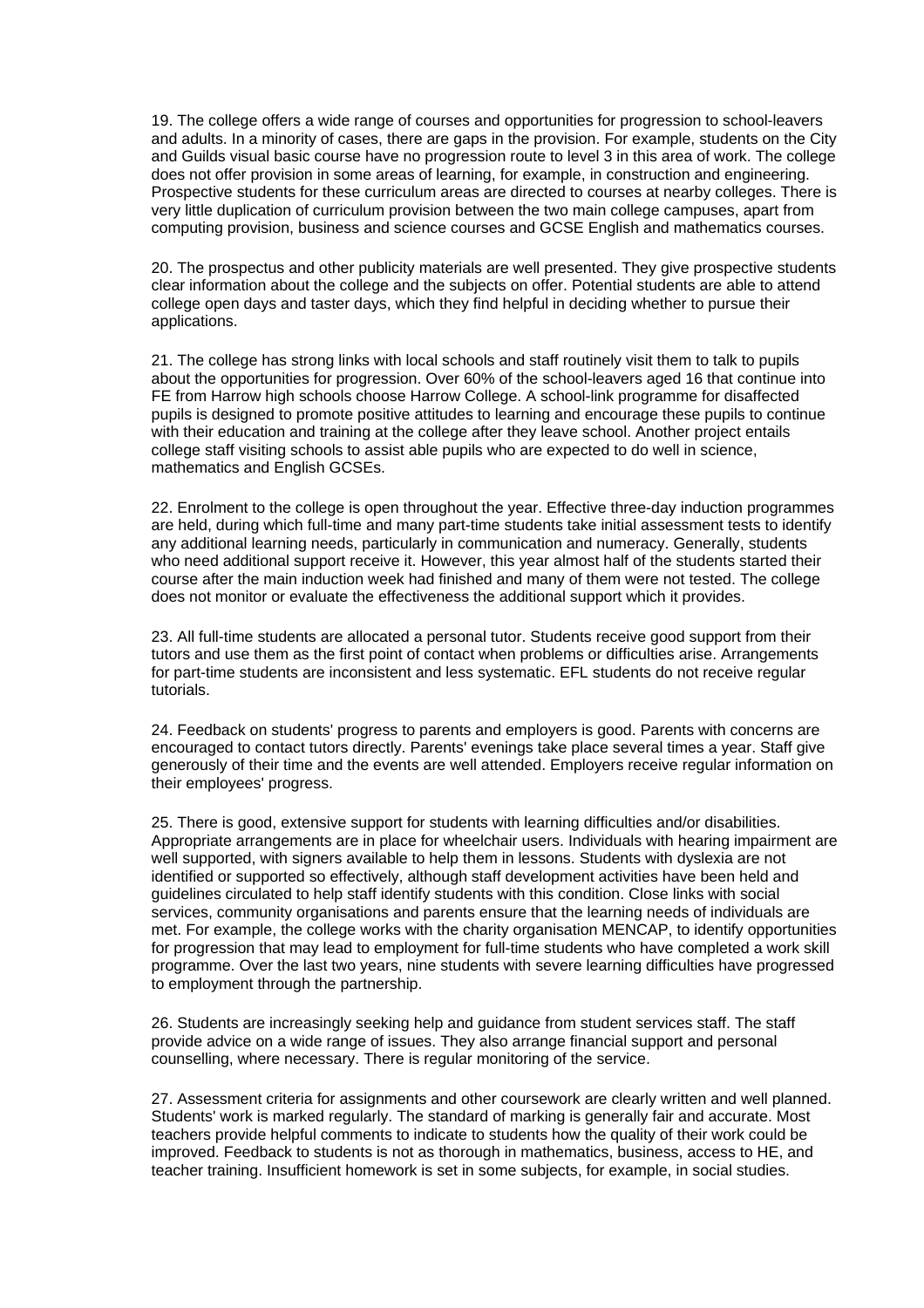19. The college offers a wide range of courses and opportunities for progression to school-leavers and adults. In a minority of cases, there are gaps in the provision. For example, students on the City and Guilds visual basic course have no progression route to level 3 in this area of work. The college does not offer provision in some areas of learning, for example, in construction and engineering. Prospective students for these curriculum areas are directed to courses at nearby colleges. There is very little duplication of curriculum provision between the two main college campuses, apart from computing provision, business and science courses and GCSE English and mathematics courses.

20. The prospectus and other publicity materials are well presented. They give prospective students clear information about the college and the subjects on offer. Potential students are able to attend college open days and taster days, which they find helpful in deciding whether to pursue their applications.

21. The college has strong links with local schools and staff routinely visit them to talk to pupils about the opportunities for progression. Over 60% of the school-leavers aged 16 that continue into FE from Harrow high schools choose Harrow College. A school-link programme for disaffected pupils is designed to promote positive attitudes to learning and encourage these pupils to continue with their education and training at the college after they leave school. Another project entails college staff visiting schools to assist able pupils who are expected to do well in science, mathematics and English GCSEs.

22. Enrolment to the college is open throughout the year. Effective three-day induction programmes are held, during which full-time and many part-time students take initial assessment tests to identify any additional learning needs, particularly in communication and numeracy. Generally, students who need additional support receive it. However, this year almost half of the students started their course after the main induction week had finished and many of them were not tested. The college does not monitor or evaluate the effectiveness the additional support which it provides.

23. All full-time students are allocated a personal tutor. Students receive good support from their tutors and use them as the first point of contact when problems or difficulties arise. Arrangements for part-time students are inconsistent and less systematic. EFL students do not receive regular tutorials.

24. Feedback on students' progress to parents and employers is good. Parents with concerns are encouraged to contact tutors directly. Parents' evenings take place several times a year. Staff give generously of their time and the events are well attended. Employers receive regular information on their employees' progress.

25. There is good, extensive support for students with learning difficulties and/or disabilities. Appropriate arrangements are in place for wheelchair users. Individuals with hearing impairment are well supported, with signers available to help them in lessons. Students with dyslexia are not identified or supported so effectively, although staff development activities have been held and guidelines circulated to help staff identify students with this condition. Close links with social services, community organisations and parents ensure that the learning needs of individuals are met. For example, the college works with the charity organisation MENCAP, to identify opportunities for progression that may lead to employment for full-time students who have completed a work skill programme. Over the last two years, nine students with severe learning difficulties have progressed to employment through the partnership.

26. Students are increasingly seeking help and guidance from student services staff. The staff provide advice on a wide range of issues. They also arrange financial support and personal counselling, where necessary. There is regular monitoring of the service.

27. Assessment criteria for assignments and other coursework are clearly written and well planned. Students' work is marked regularly. The standard of marking is generally fair and accurate. Most teachers provide helpful comments to indicate to students how the quality of their work could be improved. Feedback to students is not as thorough in mathematics, business, access to HE, and teacher training. Insufficient homework is set in some subjects, for example, in social studies.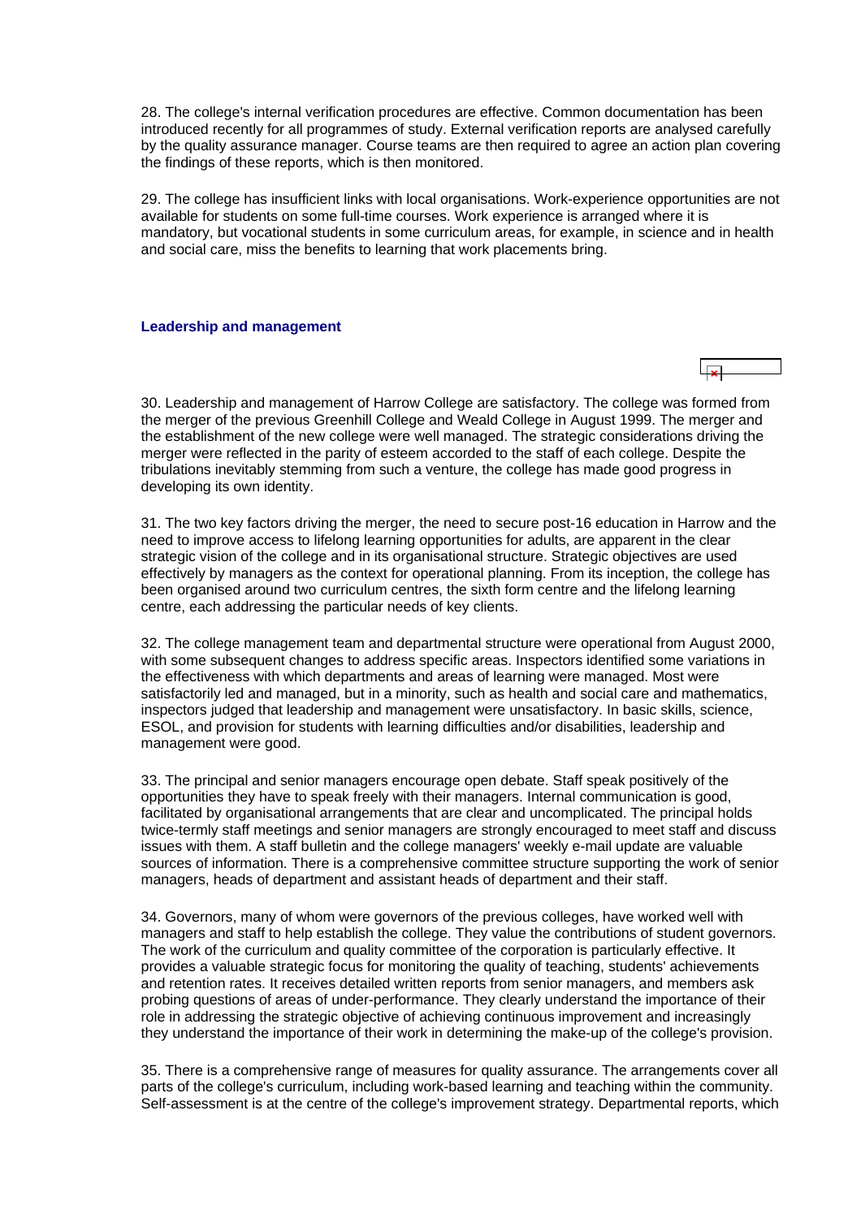28. The college's internal verification procedures are effective. Common documentation has been introduced recently for all programmes of study. External verification reports are analysed carefully by the quality assurance manager. Course teams are then required to agree an action plan covering the findings of these reports, which is then monitored.

29. The college has insufficient links with local organisations. Work-experience opportunities are not available for students on some full-time courses. Work experience is arranged where it is mandatory, but vocational students in some curriculum areas, for example, in science and in health and social care, miss the benefits to learning that work placements bring.

### Leadership and management

30. Leadership and management of Harrow College are satisfactory. The college was formed from the merger of the previous Greenhill College and Weald College in August 1999. The merger and the establishment of the new college were well managed. The strategic considerations driving the merger were reflected in the parity of esteem accorded to the staff of each college. Despite the tribulations inevitably stemming from such a venture, the college has made good progress in developing its own identity.

31. The two key factors driving the merger, the need to secure post-16 education in Harrow and the need to improve access to lifelong learning opportunities for adults, are apparent in the clear strategic vision of the college and in its organisational structure. Strategic objectives are used effectively by managers as the context for operational planning. From its inception, the college has been organised around two curriculum centres, the sixth form centre and the lifelong learning centre, each addressing the particular needs of key clients.

32. The college management team and departmental structure were operational from August 2000, with some subsequent changes to address specific areas. Inspectors identified some variations in the effectiveness with which departments and areas of learning were managed. Most were satisfactorily led and managed, but in a minority, such as health and social care and mathematics, inspectors judged that leadership and management were unsatisfactory. In basic skills, science, ESOL, and provision for students with learning difficulties and/or disabilities, leadership and management were good.

33. The principal and senior managers encourage open debate. Staff speak positively of the opportunities they have to speak freely with their managers. Internal communication is good, facilitated by organisational arrangements that are clear and uncomplicated. The principal holds twice-termly staff meetings and senior managers are strongly encouraged to meet staff and discuss issues with them. A staff bulletin and the college managers' weekly e-mail update are valuable sources of information. There is a comprehensive committee structure supporting the work of senior managers, heads of department and assistant heads of department and their staff.

34. Governors, many of whom were governors of the previous colleges, have worked well with managers and staff to help establish the college. They value the contributions of student governors. The work of the curriculum and quality committee of the corporation is particularly effective. It provides a valuable strategic focus for monitoring the quality of teaching, students' achievements and retention rates. It receives detailed written reports from senior managers, and members ask probing questions of areas of under-performance. They clearly understand the importance of their role in addressing the strategic objective of achieving continuous improvement and increasingly they understand the importance of their work in determining the make-up of the college's provision.

35. There is a comprehensive range of measures for quality assurance. The arrangements cover all parts of the college's curriculum, including work-based learning and teaching within the community. Self-assessment is at the centre of the college's improvement strategy. Departmental reports, which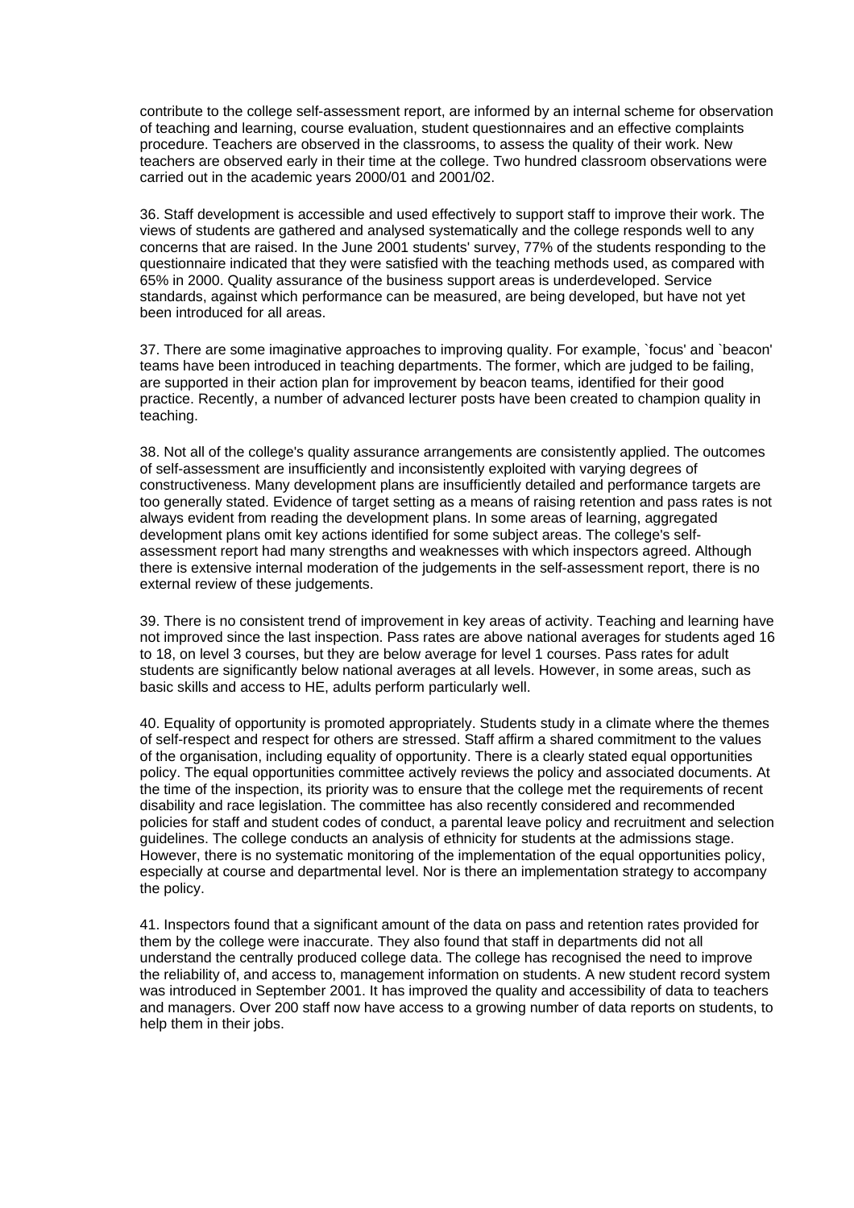contribute to the college self-assessment report, are informed by an internal scheme for observation of teaching and learning, course evaluation, student questionnaires and an effective complaints procedure. Teachers are observed in the classrooms, to assess the quality of their work. New teachers are observed early in their time at the college. Two hundred classroom observations were carried out in the academic years 2000/01 and 2001/02.

36. Staff development is accessible and used effectively to support staff to improve their work. The views of students are gathered and analysed systematically and the college responds well to any concerns that are raised. In the June 2001 students' survey, 77% of the students responding to the questionnaire indicated that they were satisfied with the teaching methods used, as compared with 65% in 2000. Quality assurance of the business support areas is underdeveloped. Service standards, against which performance can be measured, are being developed, but have not yet been introduced for all areas.

37. There are some imaginative approaches to improving quality. For example, `focus' and `beacon' teams have been introduced in teaching departments. The former, which are judged to be failing, are supported in their action plan for improvement by beacon teams, identified for their good practice. Recently, a number of advanced lecturer posts have been created to champion quality in teaching.

38. Not all of the college's quality assurance arrangements are consistently applied. The outcomes of self-assessment are insufficiently and inconsistently exploited with varying degrees of constructiveness. Many development plans are insufficiently detailed and performance targets are too generally stated. Evidence of target setting as a means of raising retention and pass rates is not always evident from reading the development plans. In some areas of learning, aggregated development plans omit key actions identified for some subject areas. The college's self-assessment report had many strengths and weaknesses with which inspectors agreed. Although there is extensive internal moderation of the judgements in the self-assessment report, there is no external review of these judgements.

39. There is no consistent trend of improvement in key areas of activity. Teaching and learning have not improved since the last inspection. Pass rates are above national averages for students aged 16 to 18, on level 3 courses, but they are below average for level 1 courses. Pass rates for adult students are significantly below national averages at all levels. However, in some areas, such as basic skills and access to HE, adults perform particularly well.

40. Equality of opportunity is promoted appropriately. Students study in a climate where the themes of self-respect and respect for others are stressed. Staff affirm a shared commitment to the values of the organisation, including equality of opportunity. There is a clearly stated equal opportunities policy. The equal opportunities committee actively reviews the policy and associated documents. At the time of the inspection, its priority was to ensure that the college met the requirements of recent disability and race legislation. The committee has also recently considered and recommended policies for staff and student codes of conduct, a parental leave policy and recruitment and selection guidelines. The college conducts an analysis of ethnicity for students at the admissions stage. However, there is no systematic monitoring of the implementation of the equal opportunities policy, especially at course and departmental level. Nor is there an implementation strategy to accompany the policy.

41. Inspectors found that a significant amount of the data on pass and retention rates provided for them by the college were inaccurate. They also found that staff in departments did not all understand the centrally produced college data. The college has recognised the need to improve the reliability of, and access to, management information on students. A new student record system was introduced in September 2001. It has improved the quality and accessibility of data to teachers and managers. Over 200 staff now have access to a growing number of data reports on students, to help them in their jobs.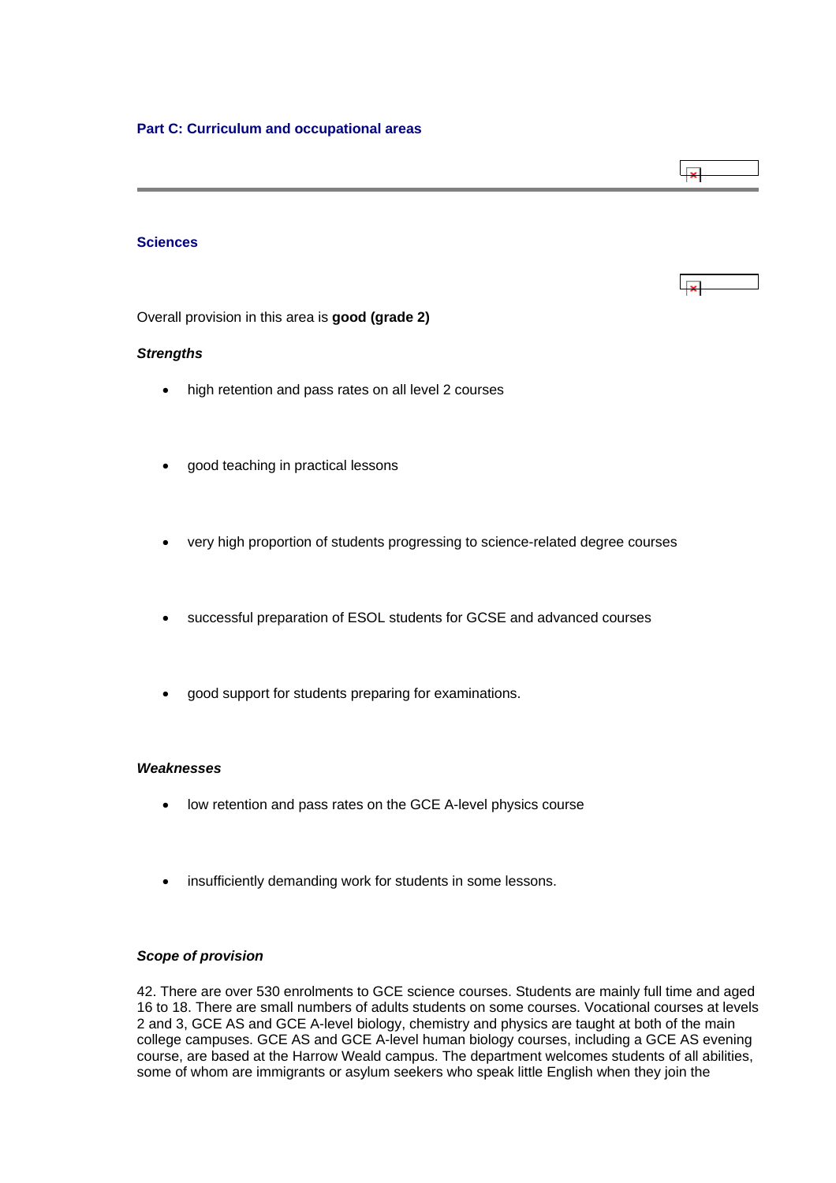## Part C: Curriculum and occupational areas

### Sciences

Overall provision in this area is **good (grade 2)**

***Strengths***

- high retention and pass rates on all level 2 courses
- good teaching in practical lessons
- very high proportion of students progressing to science-related degree courses
- successful preparation of ESOL students for GCSE and advanced courses
- good support for students preparing for examinations.

***Weaknesses***

- low retention and pass rates on the GCE A-level physics course
- insufficiently demanding work for students in some lessons.

***Scope of provision***

42. There are over 530 enrolments to GCE science courses. Students are mainly full time and aged 16 to 18. There are small numbers of adults students on some courses. Vocational courses at levels 2 and 3, GCE AS and GCE A-level biology, chemistry and physics are taught at both of the main college campuses. GCE AS and GCE A-level human biology courses, including a GCE AS evening course, are based at the Harrow Weald campus. The department welcomes students of all abilities, some of whom are immigrants or asylum seekers who speak little English when they join the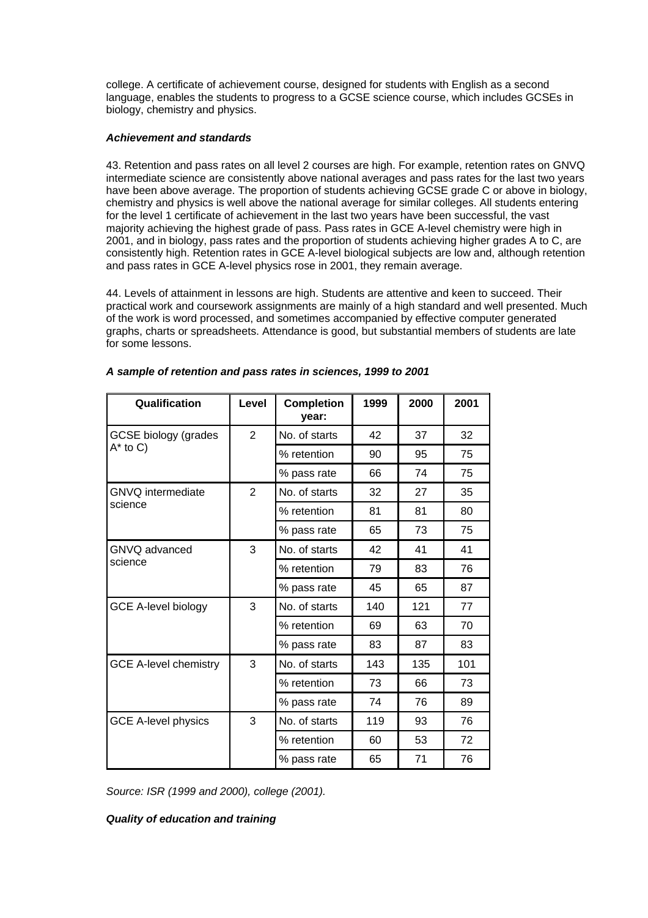college. A certificate of achievement course, designed for students with English as a second language, enables the students to progress to a GCSE science course, which includes GCSEs in biology, chemistry and physics.

***Achievement and standards***

43. Retention and pass rates on all level 2 courses are high. For example, retention rates on GNVQ intermediate science are consistently above national averages and pass rates for the last two years have been above average. The proportion of students achieving GCSE grade C or above in biology, chemistry and physics is well above the national average for similar colleges. All students entering for the level 1 certificate of achievement in the last two years have been successful, the vast majority achieving the highest grade of pass. Pass rates in GCE A-level chemistry were high in 2001, and in biology, pass rates and the proportion of students achieving higher grades A to C, are consistently high. Retention rates in GCE A-level biological subjects are low and, although retention and pass rates in GCE A-level physics rose in 2001, they remain average.

44. Levels of attainment in lessons are high. Students are attentive and keen to succeed. Their practical work and coursework assignments are mainly of a high standard and well presented. Much of the work is word processed, and sometimes accompanied by effective computer generated graphs, charts or spreadsheets. Attendance is good, but substantial members of students are late for some lessons.

***A sample of retention and pass rates in sciences, 1999 to 2001***

| Qualification | Level | Completion year: | 1999 | 2000 | 2001 |
|---|---|---|---|---|---|
| GCSE biology (grades A* to C) | 2 | No. of starts | 42 | 37 | 32 |
| | | % retention | 90 | 95 | 75 |
| | | % pass rate | 66 | 74 | 75 |
| GNVQ intermediate science | 2 | No. of starts | 32 | 27 | 35 |
| | | % retention | 81 | 81 | 80 |
| | | % pass rate | 65 | 73 | 75 |
| GNVQ advanced science | 3 | No. of starts | 42 | 41 | 41 |
| | | % retention | 79 | 83 | 76 |
| | | % pass rate | 45 | 65 | 87 |
| GCE A-level biology | 3 | No. of starts | 140 | 121 | 77 |
| | | % retention | 69 | 63 | 70 |
| | | % pass rate | 83 | 87 | 83 |
| GCE A-level chemistry | 3 | No. of starts | 143 | 135 | 101 |
| | | % retention | 73 | 66 | 73 |
| | | % pass rate | 74 | 76 | 89 |
| GCE A-level physics | 3 | No. of starts | 119 | 93 | 76 |
| | | % retention | 60 | 53 | 72 |
| | | % pass rate | 65 | 71 | 76 |

*Source: ISR (1999 and 2000), college (2001).*

***Quality of education and training***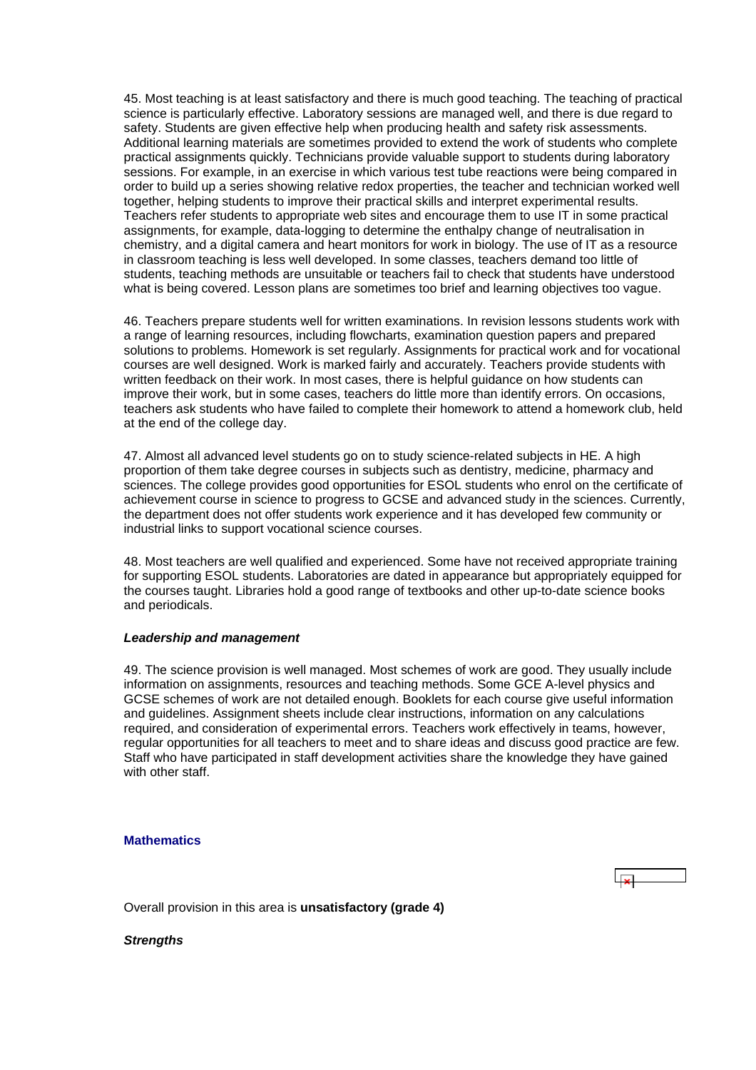45. Most teaching is at least satisfactory and there is much good teaching. The teaching of practical science is particularly effective. Laboratory sessions are managed well, and there is due regard to safety. Students are given effective help when producing health and safety risk assessments. Additional learning materials are sometimes provided to extend the work of students who complete practical assignments quickly. Technicians provide valuable support to students during laboratory sessions. For example, in an exercise in which various test tube reactions were being compared in order to build up a series showing relative redox properties, the teacher and technician worked well together, helping students to improve their practical skills and interpret experimental results. Teachers refer students to appropriate web sites and encourage them to use IT in some practical assignments, for example, data-logging to determine the enthalpy change of neutralisation in chemistry, and a digital camera and heart monitors for work in biology. The use of IT as a resource in classroom teaching is less well developed. In some classes, teachers demand too little of students, teaching methods are unsuitable or teachers fail to check that students have understood what is being covered. Lesson plans are sometimes too brief and learning objectives too vague.

46. Teachers prepare students well for written examinations. In revision lessons students work with a range of learning resources, including flowcharts, examination question papers and prepared solutions to problems. Homework is set regularly. Assignments for practical work and for vocational courses are well designed. Work is marked fairly and accurately. Teachers provide students with written feedback on their work. In most cases, there is helpful guidance on how students can improve their work, but in some cases, teachers do little more than identify errors. On occasions, teachers ask students who have failed to complete their homework to attend a homework club, held at the end of the college day.

47. Almost all advanced level students go on to study science-related subjects in HE. A high proportion of them take degree courses in subjects such as dentistry, medicine, pharmacy and sciences. The college provides good opportunities for ESOL students who enrol on the certificate of achievement course in science to progress to GCSE and advanced study in the sciences. Currently, the department does not offer students work experience and it has developed few community or industrial links to support vocational science courses.

48. Most teachers are well qualified and experienced. Some have not received appropriate training for supporting ESOL students. Laboratories are dated in appearance but appropriately equipped for the courses taught. Libraries hold a good range of textbooks and other up-to-date science books and periodicals.

***Leadership and management***

49. The science provision is well managed. Most schemes of work are good. They usually include information on assignments, resources and teaching methods. Some GCE A-level physics and GCSE schemes of work are not detailed enough. Booklets for each course give useful information and guidelines. Assignment sheets include clear instructions, information on any calculations required, and consideration of experimental errors. Teachers work effectively in teams, however, regular opportunities for all teachers to meet and to share ideas and discuss good practice are few. Staff who have participated in staff development activities share the knowledge they have gained with other staff.

## Mathematics

Overall provision in this area is **unsatisfactory (grade 4)**

***Strengths***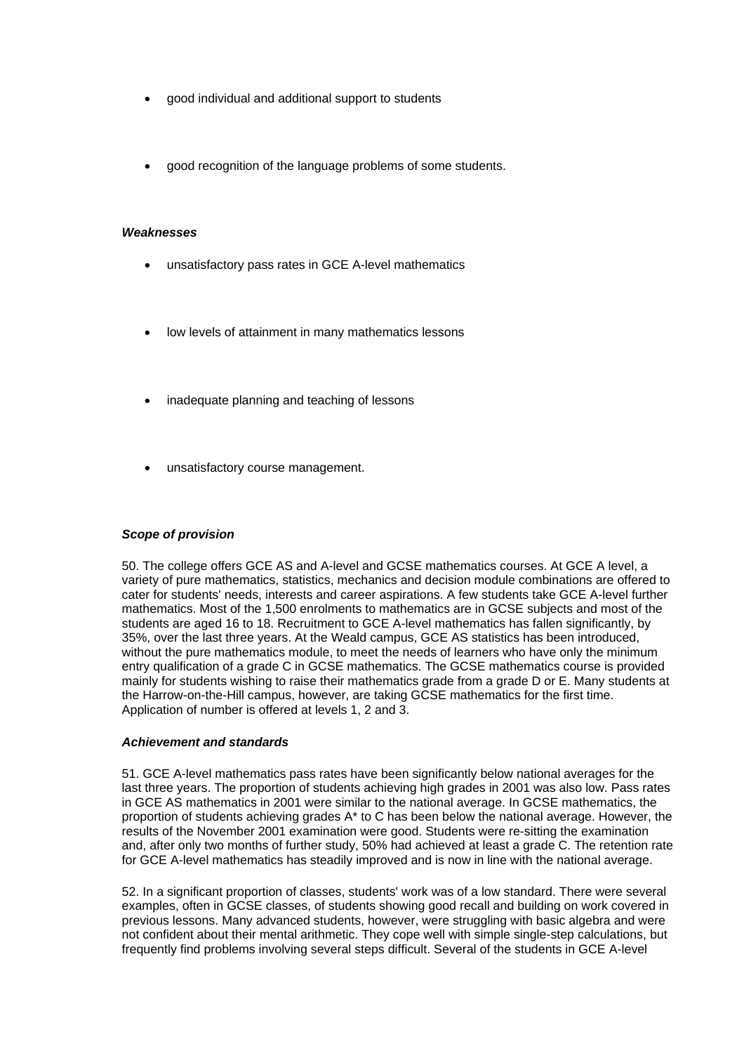- good individual and additional support to students
- good recognition of the language problems of some students.

***Weaknesses***

- unsatisfactory pass rates in GCE A-level mathematics
- low levels of attainment in many mathematics lessons
- inadequate planning and teaching of lessons
- unsatisfactory course management.

***Scope of provision***

50. The college offers GCE AS and A-level and GCSE mathematics courses. At GCE A level, a variety of pure mathematics, statistics, mechanics and decision module combinations are offered to cater for students' needs, interests and career aspirations. A few students take GCE A-level further mathematics. Most of the 1,500 enrolments to mathematics are in GCSE subjects and most of the students are aged 16 to 18. Recruitment to GCE A-level mathematics has fallen significantly, by 35%, over the last three years. At the Weald campus, GCE AS statistics has been introduced, without the pure mathematics module, to meet the needs of learners who have only the minimum entry qualification of a grade C in GCSE mathematics. The GCSE mathematics course is provided mainly for students wishing to raise their mathematics grade from a grade D or E. Many students at the Harrow-on-the-Hill campus, however, are taking GCSE mathematics for the first time. Application of number is offered at levels 1, 2 and 3.

***Achievement and standards***

51. GCE A-level mathematics pass rates have been significantly below national averages for the last three years. The proportion of students achieving high grades in 2001 was also low. Pass rates in GCE AS mathematics in 2001 were similar to the national average. In GCSE mathematics, the proportion of students achieving grades A* to C has been below the national average. However, the results of the November 2001 examination were good. Students were re-sitting the examination and, after only two months of further study, 50% had achieved at least a grade C. The retention rate for GCE A-level mathematics has steadily improved and is now in line with the national average.

52. In a significant proportion of classes, students' work was of a low standard. There were several examples, often in GCSE classes, of students showing good recall and building on work covered in previous lessons. Many advanced students, however, were struggling with basic algebra and were not confident about their mental arithmetic. They cope well with simple single-step calculations, but frequently find problems involving several steps difficult. Several of the students in GCE A-level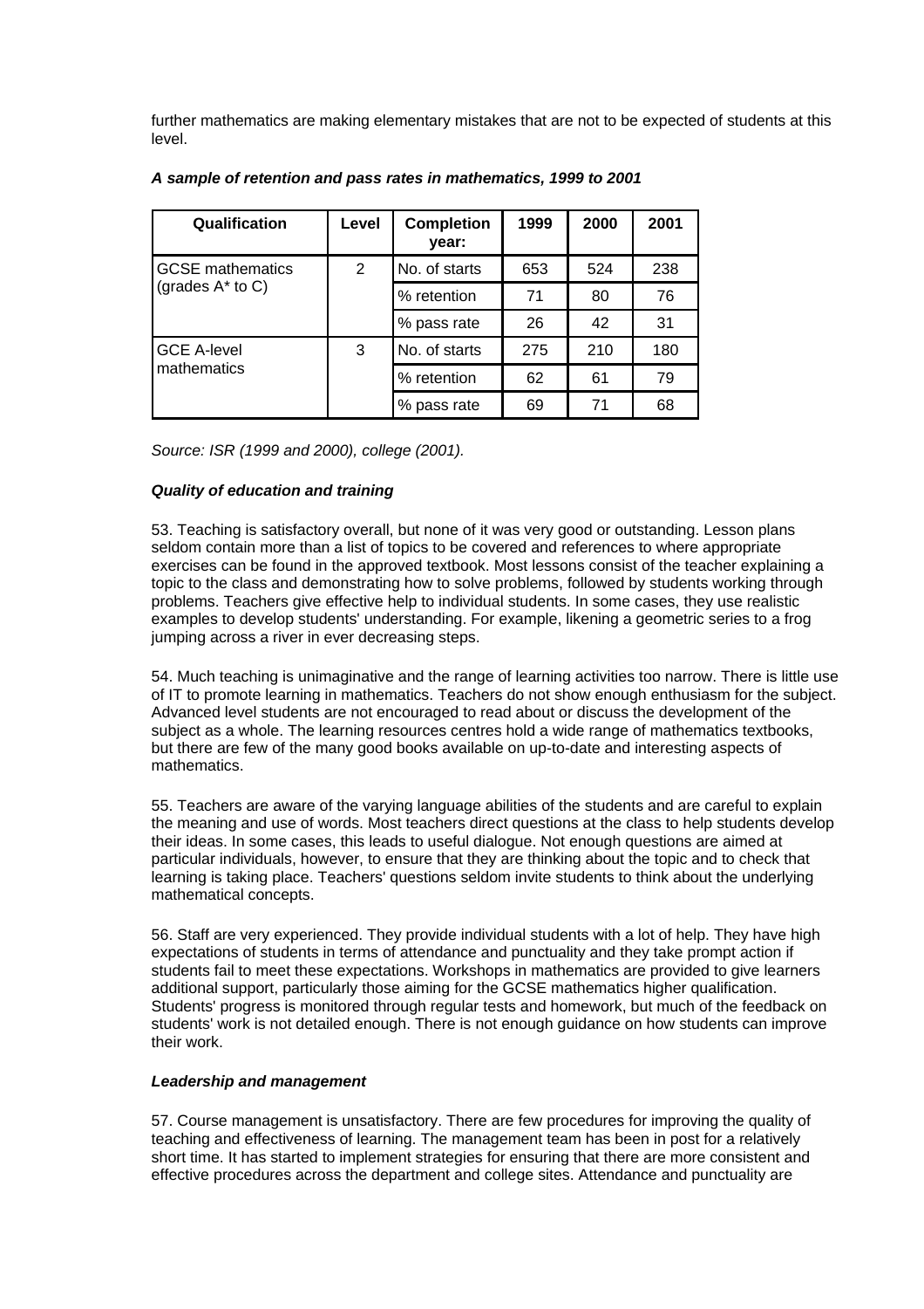further mathematics are making elementary mistakes that are not to be expected of students at this level.

***A sample of retention and pass rates in mathematics, 1999 to 2001***

| Qualification | Level | Completion year: | 1999 | 2000 | 2001 |
|---|---|---|---|---|---|
| GCSE mathematics (grades A* to C) | 2 | No. of starts | 653 | 524 | 238 |
| | | % retention | 71 | 80 | 76 |
| | | % pass rate | 26 | 42 | 31 |
| GCE A-level mathematics | 3 | No. of starts | 275 | 210 | 180 |
| | | % retention | 62 | 61 | 79 |
| | | % pass rate | 69 | 71 | 68 |

*Source: ISR (1999 and 2000), college (2001).*

***Quality of education and training***

53. Teaching is satisfactory overall, but none of it was very good or outstanding. Lesson plans seldom contain more than a list of topics to be covered and references to where appropriate exercises can be found in the approved textbook. Most lessons consist of the teacher explaining a topic to the class and demonstrating how to solve problems, followed by students working through problems. Teachers give effective help to individual students. In some cases, they use realistic examples to develop students' understanding. For example, likening a geometric series to a frog jumping across a river in ever decreasing steps.

54. Much teaching is unimaginative and the range of learning activities too narrow. There is little use of IT to promote learning in mathematics. Teachers do not show enough enthusiasm for the subject. Advanced level students are not encouraged to read about or discuss the development of the subject as a whole. The learning resources centres hold a wide range of mathematics textbooks, but there are few of the many good books available on up-to-date and interesting aspects of mathematics.

55. Teachers are aware of the varying language abilities of the students and are careful to explain the meaning and use of words. Most teachers direct questions at the class to help students develop their ideas. In some cases, this leads to useful dialogue. Not enough questions are aimed at particular individuals, however, to ensure that they are thinking about the topic and to check that learning is taking place. Teachers' questions seldom invite students to think about the underlying mathematical concepts.

56. Staff are very experienced. They provide individual students with a lot of help. They have high expectations of students in terms of attendance and punctuality and they take prompt action if students fail to meet these expectations. Workshops in mathematics are provided to give learners additional support, particularly those aiming for the GCSE mathematics higher qualification. Students' progress is monitored through regular tests and homework, but much of the feedback on students' work is not detailed enough. There is not enough guidance on how students can improve their work.

***Leadership and management***

57. Course management is unsatisfactory. There are few procedures for improving the quality of teaching and effectiveness of learning. The management team has been in post for a relatively short time. It has started to implement strategies for ensuring that there are more consistent and effective procedures across the department and college sites. Attendance and punctuality are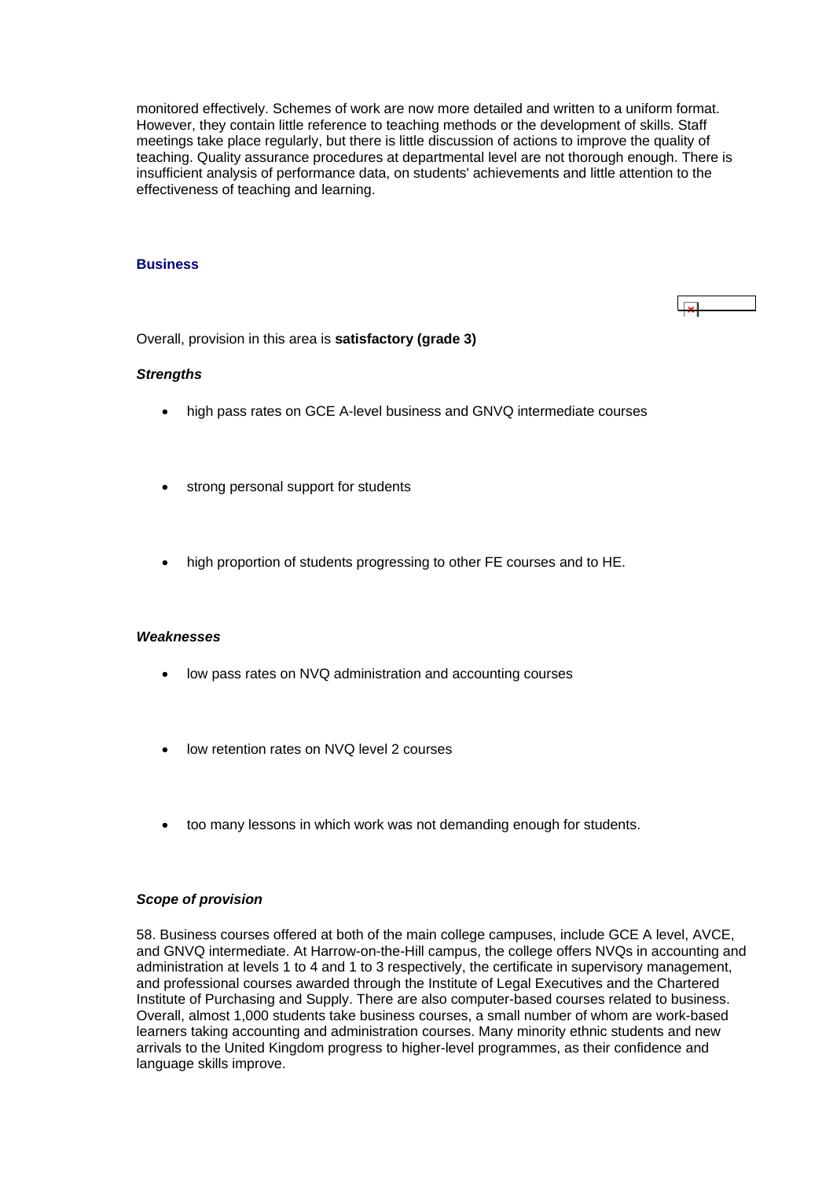monitored effectively. Schemes of work are now more detailed and written to a uniform format. However, they contain little reference to teaching methods or the development of skills. Staff meetings take place regularly, but there is little discussion of actions to improve the quality of teaching. Quality assurance procedures at departmental level are not thorough enough. There is insufficient analysis of performance data, on students' achievements and little attention to the effectiveness of teaching and learning.

### Business

Overall, provision in this area is **satisfactory (grade 3)**

***Strengths***

- high pass rates on GCE A-level business and GNVQ intermediate courses
- strong personal support for students
- high proportion of students progressing to other FE courses and to HE.

***Weaknesses***

- low pass rates on NVQ administration and accounting courses
- low retention rates on NVQ level 2 courses
- too many lessons in which work was not demanding enough for students.

***Scope of provision***

58. Business courses offered at both of the main college campuses, include GCE A level, AVCE, and GNVQ intermediate. At Harrow-on-the-Hill campus, the college offers NVQs in accounting and administration at levels 1 to 4 and 1 to 3 respectively, the certificate in supervisory management, and professional courses awarded through the Institute of Legal Executives and the Chartered Institute of Purchasing and Supply. There are also computer-based courses related to business. Overall, almost 1,000 students take business courses, a small number of whom are work-based learners taking accounting and administration courses. Many minority ethnic students and new arrivals to the United Kingdom progress to higher-level programmes, as their confidence and language skills improve.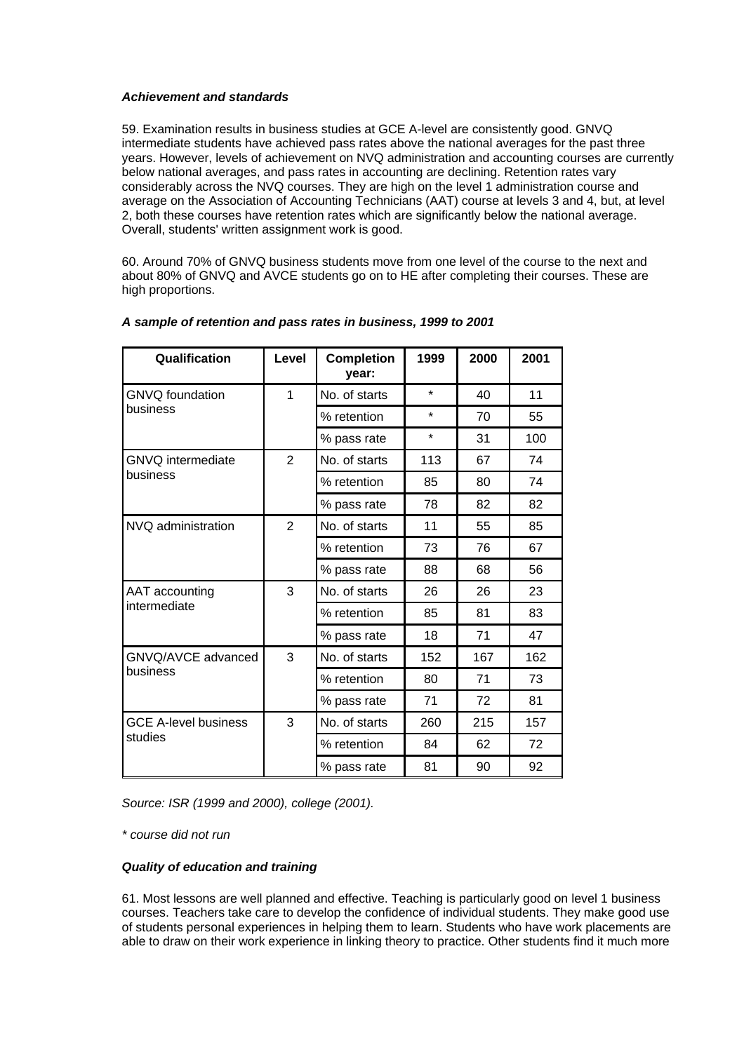### *Achievement and standards*

59. Examination results in business studies at GCE A-level are consistently good. GNVQ intermediate students have achieved pass rates above the national averages for the past three years. However, levels of achievement on NVQ administration and accounting courses are currently below national averages, and pass rates in accounting are declining. Retention rates vary considerably across the NVQ courses. They are high on the level 1 administration course and average on the Association of Accounting Technicians (AAT) course at levels 3 and 4, but, at level 2, both these courses have retention rates which are significantly below the national average. Overall, students' written assignment work is good.

60. Around 70% of GNVQ business students move from one level of the course to the next and about 80% of GNVQ and AVCE students go on to HE after completing their courses. These are high proportions.

***A sample of retention and pass rates in business, 1999 to 2001***

| Qualification | Level | Completion year: | 1999 | 2000 | 2001 |
|---|---|---|---|---|---|
| GNVQ foundation business | 1 | No. of starts | * | 40 | 11 |
| | | % retention | * | 70 | 55 |
| | | % pass rate | * | 31 | 100 |
| GNVQ intermediate business | 2 | No. of starts | 113 | 67 | 74 |
| | | % retention | 85 | 80 | 74 |
| | | % pass rate | 78 | 82 | 82 |
| NVQ administration | 2 | No. of starts | 11 | 55 | 85 |
| | | % retention | 73 | 76 | 67 |
| | | % pass rate | 88 | 68 | 56 |
| AAT accounting intermediate | 3 | No. of starts | 26 | 26 | 23 |
| | | % retention | 85 | 81 | 83 |
| | | % pass rate | 18 | 71 | 47 |
| GNVQ/AVCE advanced business | 3 | No. of starts | 152 | 167 | 162 |
| | | % retention | 80 | 71 | 73 |
| | | % pass rate | 71 | 72 | 81 |
| GCE A-level business studies | 3 | No. of starts | 260 | 215 | 157 |
| | | % retention | 84 | 62 | 72 |
| | | % pass rate | 81 | 90 | 92 |

*Source: ISR (1999 and 2000), college (2001).*

*\* course did not run*

### *Quality of education and training*

61. Most lessons are well planned and effective. Teaching is particularly good on level 1 business courses. Teachers take care to develop the confidence of individual students. They make good use of students personal experiences in helping them to learn. Students who have work placements are able to draw on their work experience in linking theory to practice. Other students find it much more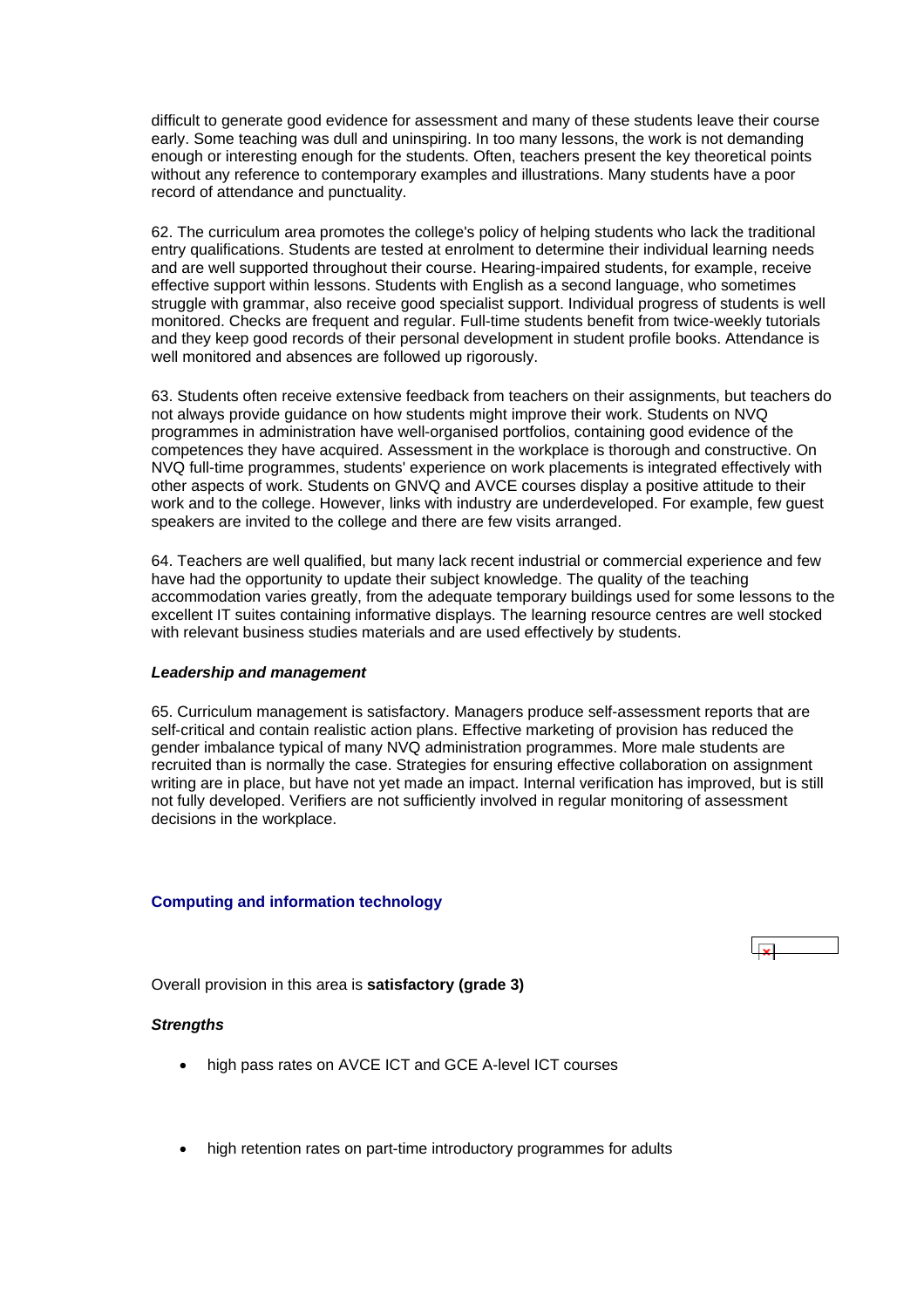difficult to generate good evidence for assessment and many of these students leave their course early. Some teaching was dull and uninspiring. In too many lessons, the work is not demanding enough or interesting enough for the students. Often, teachers present the key theoretical points without any reference to contemporary examples and illustrations. Many students have a poor record of attendance and punctuality.

62. The curriculum area promotes the college's policy of helping students who lack the traditional entry qualifications. Students are tested at enrolment to determine their individual learning needs and are well supported throughout their course. Hearing-impaired students, for example, receive effective support within lessons. Students with English as a second language, who sometimes struggle with grammar, also receive good specialist support. Individual progress of students is well monitored. Checks are frequent and regular. Full-time students benefit from twice-weekly tutorials and they keep good records of their personal development in student profile books. Attendance is well monitored and absences are followed up rigorously.

63. Students often receive extensive feedback from teachers on their assignments, but teachers do not always provide guidance on how students might improve their work. Students on NVQ programmes in administration have well-organised portfolios, containing good evidence of the competences they have acquired. Assessment in the workplace is thorough and constructive. On NVQ full-time programmes, students' experience on work placements is integrated effectively with other aspects of work. Students on GNVQ and AVCE courses display a positive attitude to their work and to the college. However, links with industry are underdeveloped. For example, few guest speakers are invited to the college and there are few visits arranged.

64. Teachers are well qualified, but many lack recent industrial or commercial experience and few have had the opportunity to update their subject knowledge. The quality of the teaching accommodation varies greatly, from the adequate temporary buildings used for some lessons to the excellent IT suites containing informative displays. The learning resource centres are well stocked with relevant business studies materials and are used effectively by students.

***Leadership and management***

65. Curriculum management is satisfactory. Managers produce self-assessment reports that are self-critical and contain realistic action plans. Effective marketing of provision has reduced the gender imbalance typical of many NVQ administration programmes. More male students are recruited than is normally the case. Strategies for ensuring effective collaboration on assignment writing are in place, but have not yet made an impact. Internal verification has improved, but is still not fully developed. Verifiers are not sufficiently involved in regular monitoring of assessment decisions in the workplace.

## Computing and information technology

Overall provision in this area is **satisfactory (grade 3)**

***Strengths***

- high pass rates on AVCE ICT and GCE A-level ICT courses
- high retention rates on part-time introductory programmes for adults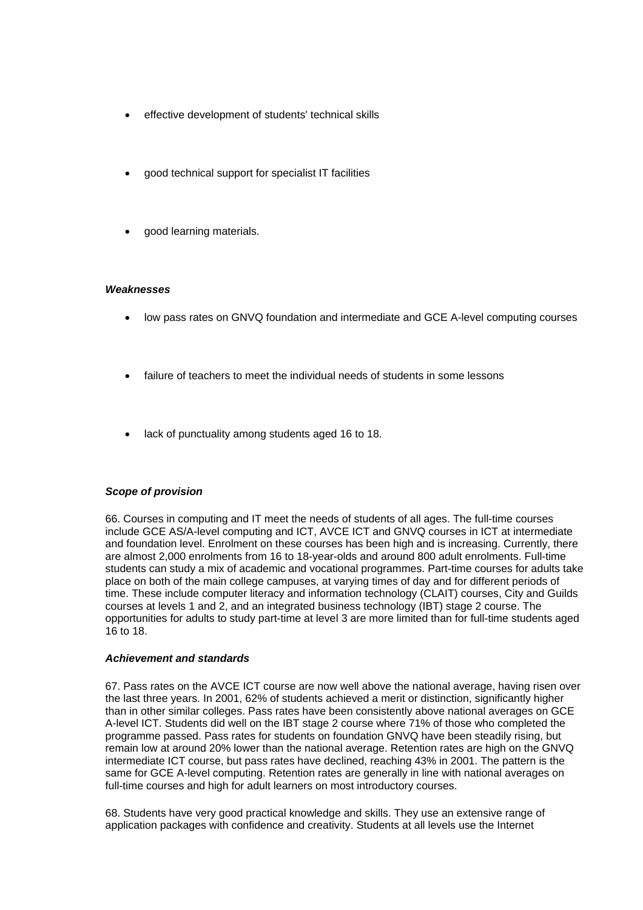- effective development of students' technical skills
- good technical support for specialist IT facilities
- good learning materials.

***Weaknesses***

- low pass rates on GNVQ foundation and intermediate and GCE A-level computing courses
- failure of teachers to meet the individual needs of students in some lessons
- lack of punctuality among students aged 16 to 18.

***Scope of provision***

66. Courses in computing and IT meet the needs of students of all ages. The full-time courses include GCE AS/A-level computing and ICT, AVCE ICT and GNVQ courses in ICT at intermediate and foundation level. Enrolment on these courses has been high and is increasing. Currently, there are almost 2,000 enrolments from 16 to 18-year-olds and around 800 adult enrolments. Full-time students can study a mix of academic and vocational programmes. Part-time courses for adults take place on both of the main college campuses, at varying times of day and for different periods of time. These include computer literacy and information technology (CLAIT) courses, City and Guilds courses at levels 1 and 2, and an integrated business technology (IBT) stage 2 course. The opportunities for adults to study part-time at level 3 are more limited than for full-time students aged 16 to 18.

***Achievement and standards***

67. Pass rates on the AVCE ICT course are now well above the national average, having risen over the last three years. In 2001, 62% of students achieved a merit or distinction, significantly higher than in other similar colleges. Pass rates have been consistently above national averages on GCE A-level ICT. Students did well on the IBT stage 2 course where 71% of those who completed the programme passed. Pass rates for students on foundation GNVQ have been steadily rising, but remain low at around 20% lower than the national average. Retention rates are high on the GNVQ intermediate ICT course, but pass rates have declined, reaching 43% in 2001. The pattern is the same for GCE A-level computing. Retention rates are generally in line with national averages on full-time courses and high for adult learners on most introductory courses.

68. Students have very good practical knowledge and skills. They use an extensive range of application packages with confidence and creativity. Students at all levels use the Internet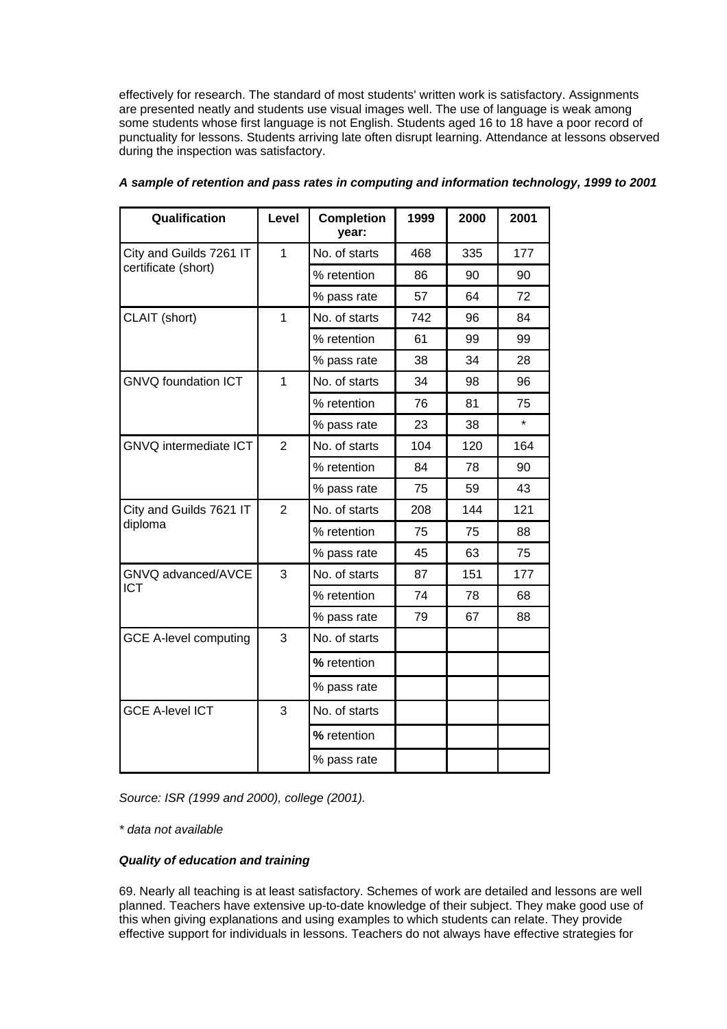effectively for research. The standard of most students' written work is satisfactory. Assignments are presented neatly and students use visual images well. The use of language is weak among some students whose first language is not English. Students aged 16 to 18 have a poor record of punctuality for lessons. Students arriving late often disrupt learning. Attendance at lessons observed during the inspection was satisfactory.

***A sample of retention and pass rates in computing and information technology, 1999 to 2001***

| Qualification | Level | Completion year: | 1999 | 2000 | 2001 |
|---|---|---|---|---|---|
| City and Guilds 7261 IT certificate (short) | 1 | No. of starts | 468 | 335 | 177 |
| | | % retention | 86 | 90 | 90 |
| | | % pass rate | 57 | 64 | 72 |
| CLAIT (short) | 1 | No. of starts | 742 | 96 | 84 |
| | | % retention | 61 | 99 | 99 |
| | | % pass rate | 38 | 34 | 28 |
| GNVQ foundation ICT | 1 | No. of starts | 34 | 98 | 96 |
| | | % retention | 76 | 81 | 75 |
| | | % pass rate | 23 | 38 | * |
| GNVQ intermediate ICT | 2 | No. of starts | 104 | 120 | 164 |
| | | % retention | 84 | 78 | 90 |
| | | % pass rate | 75 | 59 | 43 |
| City and Guilds 7621 IT diploma | 2 | No. of starts | 208 | 144 | 121 |
| | | % retention | 75 | 75 | 88 |
| | | % pass rate | 45 | 63 | 75 |
| GNVQ advanced/AVCE ICT | 3 | No. of starts | 87 | 151 | 177 |
| | | % retention | 74 | 78 | 68 |
| | | % pass rate | 79 | 67 | 88 |
| GCE A-level computing | 3 | No. of starts | | | |
| | | % retention | | | |
| | | % pass rate | | | |
| GCE A-level ICT | 3 | No. of starts | | | |
| | | % retention | | | |
| | | % pass rate | | | |

*Source: ISR (1999 and 2000), college (2001).*

*\* data not available*

***Quality of education and training***

69. Nearly all teaching is at least satisfactory. Schemes of work are detailed and lessons are well planned. Teachers have extensive up-to-date knowledge of their subject. They make good use of this when giving explanations and using examples to which students can relate. They provide effective support for individuals in lessons. Teachers do not always have effective strategies for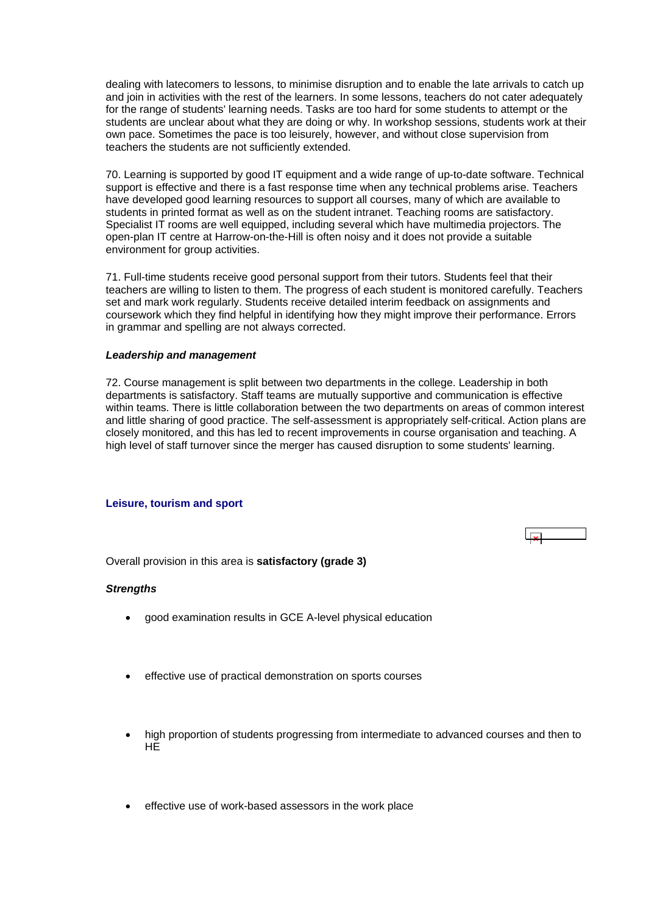dealing with latecomers to lessons, to minimise disruption and to enable the late arrivals to catch up and join in activities with the rest of the learners. In some lessons, teachers do not cater adequately for the range of students' learning needs. Tasks are too hard for some students to attempt or the students are unclear about what they are doing or why. In workshop sessions, students work at their own pace. Sometimes the pace is too leisurely, however, and without close supervision from teachers the students are not sufficiently extended.

70. Learning is supported by good IT equipment and a wide range of up-to-date software. Technical support is effective and there is a fast response time when any technical problems arise. Teachers have developed good learning resources to support all courses, many of which are available to students in printed format as well as on the student intranet. Teaching rooms are satisfactory. Specialist IT rooms are well equipped, including several which have multimedia projectors. The open-plan IT centre at Harrow-on-the-Hill is often noisy and it does not provide a suitable environment for group activities.

71. Full-time students receive good personal support from their tutors. Students feel that their teachers are willing to listen to them. The progress of each student is monitored carefully. Teachers set and mark work regularly. Students receive detailed interim feedback on assignments and coursework which they find helpful in identifying how they might improve their performance. Errors in grammar and spelling are not always corrected.

***Leadership and management***

72. Course management is split between two departments in the college. Leadership in both departments is satisfactory. Staff teams are mutually supportive and communication is effective within teams. There is little collaboration between the two departments on areas of common interest and little sharing of good practice. The self-assessment is appropriately self-critical. Action plans are closely monitored, and this has led to recent improvements in course organisation and teaching. A high level of staff turnover since the merger has caused disruption to some students' learning.

## Leisure, tourism and sport

Overall provision in this area is **satisfactory (grade 3)**

***Strengths***

- good examination results in GCE A-level physical education
- effective use of practical demonstration on sports courses
- high proportion of students progressing from intermediate to advanced courses and then to HE
- effective use of work-based assessors in the work place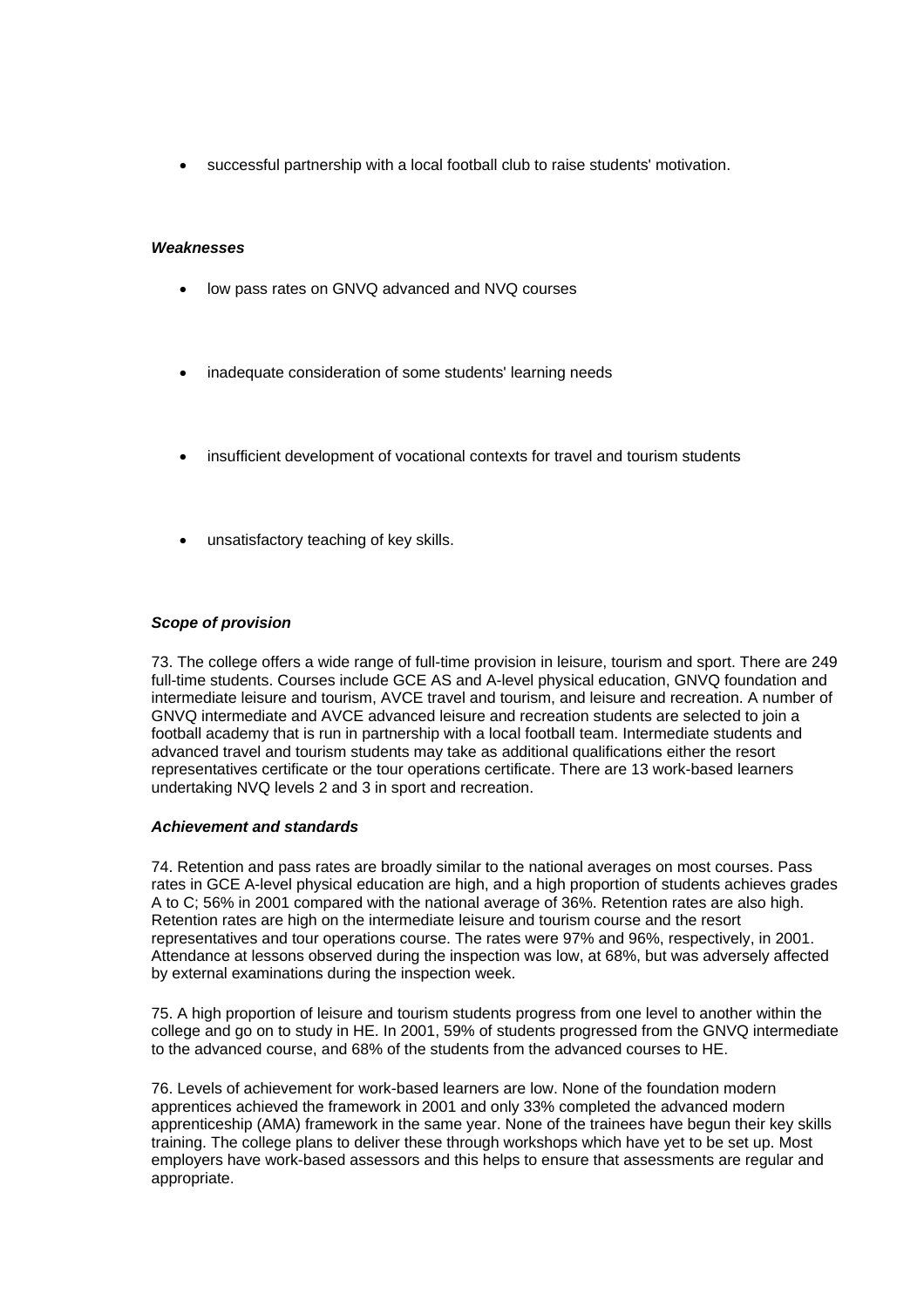- successful partnership with a local football club to raise students' motivation.

***Weaknesses***

- low pass rates on GNVQ advanced and NVQ courses
- inadequate consideration of some students' learning needs
- insufficient development of vocational contexts for travel and tourism students
- unsatisfactory teaching of key skills.

***Scope of provision***

73. The college offers a wide range of full-time provision in leisure, tourism and sport. There are 249 full-time students. Courses include GCE AS and A-level physical education, GNVQ foundation and intermediate leisure and tourism, AVCE travel and tourism, and leisure and recreation. A number of GNVQ intermediate and AVCE advanced leisure and recreation students are selected to join a football academy that is run in partnership with a local football team. Intermediate students and advanced travel and tourism students may take as additional qualifications either the resort representatives certificate or the tour operations certificate. There are 13 work-based learners undertaking NVQ levels 2 and 3 in sport and recreation.

***Achievement and standards***

74. Retention and pass rates are broadly similar to the national averages on most courses. Pass rates in GCE A-level physical education are high, and a high proportion of students achieves grades A to C; 56% in 2001 compared with the national average of 36%. Retention rates are also high. Retention rates are high on the intermediate leisure and tourism course and the resort representatives and tour operations course. The rates were 97% and 96%, respectively, in 2001. Attendance at lessons observed during the inspection was low, at 68%, but was adversely affected by external examinations during the inspection week.

75. A high proportion of leisure and tourism students progress from one level to another within the college and go on to study in HE. In 2001, 59% of students progressed from the GNVQ intermediate to the advanced course, and 68% of the students from the advanced courses to HE.

76. Levels of achievement for work-based learners are low. None of the foundation modern apprentices achieved the framework in 2001 and only 33% completed the advanced modern apprenticeship (AMA) framework in the same year. None of the trainees have begun their key skills training. The college plans to deliver these through workshops which have yet to be set up. Most employers have work-based assessors and this helps to ensure that assessments are regular and appropriate.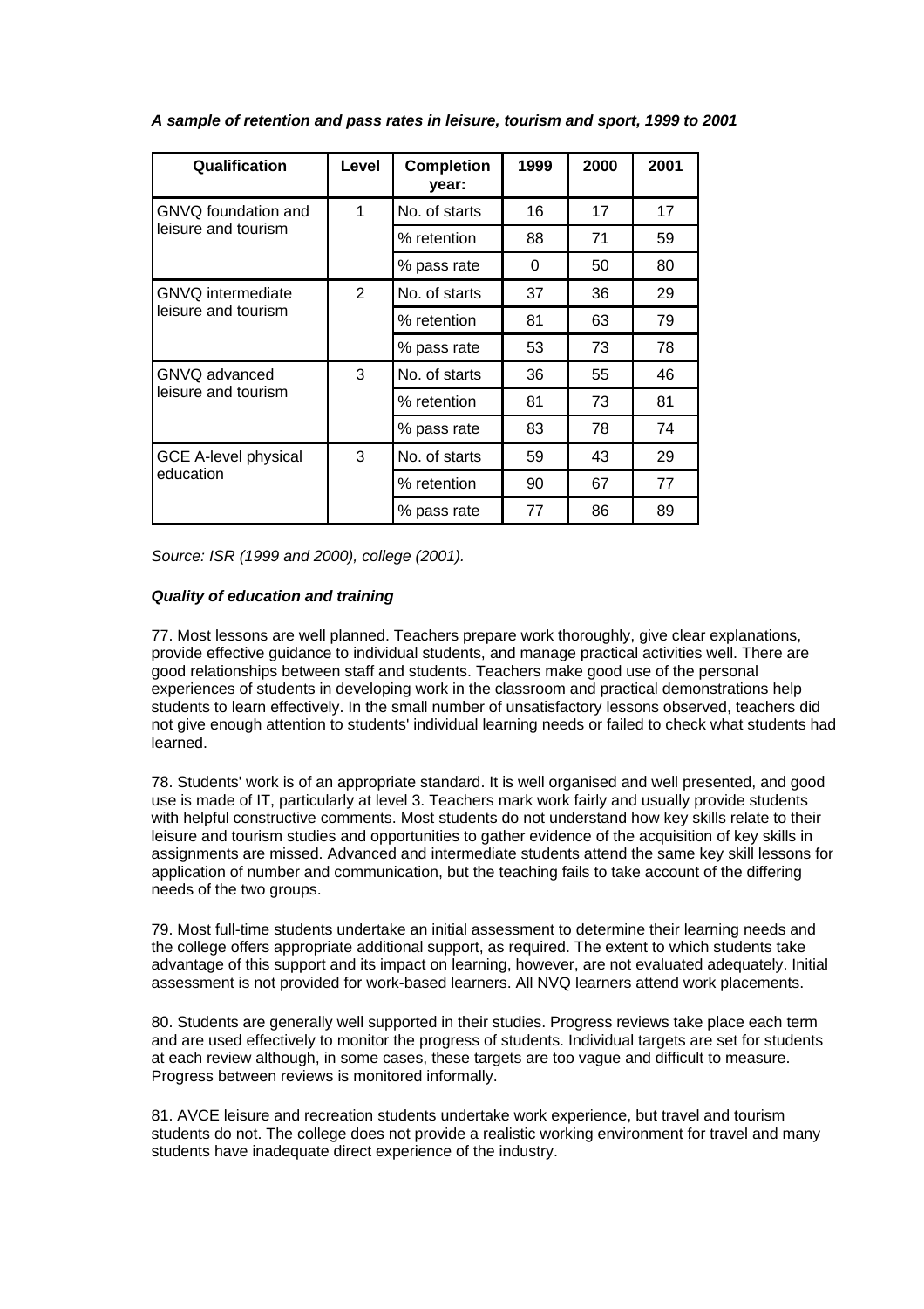***A sample of retention and pass rates in leisure, tourism and sport, 1999 to 2001***

| Qualification | Level | Completion year: | 1999 | 2000 | 2001 |
|---|---|---|---|---|---|
| GNVQ foundation and leisure and tourism | 1 | No. of starts | 16 | 17 | 17 |
| | | % retention | 88 | 71 | 59 |
| | | % pass rate | 0 | 50 | 80 |
| GNVQ intermediate leisure and tourism | 2 | No. of starts | 37 | 36 | 29 |
| | | % retention | 81 | 63 | 79 |
| | | % pass rate | 53 | 73 | 78 |
| GNVQ advanced leisure and tourism | 3 | No. of starts | 36 | 55 | 46 |
| | | % retention | 81 | 73 | 81 |
| | | % pass rate | 83 | 78 | 74 |
| GCE A-level physical education | 3 | No. of starts | 59 | 43 | 29 |
| | | % retention | 90 | 67 | 77 |
| | | % pass rate | 77 | 86 | 89 |

*Source: ISR (1999 and 2000), college (2001).*

***Quality of education and training***

77. Most lessons are well planned. Teachers prepare work thoroughly, give clear explanations, provide effective guidance to individual students, and manage practical activities well. There are good relationships between staff and students. Teachers make good use of the personal experiences of students in developing work in the classroom and practical demonstrations help students to learn effectively. In the small number of unsatisfactory lessons observed, teachers did not give enough attention to students' individual learning needs or failed to check what students had learned.

78. Students' work is of an appropriate standard. It is well organised and well presented, and good use is made of IT, particularly at level 3. Teachers mark work fairly and usually provide students with helpful constructive comments. Most students do not understand how key skills relate to their leisure and tourism studies and opportunities to gather evidence of the acquisition of key skills in assignments are missed. Advanced and intermediate students attend the same key skill lessons for application of number and communication, but the teaching fails to take account of the differing needs of the two groups.

79. Most full-time students undertake an initial assessment to determine their learning needs and the college offers appropriate additional support, as required. The extent to which students take advantage of this support and its impact on learning, however, are not evaluated adequately. Initial assessment is not provided for work-based learners. All NVQ learners attend work placements.

80. Students are generally well supported in their studies. Progress reviews take place each term and are used effectively to monitor the progress of students. Individual targets are set for students at each review although, in some cases, these targets are too vague and difficult to measure. Progress between reviews is monitored informally.

81. AVCE leisure and recreation students undertake work experience, but travel and tourism students do not. The college does not provide a realistic working environment for travel and many students have inadequate direct experience of the industry.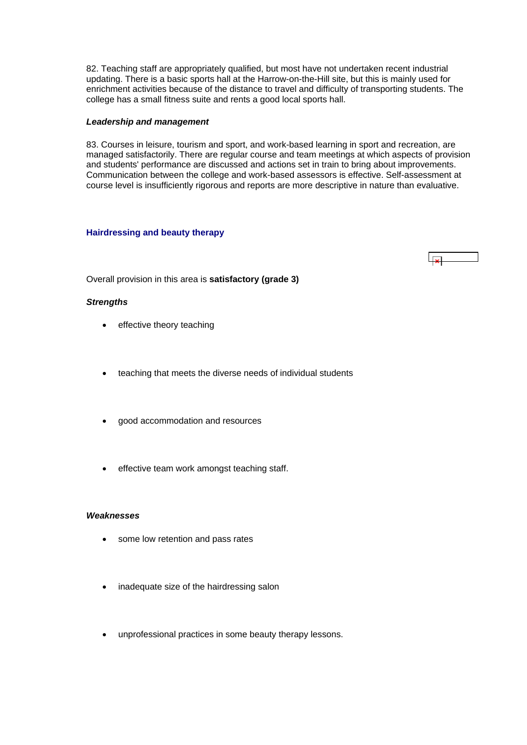82. Teaching staff are appropriately qualified, but most have not undertaken recent industrial updating. There is a basic sports hall at the Harrow-on-the-Hill site, but this is mainly used for enrichment activities because of the distance to travel and difficulty of transporting students. The college has a small fitness suite and rents a good local sports hall.

***Leadership and management***

83. Courses in leisure, tourism and sport, and work-based learning in sport and recreation, are managed satisfactorily. There are regular course and team meetings at which aspects of provision and students' performance are discussed and actions set in train to bring about improvements. Communication between the college and work-based assessors is effective. Self-assessment at course level is insufficiently rigorous and reports are more descriptive in nature than evaluative.

### Hairdressing and beauty therapy

Overall provision in this area is **satisfactory (grade 3)**

***Strengths***

- effective theory teaching
- teaching that meets the diverse needs of individual students
- good accommodation and resources
- effective team work amongst teaching staff.

***Weaknesses***

- some low retention and pass rates
- inadequate size of the hairdressing salon
- unprofessional practices in some beauty therapy lessons.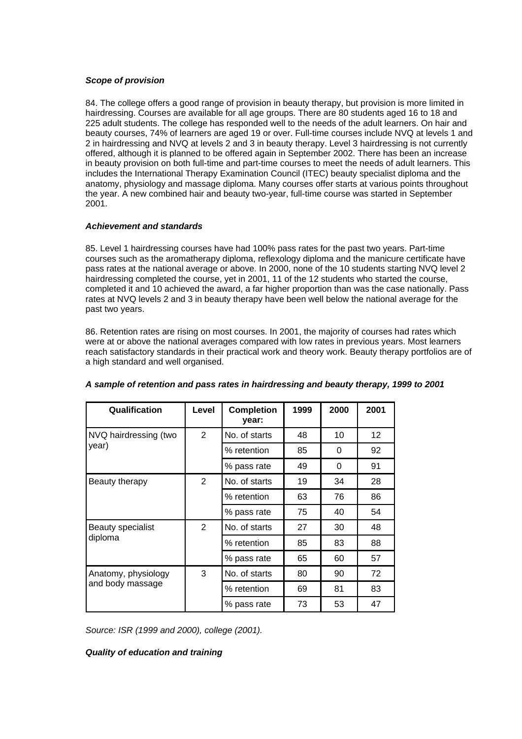***Scope of provision***

84. The college offers a good range of provision in beauty therapy, but provision is more limited in hairdressing. Courses are available for all age groups. There are 80 students aged 16 to 18 and 225 adult students. The college has responded well to the needs of the adult learners. On hair and beauty courses, 74% of learners are aged 19 or over. Full-time courses include NVQ at levels 1 and 2 in hairdressing and NVQ at levels 2 and 3 in beauty therapy. Level 3 hairdressing is not currently offered, although it is planned to be offered again in September 2002. There has been an increase in beauty provision on both full-time and part-time courses to meet the needs of adult learners. This includes the International Therapy Examination Council (ITEC) beauty specialist diploma and the anatomy, physiology and massage diploma. Many courses offer starts at various points throughout the year. A new combined hair and beauty two-year, full-time course was started in September 2001.

***Achievement and standards***

85. Level 1 hairdressing courses have had 100% pass rates for the past two years. Part-time courses such as the aromatherapy diploma, reflexology diploma and the manicure certificate have pass rates at the national average or above. In 2000, none of the 10 students starting NVQ level 2 hairdressing completed the course, yet in 2001, 11 of the 12 students who started the course, completed it and 10 achieved the award, a far higher proportion than was the case nationally. Pass rates at NVQ levels 2 and 3 in beauty therapy have been well below the national average for the past two years.

86. Retention rates are rising on most courses. In 2001, the majority of courses had rates which were at or above the national averages compared with low rates in previous years. Most learners reach satisfactory standards in their practical work and theory work. Beauty therapy portfolios are of a high standard and well organised.

***A sample of retention and pass rates in hairdressing and beauty therapy, 1999 to 2001***

| Qualification | Level | Completion year: | 1999 | 2000 | 2001 |
|---|---|---|---|---|---|
| NVQ hairdressing (two year) | 2 | No. of starts | 48 | 10 | 12 |
| | | % retention | 85 | 0 | 92 |
| | | % pass rate | 49 | 0 | 91 |
| Beauty therapy | 2 | No. of starts | 19 | 34 | 28 |
| | | % retention | 63 | 76 | 86 |
| | | % pass rate | 75 | 40 | 54 |
| Beauty specialist diploma | 2 | No. of starts | 27 | 30 | 48 |
| | | % retention | 85 | 83 | 88 |
| | | % pass rate | 65 | 60 | 57 |
| Anatomy, physiology and body massage | 3 | No. of starts | 80 | 90 | 72 |
| | | % retention | 69 | 81 | 83 |
| | | % pass rate | 73 | 53 | 47 |

*Source: ISR (1999 and 2000), college (2001).*

***Quality of education and training***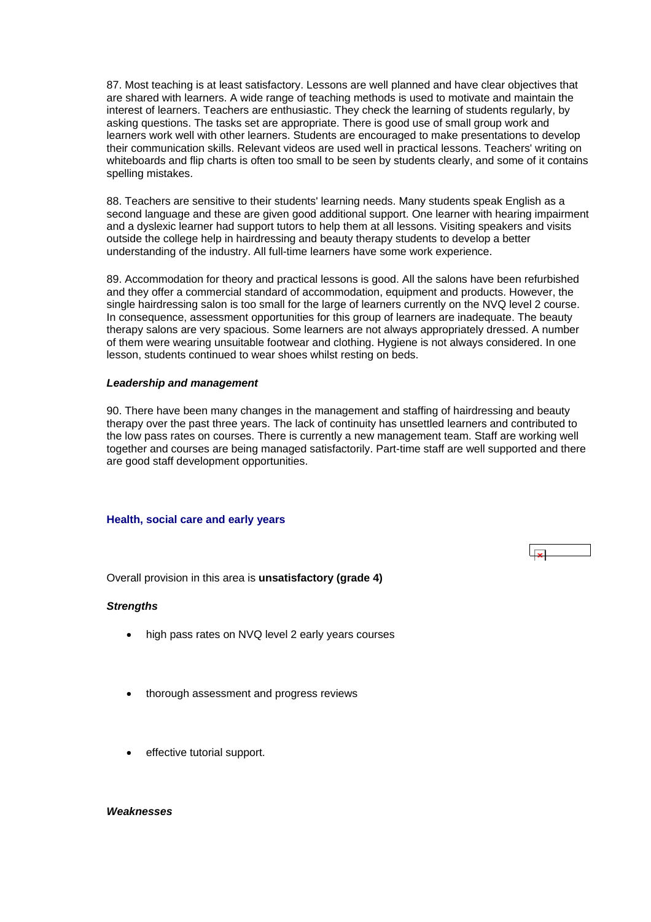87. Most teaching is at least satisfactory. Lessons are well planned and have clear objectives that are shared with learners. A wide range of teaching methods is used to motivate and maintain the interest of learners. Teachers are enthusiastic. They check the learning of students regularly, by asking questions. The tasks set are appropriate. There is good use of small group work and learners work well with other learners. Students are encouraged to make presentations to develop their communication skills. Relevant videos are used well in practical lessons. Teachers' writing on whiteboards and flip charts is often too small to be seen by students clearly, and some of it contains spelling mistakes.

88. Teachers are sensitive to their students' learning needs. Many students speak English as a second language and these are given good additional support. One learner with hearing impairment and a dyslexic learner had support tutors to help them at all lessons. Visiting speakers and visits outside the college help in hairdressing and beauty therapy students to develop a better understanding of the industry. All full-time learners have some work experience.

89. Accommodation for theory and practical lessons is good. All the salons have been refurbished and they offer a commercial standard of accommodation, equipment and products. However, the single hairdressing salon is too small for the large of learners currently on the NVQ level 2 course. In consequence, assessment opportunities for this group of learners are inadequate. The beauty therapy salons are very spacious. Some learners are not always appropriately dressed. A number of them were wearing unsuitable footwear and clothing. Hygiene is not always considered. In one lesson, students continued to wear shoes whilst resting on beds.

***Leadership and management***

90. There have been many changes in the management and staffing of hairdressing and beauty therapy over the past three years. The lack of continuity has unsettled learners and contributed to the low pass rates on courses. There is currently a new management team. Staff are working well together and courses are being managed satisfactorily. Part-time staff are well supported and there are good staff development opportunities.

### Health, social care and early years

Overall provision in this area is **unsatisfactory (grade 4)**

***Strengths***

- high pass rates on NVQ level 2 early years courses
- thorough assessment and progress reviews
- effective tutorial support.

***Weaknesses***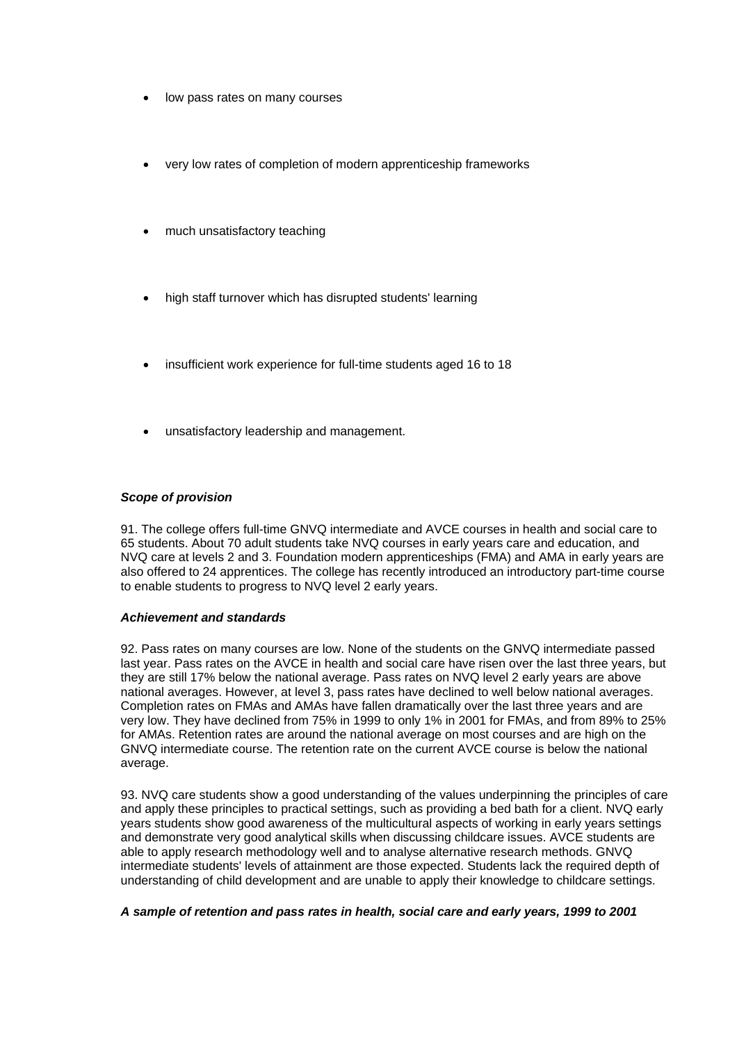- low pass rates on many courses
- very low rates of completion of modern apprenticeship frameworks
- much unsatisfactory teaching
- high staff turnover which has disrupted students' learning
- insufficient work experience for full-time students aged 16 to 18
- unsatisfactory leadership and management.

***Scope of provision***

91. The college offers full-time GNVQ intermediate and AVCE courses in health and social care to 65 students. About 70 adult students take NVQ courses in early years care and education, and NVQ care at levels 2 and 3. Foundation modern apprenticeships (FMA) and AMA in early years are also offered to 24 apprentices. The college has recently introduced an introductory part-time course to enable students to progress to NVQ level 2 early years.

***Achievement and standards***

92. Pass rates on many courses are low. None of the students on the GNVQ intermediate passed last year. Pass rates on the AVCE in health and social care have risen over the last three years, but they are still 17% below the national average. Pass rates on NVQ level 2 early years are above national averages. However, at level 3, pass rates have declined to well below national averages. Completion rates on FMAs and AMAs have fallen dramatically over the last three years and are very low. They have declined from 75% in 1999 to only 1% in 2001 for FMAs, and from 89% to 25% for AMAs. Retention rates are around the national average on most courses and are high on the GNVQ intermediate course. The retention rate on the current AVCE course is below the national average.

93. NVQ care students show a good understanding of the values underpinning the principles of care and apply these principles to practical settings, such as providing a bed bath for a client. NVQ early years students show good awareness of the multicultural aspects of working in early years settings and demonstrate very good analytical skills when discussing childcare issues. AVCE students are able to apply research methodology well and to analyse alternative research methods. GNVQ intermediate students' levels of attainment are those expected. Students lack the required depth of understanding of child development and are unable to apply their knowledge to childcare settings.

***A sample of retention and pass rates in health, social care and early years, 1999 to 2001***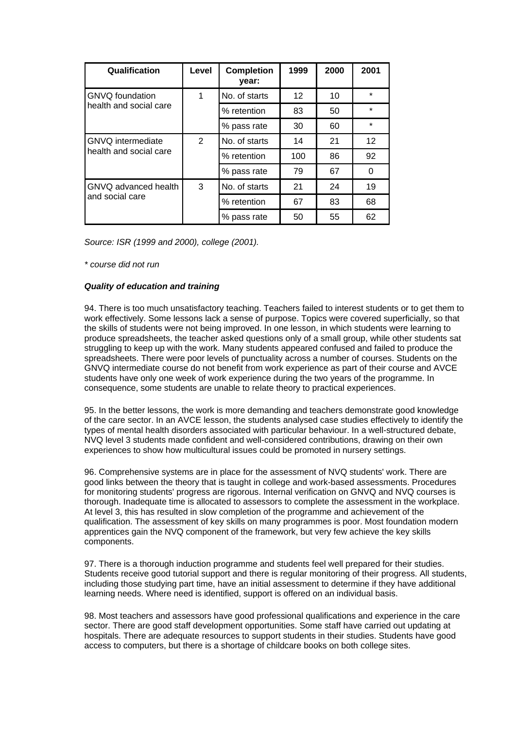| Qualification | Level | Completion year: | 1999 | 2000 | 2001 |
|---|---|---|---|---|---|
| GNVQ foundation health and social care | 1 | No. of starts | 12 | 10 | * |
| | | % retention | 83 | 50 | * |
| | | % pass rate | 30 | 60 | * |
| GNVQ intermediate health and social care | 2 | No. of starts | 14 | 21 | 12 |
| | | % retention | 100 | 86 | 92 |
| | | % pass rate | 79 | 67 | 0 |
| GNVQ advanced health and social care | 3 | No. of starts | 21 | 24 | 19 |
| | | % retention | 67 | 83 | 68 |
| | | % pass rate | 50 | 55 | 62 |

*Source: ISR (1999 and 2000), college (2001).*

*\* course did not run*

***Quality of education and training***

94. There is too much unsatisfactory teaching. Teachers failed to interest students or to get them to work effectively. Some lessons lack a sense of purpose. Topics were covered superficially, so that the skills of students were not being improved. In one lesson, in which students were learning to produce spreadsheets, the teacher asked questions only of a small group, while other students sat struggling to keep up with the work. Many students appeared confused and failed to produce the spreadsheets. There were poor levels of punctuality across a number of courses. Students on the GNVQ intermediate course do not benefit from work experience as part of their course and AVCE students have only one week of work experience during the two years of the programme. In consequence, some students are unable to relate theory to practical experiences.

95. In the better lessons, the work is more demanding and teachers demonstrate good knowledge of the care sector. In an AVCE lesson, the students analysed case studies effectively to identify the types of mental health disorders associated with particular behaviour. In a well-structured debate, NVQ level 3 students made confident and well-considered contributions, drawing on their own experiences to show how multicultural issues could be promoted in nursery settings.

96. Comprehensive systems are in place for the assessment of NVQ students' work. There are good links between the theory that is taught in college and work-based assessments. Procedures for monitoring students' progress are rigorous. Internal verification on GNVQ and NVQ courses is thorough. Inadequate time is allocated to assessors to complete the assessment in the workplace. At level 3, this has resulted in slow completion of the programme and achievement of the qualification. The assessment of key skills on many programmes is poor. Most foundation modern apprentices gain the NVQ component of the framework, but very few achieve the key skills components.

97. There is a thorough induction programme and students feel well prepared for their studies. Students receive good tutorial support and there is regular monitoring of their progress. All students, including those studying part time, have an initial assessment to determine if they have additional learning needs. Where need is identified, support is offered on an individual basis.

98. Most teachers and assessors have good professional qualifications and experience in the care sector. There are good staff development opportunities. Some staff have carried out updating at hospitals. There are adequate resources to support students in their studies. Students have good access to computers, but there is a shortage of childcare books on both college sites.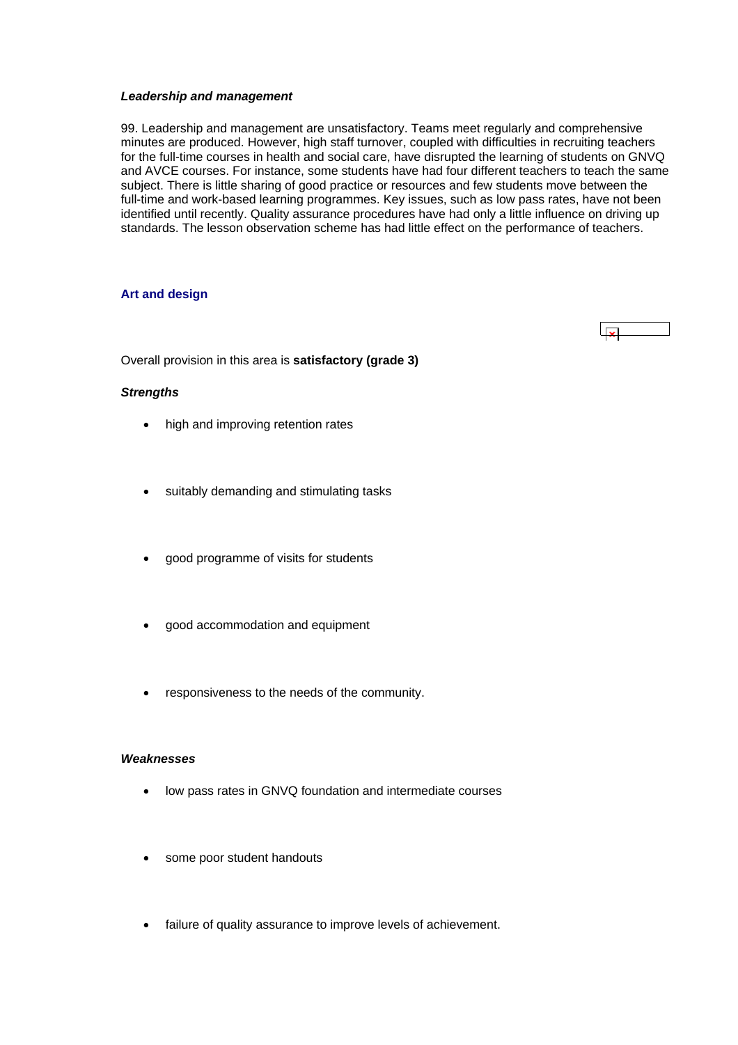### *Leadership and management*

99. Leadership and management are unsatisfactory. Teams meet regularly and comprehensive minutes are produced. However, high staff turnover, coupled with difficulties in recruiting teachers for the full-time courses in health and social care, have disrupted the learning of students on GNVQ and AVCE courses. For instance, some students have had four different teachers to teach the same subject. There is little sharing of good practice or resources and few students move between the full-time and work-based learning programmes. Key issues, such as low pass rates, have not been identified until recently. Quality assurance procedures have had only a little influence on driving up standards. The lesson observation scheme has had little effect on the performance of teachers.

## Art and design

Overall provision in this area is **satisfactory (grade 3)**

### *Strengths*

- high and improving retention rates
- suitably demanding and stimulating tasks
- good programme of visits for students
- good accommodation and equipment
- responsiveness to the needs of the community.

### *Weaknesses*

- low pass rates in GNVQ foundation and intermediate courses
- some poor student handouts
- failure of quality assurance to improve levels of achievement.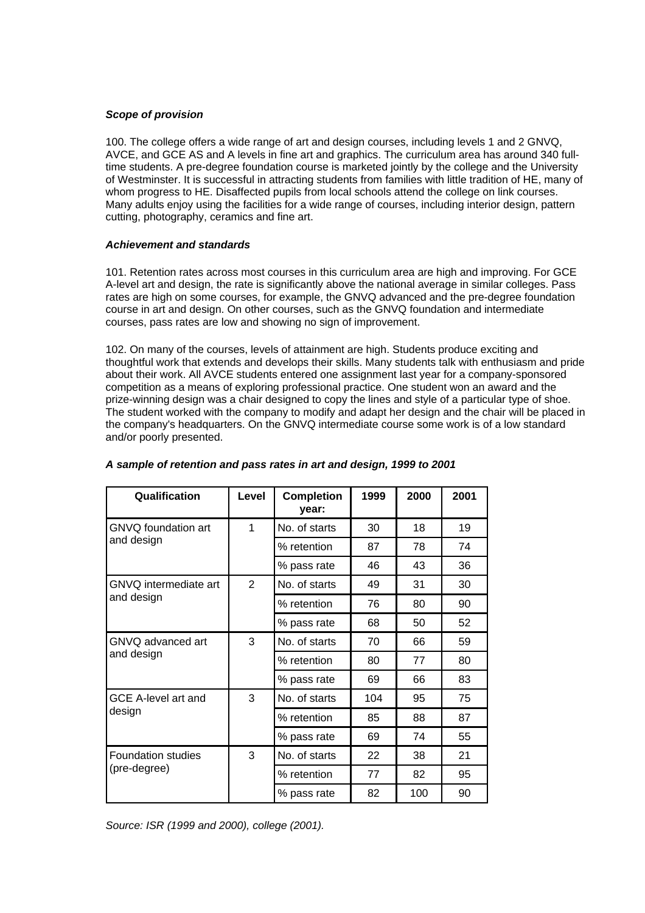***Scope of provision***

100. The college offers a wide range of art and design courses, including levels 1 and 2 GNVQ, AVCE, and GCE AS and A levels in fine art and graphics. The curriculum area has around 340 full-time students. A pre-degree foundation course is marketed jointly by the college and the University of Westminster. It is successful in attracting students from families with little tradition of HE, many of whom progress to HE. Disaffected pupils from local schools attend the college on link courses. Many adults enjoy using the facilities for a wide range of courses, including interior design, pattern cutting, photography, ceramics and fine art.

***Achievement and standards***

101. Retention rates across most courses in this curriculum area are high and improving. For GCE A-level art and design, the rate is significantly above the national average in similar colleges. Pass rates are high on some courses, for example, the GNVQ advanced and the pre-degree foundation course in art and design. On other courses, such as the GNVQ foundation and intermediate courses, pass rates are low and showing no sign of improvement.

102. On many of the courses, levels of attainment are high. Students produce exciting and thoughtful work that extends and develops their skills. Many students talk with enthusiasm and pride about their work. All AVCE students entered one assignment last year for a company-sponsored competition as a means of exploring professional practice. One student won an award and the prize-winning design was a chair designed to copy the lines and style of a particular type of shoe. The student worked with the company to modify and adapt her design and the chair will be placed in the company's headquarters. On the GNVQ intermediate course some work is of a low standard and/or poorly presented.

***A sample of retention and pass rates in art and design, 1999 to 2001***

| Qualification | Level | Completion year: | 1999 | 2000 | 2001 |
|---|---|---|---|---|---|
| GNVQ foundation art and design | 1 | No. of starts | 30 | 18 | 19 |
| | | % retention | 87 | 78 | 74 |
| | | % pass rate | 46 | 43 | 36 |
| GNVQ intermediate art and design | 2 | No. of starts | 49 | 31 | 30 |
| | | % retention | 76 | 80 | 90 |
| | | % pass rate | 68 | 50 | 52 |
| GNVQ advanced art and design | 3 | No. of starts | 70 | 66 | 59 |
| | | % retention | 80 | 77 | 80 |
| | | % pass rate | 69 | 66 | 83 |
| GCE A-level art and design | 3 | No. of starts | 104 | 95 | 75 |
| | | % retention | 85 | 88 | 87 |
| | | % pass rate | 69 | 74 | 55 |
| Foundation studies (pre-degree) | 3 | No. of starts | 22 | 38 | 21 |
| | | % retention | 77 | 82 | 95 |
| | | % pass rate | 82 | 100 | 90 |

*Source: ISR (1999 and 2000), college (2001).*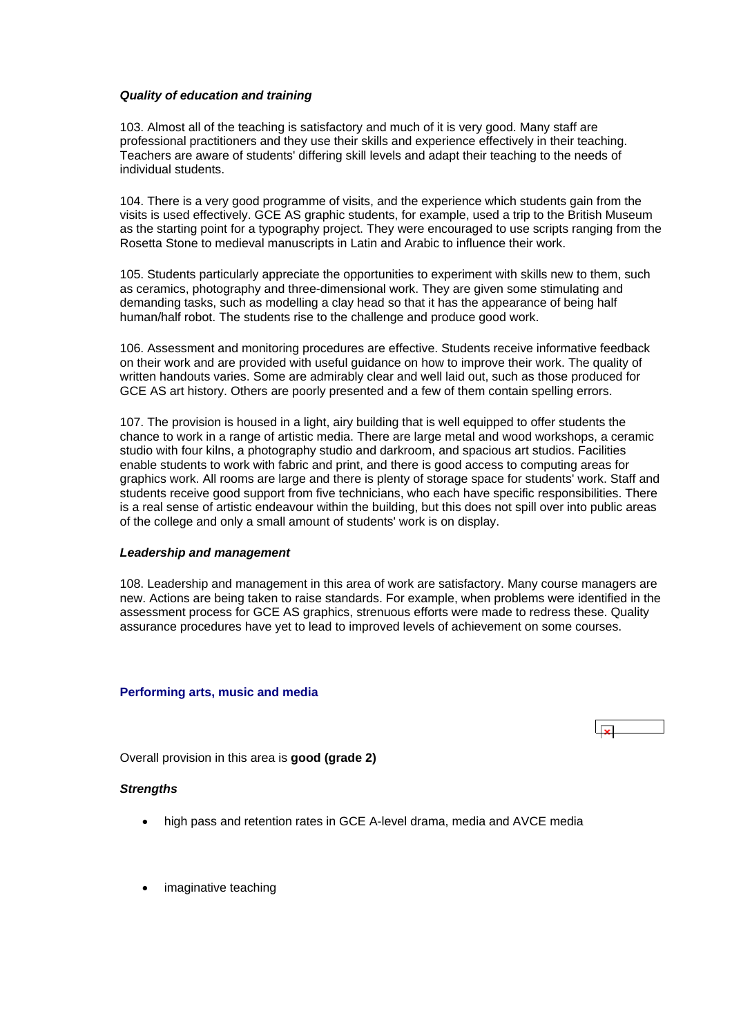***Quality of education and training***

103. Almost all of the teaching is satisfactory and much of it is very good. Many staff are professional practitioners and they use their skills and experience effectively in their teaching. Teachers are aware of students' differing skill levels and adapt their teaching to the needs of individual students.

104. There is a very good programme of visits, and the experience which students gain from the visits is used effectively. GCE AS graphic students, for example, used a trip to the British Museum as the starting point for a typography project. They were encouraged to use scripts ranging from the Rosetta Stone to medieval manuscripts in Latin and Arabic to influence their work.

105. Students particularly appreciate the opportunities to experiment with skills new to them, such as ceramics, photography and three-dimensional work. They are given some stimulating and demanding tasks, such as modelling a clay head so that it has the appearance of being half human/half robot. The students rise to the challenge and produce good work.

106. Assessment and monitoring procedures are effective. Students receive informative feedback on their work and are provided with useful guidance on how to improve their work. The quality of written handouts varies. Some are admirably clear and well laid out, such as those produced for GCE AS art history. Others are poorly presented and a few of them contain spelling errors.

107. The provision is housed in a light, airy building that is well equipped to offer students the chance to work in a range of artistic media. There are large metal and wood workshops, a ceramic studio with four kilns, a photography studio and darkroom, and spacious art studios. Facilities enable students to work with fabric and print, and there is good access to computing areas for graphics work. All rooms are large and there is plenty of storage space for students' work. Staff and students receive good support from five technicians, who each have specific responsibilities. There is a real sense of artistic endeavour within the building, but this does not spill over into public areas of the college and only a small amount of students' work is on display.

***Leadership and management***

108. Leadership and management in this area of work are satisfactory. Many course managers are new. Actions are being taken to raise standards. For example, when problems were identified in the assessment process for GCE AS graphics, strenuous efforts were made to redress these. Quality assurance procedures have yet to lead to improved levels of achievement on some courses.

### Performing arts, music and media

Overall provision in this area is **good (grade 2)**

***Strengths***

- high pass and retention rates in GCE A-level drama, media and AVCE media
- imaginative teaching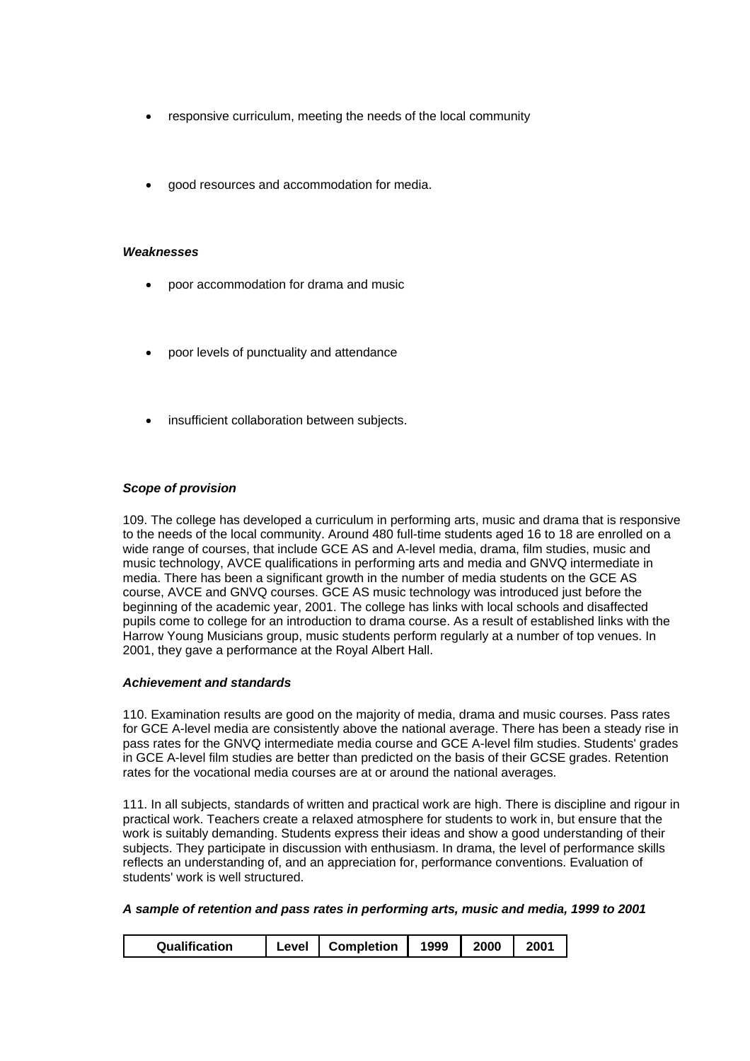- responsive curriculum, meeting the needs of the local community
- good resources and accommodation for media.

***Weaknesses***

- poor accommodation for drama and music
- poor levels of punctuality and attendance
- insufficient collaboration between subjects.

***Scope of provision***

109. The college has developed a curriculum in performing arts, music and drama that is responsive to the needs of the local community. Around 480 full-time students aged 16 to 18 are enrolled on a wide range of courses, that include GCE AS and A-level media, drama, film studies, music and music technology, AVCE qualifications in performing arts and media and GNVQ intermediate in media. There has been a significant growth in the number of media students on the GCE AS course, AVCE and GNVQ courses. GCE AS music technology was introduced just before the beginning of the academic year, 2001. The college has links with local schools and disaffected pupils come to college for an introduction to drama course. As a result of established links with the Harrow Young Musicians group, music students perform regularly at a number of top venues. In 2001, they gave a performance at the Royal Albert Hall.

***Achievement and standards***

110. Examination results are good on the majority of media, drama and music courses. Pass rates for GCE A-level media are consistently above the national average. There has been a steady rise in pass rates for the GNVQ intermediate media course and GCE A-level film studies. Students' grades in GCE A-level film studies are better than predicted on the basis of their GCSE grades. Retention rates for the vocational media courses are at or around the national averages.

111. In all subjects, standards of written and practical work are high. There is discipline and rigour in practical work. Teachers create a relaxed atmosphere for students to work in, but ensure that the work is suitably demanding. Students express their ideas and show a good understanding of their subjects. They participate in discussion with enthusiasm. In drama, the level of performance skills reflects an understanding of, and an appreciation for, performance conventions. Evaluation of students' work is well structured.

***A sample of retention and pass rates in performing arts, music and media, 1999 to 2001***

| Qualification | Level | Completion | 1999 | 2000 | 2001 |
|---|---|---|---|---|---|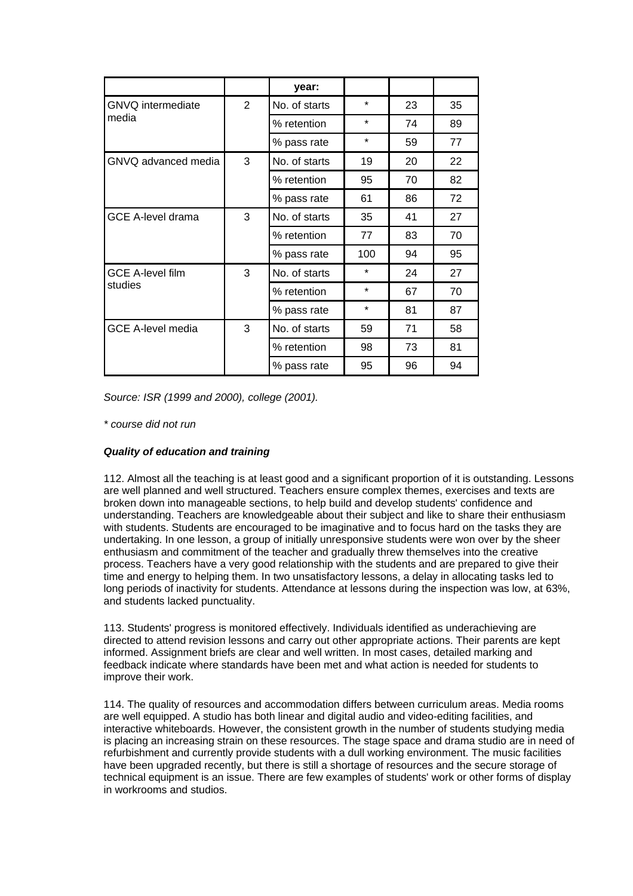| | | year: | | | |
|---|---|---|---|---|---|
| GNVQ intermediate media | 2 | No. of starts | * | 23 | 35 |
| | | % retention | * | 74 | 89 |
| | | % pass rate | * | 59 | 77 |
| GNVQ advanced media | 3 | No. of starts | 19 | 20 | 22 |
| | | % retention | 95 | 70 | 82 |
| | | % pass rate | 61 | 86 | 72 |
| GCE A-level drama | 3 | No. of starts | 35 | 41 | 27 |
| | | % retention | 77 | 83 | 70 |
| | | % pass rate | 100 | 94 | 95 |
| GCE A-level film studies | 3 | No. of starts | * | 24 | 27 |
| | | % retention | * | 67 | 70 |
| | | % pass rate | * | 81 | 87 |
| GCE A-level media | 3 | No. of starts | 59 | 71 | 58 |
| | | % retention | 98 | 73 | 81 |
| | | % pass rate | 95 | 96 | 94 |

*Source: ISR (1999 and 2000), college (2001).*

*\* course did not run*

***Quality of education and training***

112. Almost all the teaching is at least good and a significant proportion of it is outstanding. Lessons are well planned and well structured. Teachers ensure complex themes, exercises and texts are broken down into manageable sections, to help build and develop students' confidence and understanding. Teachers are knowledgeable about their subject and like to share their enthusiasm with students. Students are encouraged to be imaginative and to focus hard on the tasks they are undertaking. In one lesson, a group of initially unresponsive students were won over by the sheer enthusiasm and commitment of the teacher and gradually threw themselves into the creative process. Teachers have a very good relationship with the students and are prepared to give their time and energy to helping them. In two unsatisfactory lessons, a delay in allocating tasks led to long periods of inactivity for students. Attendance at lessons during the inspection was low, at 63%, and students lacked punctuality.

113. Students' progress is monitored effectively. Individuals identified as underachieving are directed to attend revision lessons and carry out other appropriate actions. Their parents are kept informed. Assignment briefs are clear and well written. In most cases, detailed marking and feedback indicate where standards have been met and what action is needed for students to improve their work.

114. The quality of resources and accommodation differs between curriculum areas. Media rooms are well equipped. A studio has both linear and digital audio and video-editing facilities, and interactive whiteboards. However, the consistent growth in the number of students studying media is placing an increasing strain on these resources. The stage space and drama studio are in need of refurbishment and currently provide students with a dull working environment. The music facilities have been upgraded recently, but there is still a shortage of resources and the secure storage of technical equipment is an issue. There are few examples of students' work or other forms of display in workrooms and studios.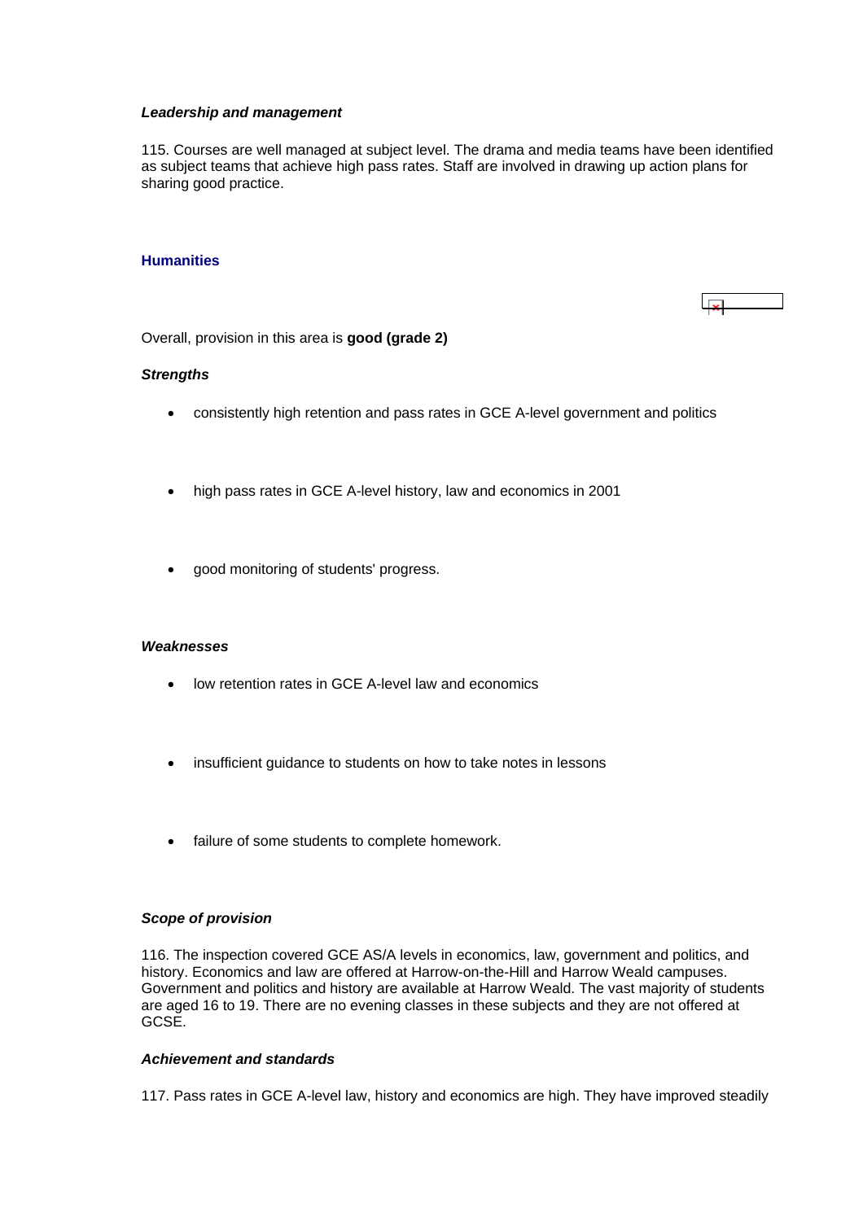***Leadership and management***

115. Courses are well managed at subject level. The drama and media teams have been identified as subject teams that achieve high pass rates. Staff are involved in drawing up action plans for sharing good practice.

### Humanities

Overall, provision in this area is **good (grade 2)**

***Strengths***

- consistently high retention and pass rates in GCE A-level government and politics
- high pass rates in GCE A-level history, law and economics in 2001
- good monitoring of students' progress.

***Weaknesses***

- low retention rates in GCE A-level law and economics
- insufficient guidance to students on how to take notes in lessons
- failure of some students to complete homework.

***Scope of provision***

116. The inspection covered GCE AS/A levels in economics, law, government and politics, and history. Economics and law are offered at Harrow-on-the-Hill and Harrow Weald campuses. Government and politics and history are available at Harrow Weald. The vast majority of students are aged 16 to 19. There are no evening classes in these subjects and they are not offered at GCSE.

***Achievement and standards***

117. Pass rates in GCE A-level law, history and economics are high. They have improved steadily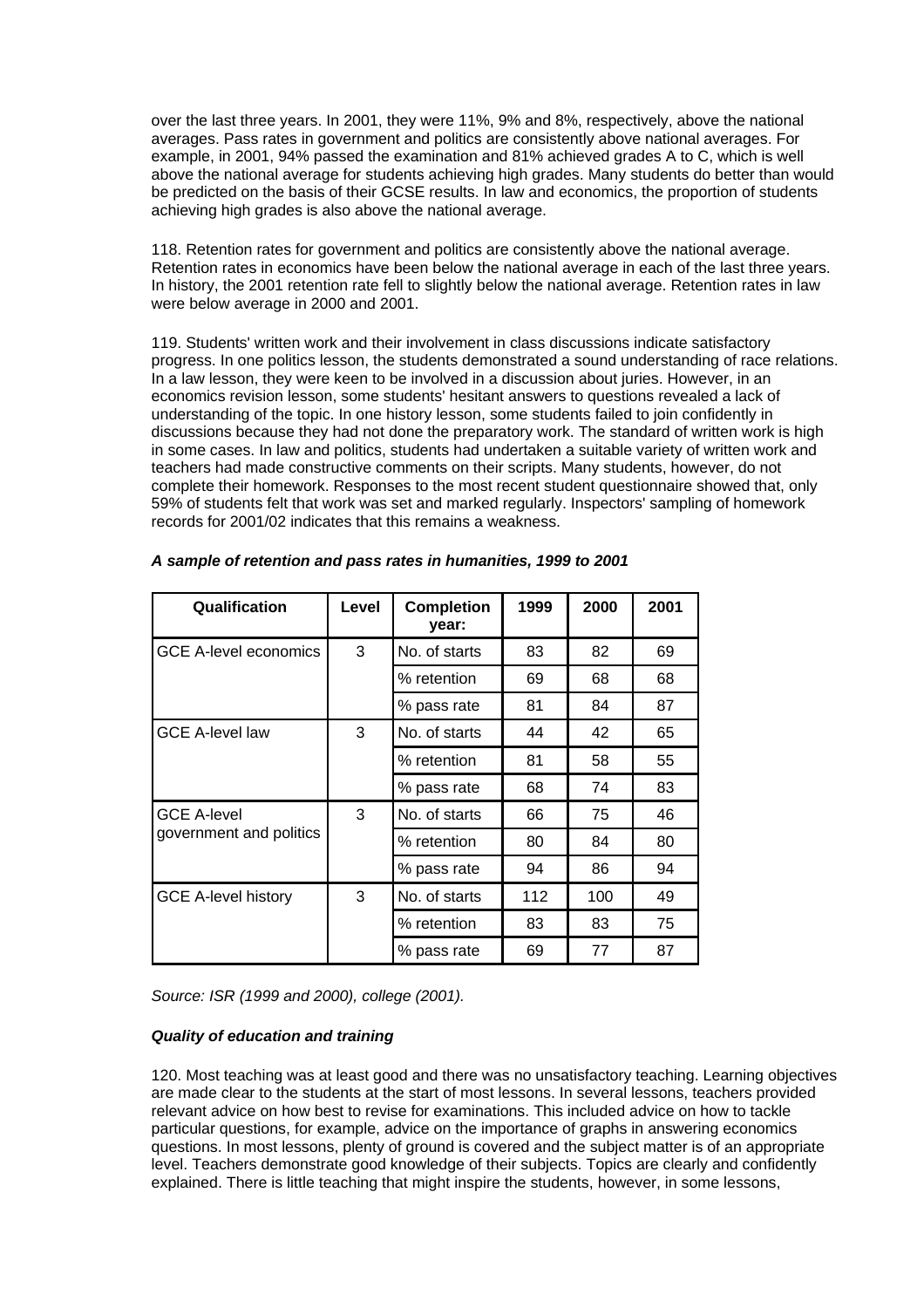over the last three years. In 2001, they were 11%, 9% and 8%, respectively, above the national averages. Pass rates in government and politics are consistently above national averages. For example, in 2001, 94% passed the examination and 81% achieved grades A to C, which is well above the national average for students achieving high grades. Many students do better than would be predicted on the basis of their GCSE results. In law and economics, the proportion of students achieving high grades is also above the national average.

118. Retention rates for government and politics are consistently above the national average. Retention rates in economics have been below the national average in each of the last three years. In history, the 2001 retention rate fell to slightly below the national average. Retention rates in law were below average in 2000 and 2001.

119. Students' written work and their involvement in class discussions indicate satisfactory progress. In one politics lesson, the students demonstrated a sound understanding of race relations. In a law lesson, they were keen to be involved in a discussion about juries. However, in an economics revision lesson, some students' hesitant answers to questions revealed a lack of understanding of the topic. In one history lesson, some students failed to join confidently in discussions because they had not done the preparatory work. The standard of written work is high in some cases. In law and politics, students had undertaken a suitable variety of written work and teachers had made constructive comments on their scripts. Many students, however, do not complete their homework. Responses to the most recent student questionnaire showed that, only 59% of students felt that work was set and marked regularly. Inspectors' sampling of homework records for 2001/02 indicates that this remains a weakness.

***A sample of retention and pass rates in humanities, 1999 to 2001***

| Qualification | Level | Completion year: | 1999 | 2000 | 2001 |
|---|---|---|---|---|---|
| GCE A-level economics | 3 | No. of starts | 83 | 82 | 69 |
| | | % retention | 69 | 68 | 68 |
| | | % pass rate | 81 | 84 | 87 |
| GCE A-level law | 3 | No. of starts | 44 | 42 | 65 |
| | | % retention | 81 | 58 | 55 |
| | | % pass rate | 68 | 74 | 83 |
| GCE A-level government and politics | 3 | No. of starts | 66 | 75 | 46 |
| | | % retention | 80 | 84 | 80 |
| | | % pass rate | 94 | 86 | 94 |
| GCE A-level history | 3 | No. of starts | 112 | 100 | 49 |
| | | % retention | 83 | 83 | 75 |
| | | % pass rate | 69 | 77 | 87 |

*Source: ISR (1999 and 2000), college (2001).*

***Quality of education and training***

120. Most teaching was at least good and there was no unsatisfactory teaching. Learning objectives are made clear to the students at the start of most lessons. In several lessons, teachers provided relevant advice on how best to revise for examinations. This included advice on how to tackle particular questions, for example, advice on the importance of graphs in answering economics questions. In most lessons, plenty of ground is covered and the subject matter is of an appropriate level. Teachers demonstrate good knowledge of their subjects. Topics are clearly and confidently explained. There is little teaching that might inspire the students, however, in some lessons,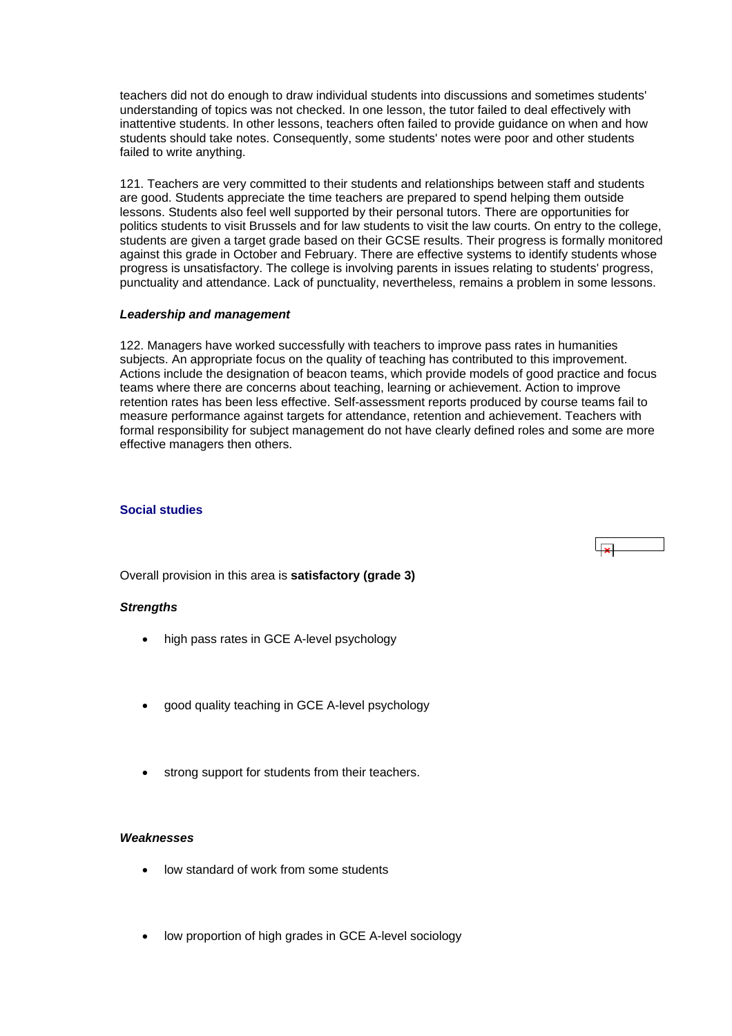teachers did not do enough to draw individual students into discussions and sometimes students' understanding of topics was not checked. In one lesson, the tutor failed to deal effectively with inattentive students. In other lessons, teachers often failed to provide guidance on when and how students should take notes. Consequently, some students' notes were poor and other students failed to write anything.

121. Teachers are very committed to their students and relationships between staff and students are good. Students appreciate the time teachers are prepared to spend helping them outside lessons. Students also feel well supported by their personal tutors. There are opportunities for politics students to visit Brussels and for law students to visit the law courts. On entry to the college, students are given a target grade based on their GCSE results. Their progress is formally monitored against this grade in October and February. There are effective systems to identify students whose progress is unsatisfactory. The college is involving parents in issues relating to students' progress, punctuality and attendance. Lack of punctuality, nevertheless, remains a problem in some lessons.

#### *Leadership and management*

122. Managers have worked successfully with teachers to improve pass rates in humanities subjects. An appropriate focus on the quality of teaching has contributed to this improvement. Actions include the designation of beacon teams, which provide models of good practice and focus teams where there are concerns about teaching, learning or achievement. Action to improve retention rates has been less effective. Self-assessment reports produced by course teams fail to measure performance against targets for attendance, retention and achievement. Teachers with formal responsibility for subject management do not have clearly defined roles and some are more effective managers then others.

### Social studies

Overall provision in this area is **satisfactory (grade 3)**

#### *Strengths*

- high pass rates in GCE A-level psychology
- good quality teaching in GCE A-level psychology
- strong support for students from their teachers.

#### *Weaknesses*

- low standard of work from some students
- low proportion of high grades in GCE A-level sociology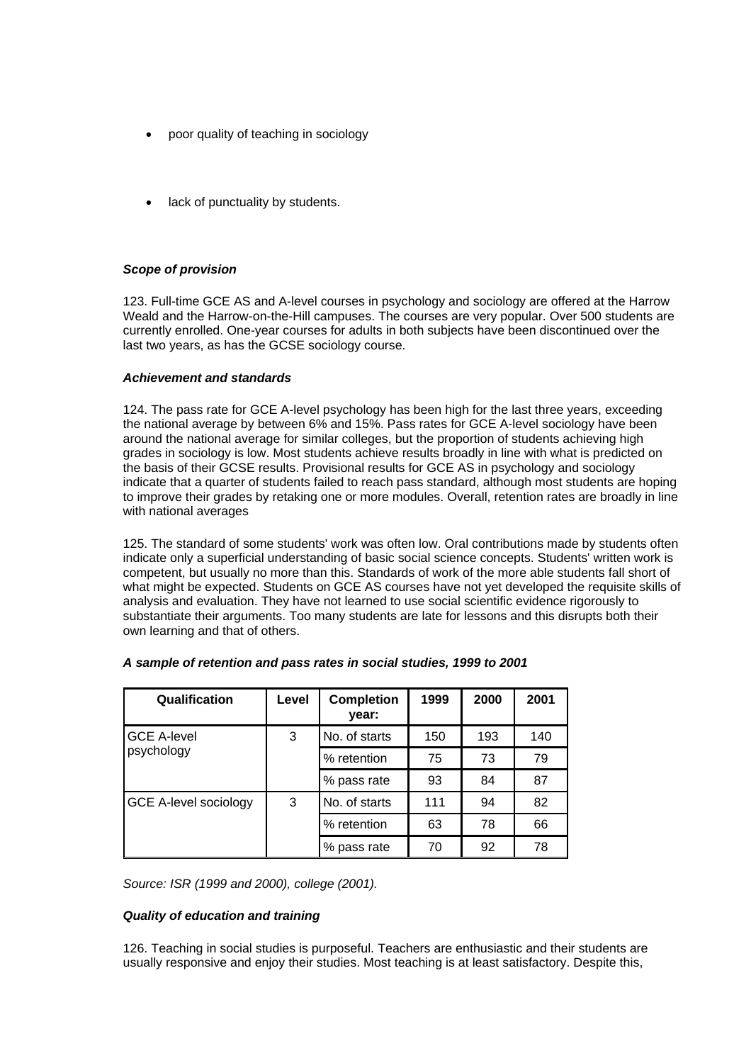- poor quality of teaching in sociology
- lack of punctuality by students.

### *Scope of provision*

123. Full-time GCE AS and A-level courses in psychology and sociology are offered at the Harrow Weald and the Harrow-on-the-Hill campuses. The courses are very popular. Over 500 students are currently enrolled. One-year courses for adults in both subjects have been discontinued over the last two years, as has the GCSE sociology course.

### *Achievement and standards*

124. The pass rate for GCE A-level psychology has been high for the last three years, exceeding the national average by between 6% and 15%. Pass rates for GCE A-level sociology have been around the national average for similar colleges, but the proportion of students achieving high grades in sociology is low. Most students achieve results broadly in line with what is predicted on the basis of their GCSE results. Provisional results for GCE AS in psychology and sociology indicate that a quarter of students failed to reach pass standard, although most students are hoping to improve their grades by retaking one or more modules. Overall, retention rates are broadly in line with national averages

125. The standard of some students' work was often low. Oral contributions made by students often indicate only a superficial understanding of basic social science concepts. Students' written work is competent, but usually no more than this. Standards of work of the more able students fall short of what might be expected. Students on GCE AS courses have not yet developed the requisite skills of analysis and evaluation. They have not learned to use social scientific evidence rigorously to substantiate their arguments. Too many students are late for lessons and this disrupts both their own learning and that of others.

***A sample of retention and pass rates in social studies, 1999 to 2001***

| Qualification | Level | Completion year: | 1999 | 2000 | 2001 |
|---|---|---|---|---|---|
| GCE A-level psychology | 3 | No. of starts | 150 | 193 | 140 |
| | | % retention | 75 | 73 | 79 |
| | | % pass rate | 93 | 84 | 87 |
| GCE A-level sociology | 3 | No. of starts | 111 | 94 | 82 |
| | | % retention | 63 | 78 | 66 |
| | | % pass rate | 70 | 92 | 78 |

*Source: ISR (1999 and 2000), college (2001).*

### *Quality of education and training*

126. Teaching in social studies is purposeful. Teachers are enthusiastic and their students are usually responsive and enjoy their studies. Most teaching is at least satisfactory. Despite this,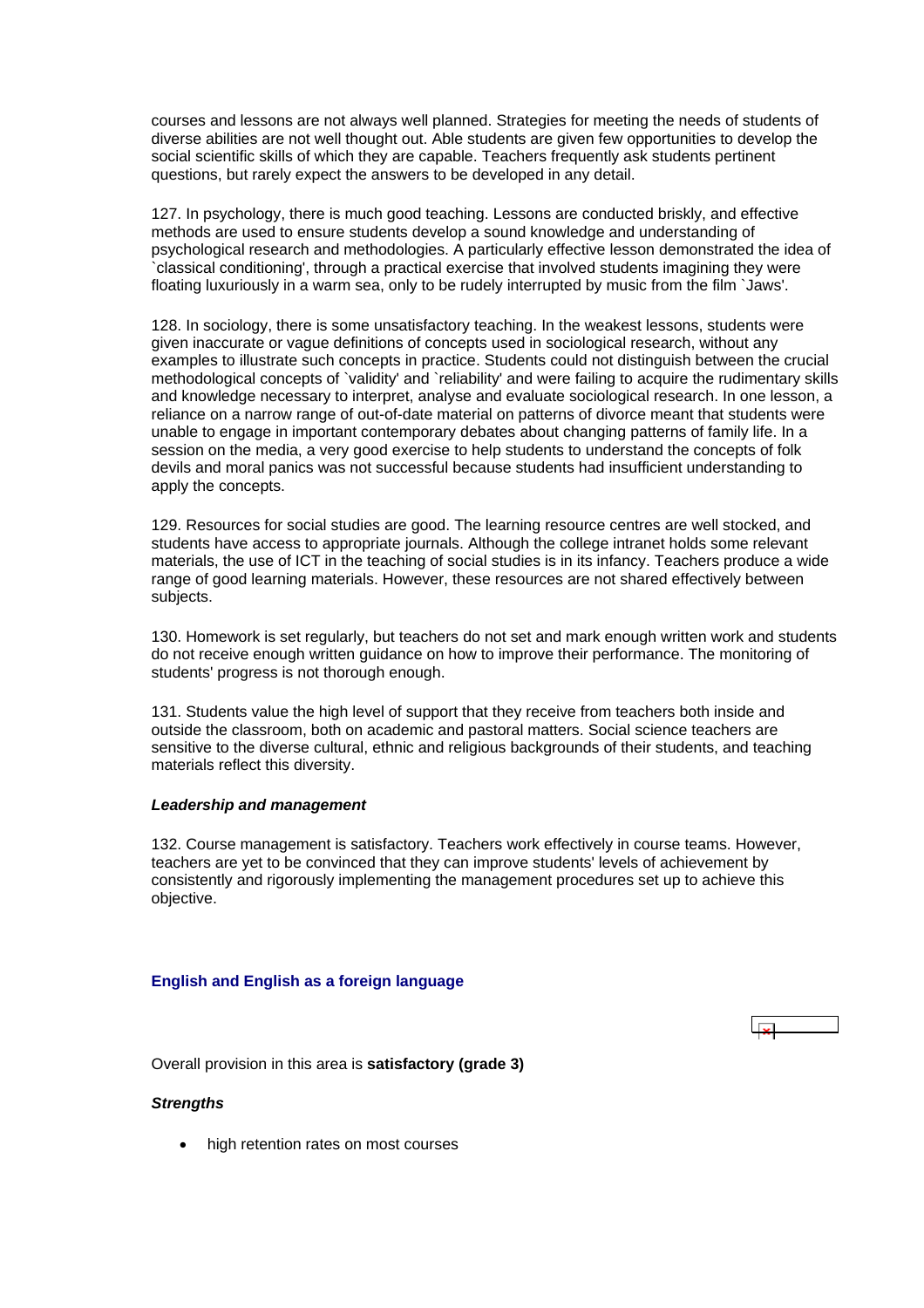courses and lessons are not always well planned. Strategies for meeting the needs of students of diverse abilities are not well thought out. Able students are given few opportunities to develop the social scientific skills of which they are capable. Teachers frequently ask students pertinent questions, but rarely expect the answers to be developed in any detail.

127. In psychology, there is much good teaching. Lessons are conducted briskly, and effective methods are used to ensure students develop a sound knowledge and understanding of psychological research and methodologies. A particularly effective lesson demonstrated the idea of `classical conditioning', through a practical exercise that involved students imagining they were floating luxuriously in a warm sea, only to be rudely interrupted by music from the film `Jaws'.

128. In sociology, there is some unsatisfactory teaching. In the weakest lessons, students were given inaccurate or vague definitions of concepts used in sociological research, without any examples to illustrate such concepts in practice. Students could not distinguish between the crucial methodological concepts of `validity' and `reliability' and were failing to acquire the rudimentary skills and knowledge necessary to interpret, analyse and evaluate sociological research. In one lesson, a reliance on a narrow range of out-of-date material on patterns of divorce meant that students were unable to engage in important contemporary debates about changing patterns of family life. In a session on the media, a very good exercise to help students to understand the concepts of folk devils and moral panics was not successful because students had insufficient understanding to apply the concepts.

129. Resources for social studies are good. The learning resource centres are well stocked, and students have access to appropriate journals. Although the college intranet holds some relevant materials, the use of ICT in the teaching of social studies is in its infancy. Teachers produce a wide range of good learning materials. However, these resources are not shared effectively between subjects.

130. Homework is set regularly, but teachers do not set and mark enough written work and students do not receive enough written guidance on how to improve their performance. The monitoring of students' progress is not thorough enough.

131. Students value the high level of support that they receive from teachers both inside and outside the classroom, both on academic and pastoral matters. Social science teachers are sensitive to the diverse cultural, ethnic and religious backgrounds of their students, and teaching materials reflect this diversity.

#### *Leadership and management*

132. Course management is satisfactory. Teachers work effectively in course teams. However, teachers are yet to be convinced that they can improve students' levels of achievement by consistently and rigorously implementing the management procedures set up to achieve this objective.

### English and English as a foreign language

Overall provision in this area is **satisfactory (grade 3)**

#### *Strengths*

- high retention rates on most courses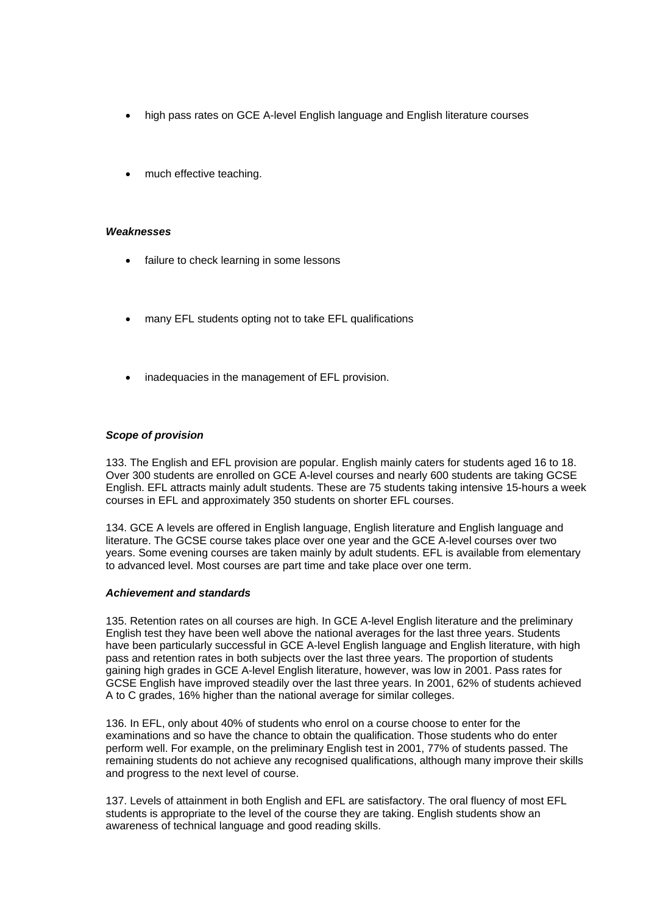- high pass rates on GCE A-level English language and English literature courses
- much effective teaching.

***Weaknesses***

- failure to check learning in some lessons
- many EFL students opting not to take EFL qualifications
- inadequacies in the management of EFL provision.

***Scope of provision***

133. The English and EFL provision are popular. English mainly caters for students aged 16 to 18. Over 300 students are enrolled on GCE A-level courses and nearly 600 students are taking GCSE English. EFL attracts mainly adult students. These are 75 students taking intensive 15-hours a week courses in EFL and approximately 350 students on shorter EFL courses.

134. GCE A levels are offered in English language, English literature and English language and literature. The GCSE course takes place over one year and the GCE A-level courses over two years. Some evening courses are taken mainly by adult students. EFL is available from elementary to advanced level. Most courses are part time and take place over one term.

***Achievement and standards***

135. Retention rates on all courses are high. In GCE A-level English literature and the preliminary English test they have been well above the national averages for the last three years. Students have been particularly successful in GCE A-level English language and English literature, with high pass and retention rates in both subjects over the last three years. The proportion of students gaining high grades in GCE A-level English literature, however, was low in 2001. Pass rates for GCSE English have improved steadily over the last three years. In 2001, 62% of students achieved A to C grades, 16% higher than the national average for similar colleges.

136. In EFL, only about 40% of students who enrol on a course choose to enter for the examinations and so have the chance to obtain the qualification. Those students who do enter perform well. For example, on the preliminary English test in 2001, 77% of students passed. The remaining students do not achieve any recognised qualifications, although many improve their skills and progress to the next level of course.

137. Levels of attainment in both English and EFL are satisfactory. The oral fluency of most EFL students is appropriate to the level of the course they are taking. English students show an awareness of technical language and good reading skills.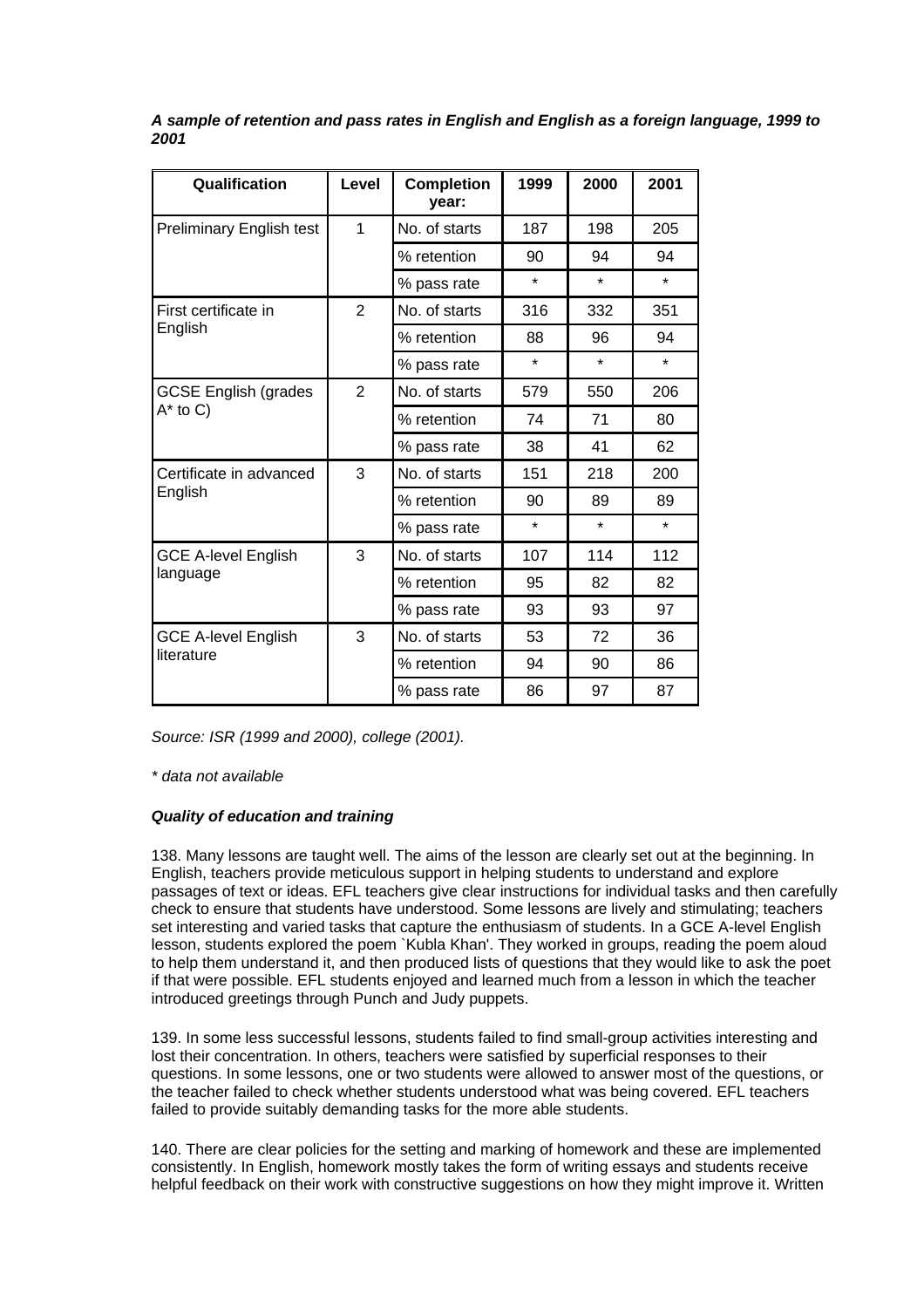***A sample of retention and pass rates in English and English as a foreign language, 1999 to 2001***

| Qualification | Level | Completion year: | 1999 | 2000 | 2001 |
|---|---|---|---|---|---|
| Preliminary English test | 1 | No. of starts | 187 | 198 | 205 |
| | | % retention | 90 | 94 | 94 |
| | | % pass rate | * | * | * |
| First certificate in English | 2 | No. of starts | 316 | 332 | 351 |
| | | % retention | 88 | 96 | 94 |
| | | % pass rate | * | * | * |
| GCSE English (grades A* to C) | 2 | No. of starts | 579 | 550 | 206 |
| | | % retention | 74 | 71 | 80 |
| | | % pass rate | 38 | 41 | 62 |
| Certificate in advanced English | 3 | No. of starts | 151 | 218 | 200 |
| | | % retention | 90 | 89 | 89 |
| | | % pass rate | * | * | * |
| GCE A-level English language | 3 | No. of starts | 107 | 114 | 112 |
| | | % retention | 95 | 82 | 82 |
| | | % pass rate | 93 | 93 | 97 |
| GCE A-level English literature | 3 | No. of starts | 53 | 72 | 36 |
| | | % retention | 94 | 90 | 86 |
| | | % pass rate | 86 | 97 | 87 |

*Source: ISR (1999 and 2000), college (2001).*

*\* data not available*

***Quality of education and training***

138. Many lessons are taught well. The aims of the lesson are clearly set out at the beginning. In English, teachers provide meticulous support in helping students to understand and explore passages of text or ideas. EFL teachers give clear instructions for individual tasks and then carefully check to ensure that students have understood. Some lessons are lively and stimulating; teachers set interesting and varied tasks that capture the enthusiasm of students. In a GCE A-level English lesson, students explored the poem `Kubla Khan'. They worked in groups, reading the poem aloud to help them understand it, and then produced lists of questions that they would like to ask the poet if that were possible. EFL students enjoyed and learned much from a lesson in which the teacher introduced greetings through Punch and Judy puppets.

139. In some less successful lessons, students failed to find small-group activities interesting and lost their concentration. In others, teachers were satisfied by superficial responses to their questions. In some lessons, one or two students were allowed to answer most of the questions, or the teacher failed to check whether students understood what was being covered. EFL teachers failed to provide suitably demanding tasks for the more able students.

140. There are clear policies for the setting and marking of homework and these are implemented consistently. In English, homework mostly takes the form of writing essays and students receive helpful feedback on their work with constructive suggestions on how they might improve it. Written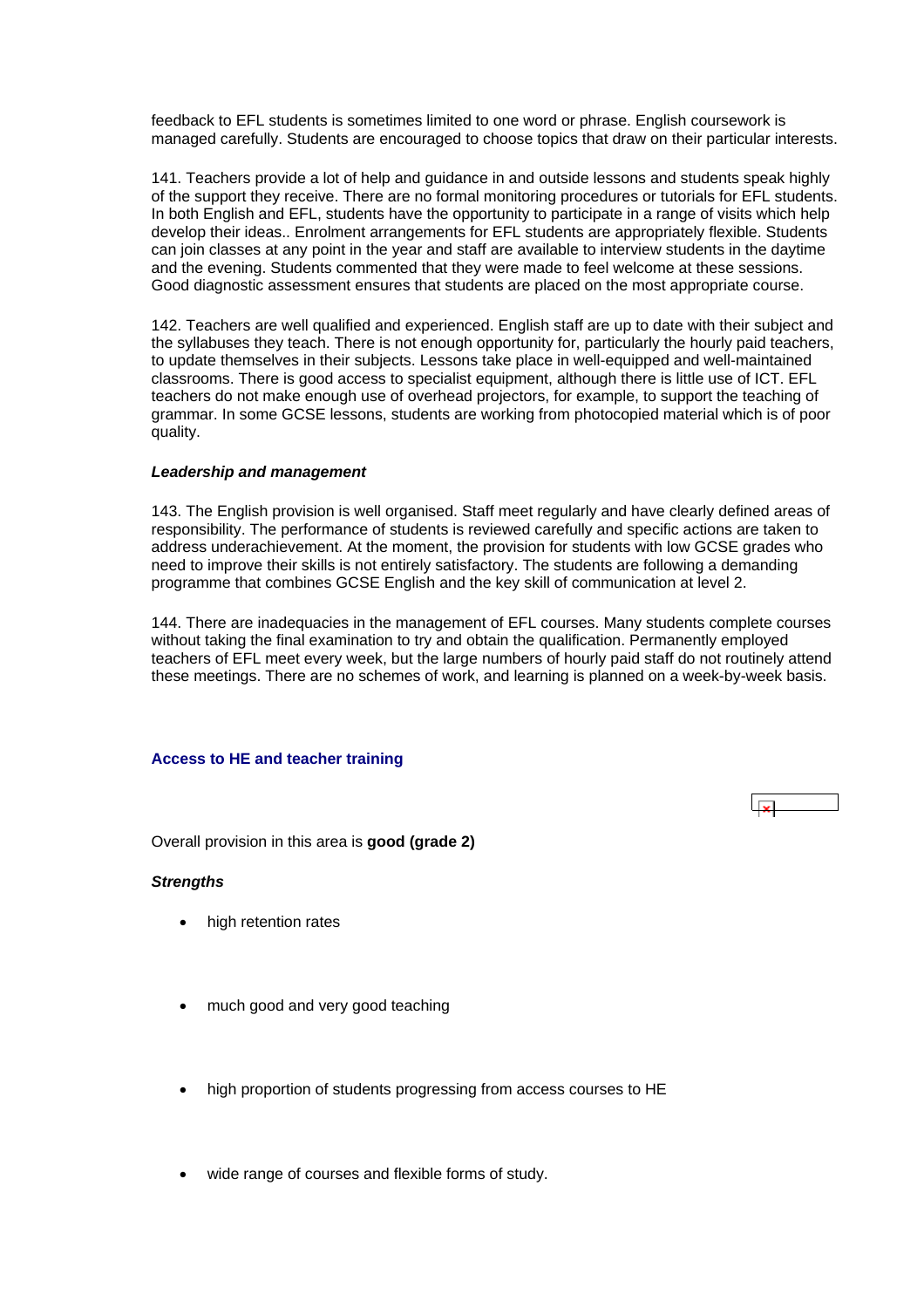feedback to EFL students is sometimes limited to one word or phrase. English coursework is managed carefully. Students are encouraged to choose topics that draw on their particular interests.

141. Teachers provide a lot of help and guidance in and outside lessons and students speak highly of the support they receive. There are no formal monitoring procedures or tutorials for EFL students. In both English and EFL, students have the opportunity to participate in a range of visits which help develop their ideas.. Enrolment arrangements for EFL students are appropriately flexible. Students can join classes at any point in the year and staff are available to interview students in the daytime and the evening. Students commented that they were made to feel welcome at these sessions. Good diagnostic assessment ensures that students are placed on the most appropriate course.

142. Teachers are well qualified and experienced. English staff are up to date with their subject and the syllabuses they teach. There is not enough opportunity for, particularly the hourly paid teachers, to update themselves in their subjects. Lessons take place in well-equipped and well-maintained classrooms. There is good access to specialist equipment, although there is little use of ICT. EFL teachers do not make enough use of overhead projectors, for example, to support the teaching of grammar. In some GCSE lessons, students are working from photocopied material which is of poor quality.

***Leadership and management***

143. The English provision is well organised. Staff meet regularly and have clearly defined areas of responsibility. The performance of students is reviewed carefully and specific actions are taken to address underachievement. At the moment, the provision for students with low GCSE grades who need to improve their skills is not entirely satisfactory. The students are following a demanding programme that combines GCSE English and the key skill of communication at level 2.

144. There are inadequacies in the management of EFL courses. Many students complete courses without taking the final examination to try and obtain the qualification. Permanently employed teachers of EFL meet every week, but the large numbers of hourly paid staff do not routinely attend these meetings. There are no schemes of work, and learning is planned on a week-by-week basis.

### Access to HE and teacher training

Overall provision in this area is **good (grade 2)**

***Strengths***

- high retention rates
- much good and very good teaching
- high proportion of students progressing from access courses to HE
- wide range of courses and flexible forms of study.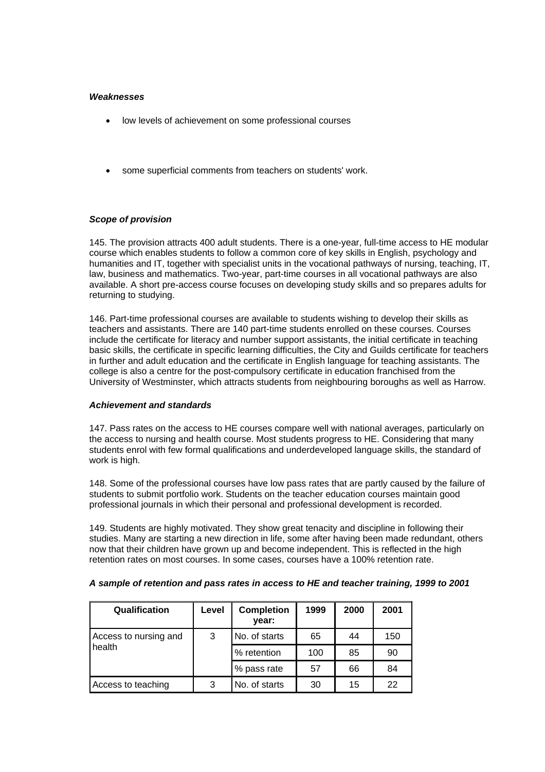*Weaknesses*

- low levels of achievement on some professional courses

- some superficial comments from teachers on students' work.

*Scope of provision*

145. The provision attracts 400 adult students. There is a one-year, full-time access to HE modular course which enables students to follow a common core of key skills in English, psychology and humanities and IT, together with specialist units in the vocational pathways of nursing, teaching, IT, law, business and mathematics. Two-year, part-time courses in all vocational pathways are also available. A short pre-access course focuses on developing study skills and so prepares adults for returning to studying.

146. Part-time professional courses are available to students wishing to develop their skills as teachers and assistants. There are 140 part-time students enrolled on these courses. Courses include the certificate for literacy and number support assistants, the initial certificate in teaching basic skills, the certificate in specific learning difficulties, the City and Guilds certificate for teachers in further and adult education and the certificate in English language for teaching assistants. The college is also a centre for the post-compulsory certificate in education franchised from the University of Westminster, which attracts students from neighbouring boroughs as well as Harrow.

*Achievement and standards*

147. Pass rates on the access to HE courses compare well with national averages, particularly on the access to nursing and health course. Most students progress to HE. Considering that many students enrol with few formal qualifications and underdeveloped language skills, the standard of work is high.

148. Some of the professional courses have low pass rates that are partly caused by the failure of students to submit portfolio work. Students on the teacher education courses maintain good professional journals in which their personal and professional development is recorded.

149. Students are highly motivated. They show great tenacity and discipline in following their studies. Many are starting a new direction in life, some after having been made redundant, others now that their children have grown up and become independent. This is reflected in the high retention rates on most courses. In some cases, courses have a 100% retention rate.

***A sample of retention and pass rates in access to HE and teacher training, 1999 to 2001***

| Qualification | Level | Completion year: | 1999 | 2000 | 2001 |
|---|---|---|---|---|---|
| Access to nursing and health | 3 | No. of starts | 65 | 44 | 150 |
| | | % retention | 100 | 85 | 90 |
| | | % pass rate | 57 | 66 | 84 |
| Access to teaching | 3 | No. of starts | 30 | 15 | 22 |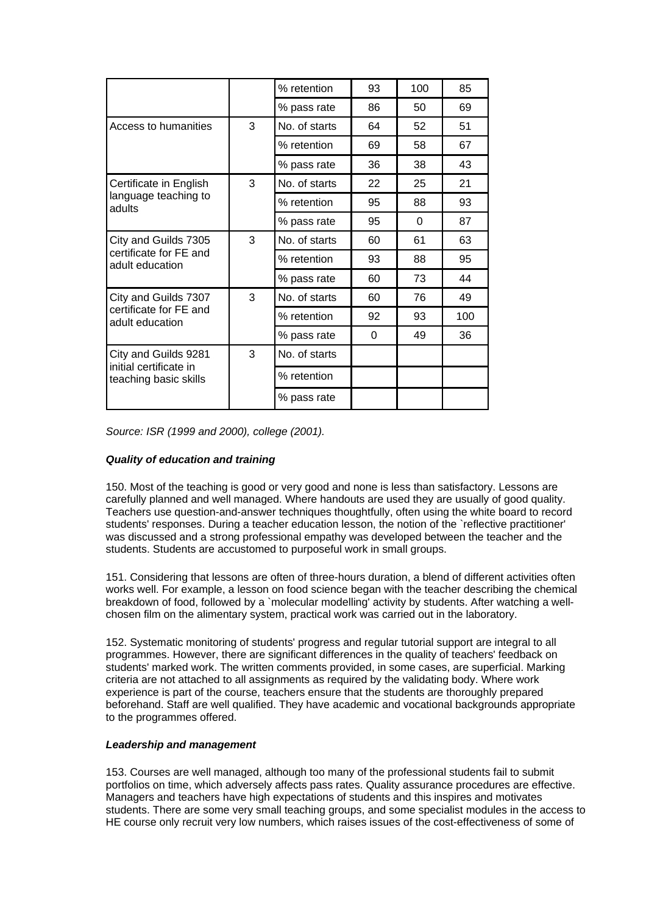| | | | | | |
|---|---|---|---|---|---|
| | | % retention | 93 | 100 | 85 |
| | | % pass rate | 86 | 50 | 69 |
| Access to humanities | 3 | No. of starts | 64 | 52 | 51 |
| | | % retention | 69 | 58 | 67 |
| | | % pass rate | 36 | 38 | 43 |
| Certificate in English language teaching to adults | 3 | No. of starts | 22 | 25 | 21 |
| | | % retention | 95 | 88 | 93 |
| | | % pass rate | 95 | 0 | 87 |
| City and Guilds 7305 certificate for FE and adult education | 3 | No. of starts | 60 | 61 | 63 |
| | | % retention | 93 | 88 | 95 |
| | | % pass rate | 60 | 73 | 44 |
| City and Guilds 7307 certificate for FE and adult education | 3 | No. of starts | 60 | 76 | 49 |
| | | % retention | 92 | 93 | 100 |
| | | % pass rate | 0 | 49 | 36 |
| City and Guilds 9281 initial certificate in teaching basic skills | 3 | No. of starts | | | |
| | | % retention | | | |
| | | % pass rate | | | |

*Source: ISR (1999 and 2000), college (2001).*

***Quality of education and training***

150. Most of the teaching is good or very good and none is less than satisfactory. Lessons are carefully planned and well managed. Where handouts are used they are usually of good quality. Teachers use question-and-answer techniques thoughtfully, often using the white board to record students' responses. During a teacher education lesson, the notion of the `reflective practitioner' was discussed and a strong professional empathy was developed between the teacher and the students. Students are accustomed to purposeful work in small groups.

151. Considering that lessons are often of three-hours duration, a blend of different activities often works well. For example, a lesson on food science began with the teacher describing the chemical breakdown of food, followed by a `molecular modelling' activity by students. After watching a well-chosen film on the alimentary system, practical work was carried out in the laboratory.

152. Systematic monitoring of students' progress and regular tutorial support are integral to all programmes. However, there are significant differences in the quality of teachers' feedback on students' marked work. The written comments provided, in some cases, are superficial. Marking criteria are not attached to all assignments as required by the validating body. Where work experience is part of the course, teachers ensure that the students are thoroughly prepared beforehand. Staff are well qualified. They have academic and vocational backgrounds appropriate to the programmes offered.

***Leadership and management***

153. Courses are well managed, although too many of the professional students fail to submit portfolios on time, which adversely affects pass rates. Quality assurance procedures are effective. Managers and teachers have high expectations of students and this inspires and motivates students. There are some very small teaching groups, and some specialist modules in the access to HE course only recruit very low numbers, which raises issues of the cost-effectiveness of some of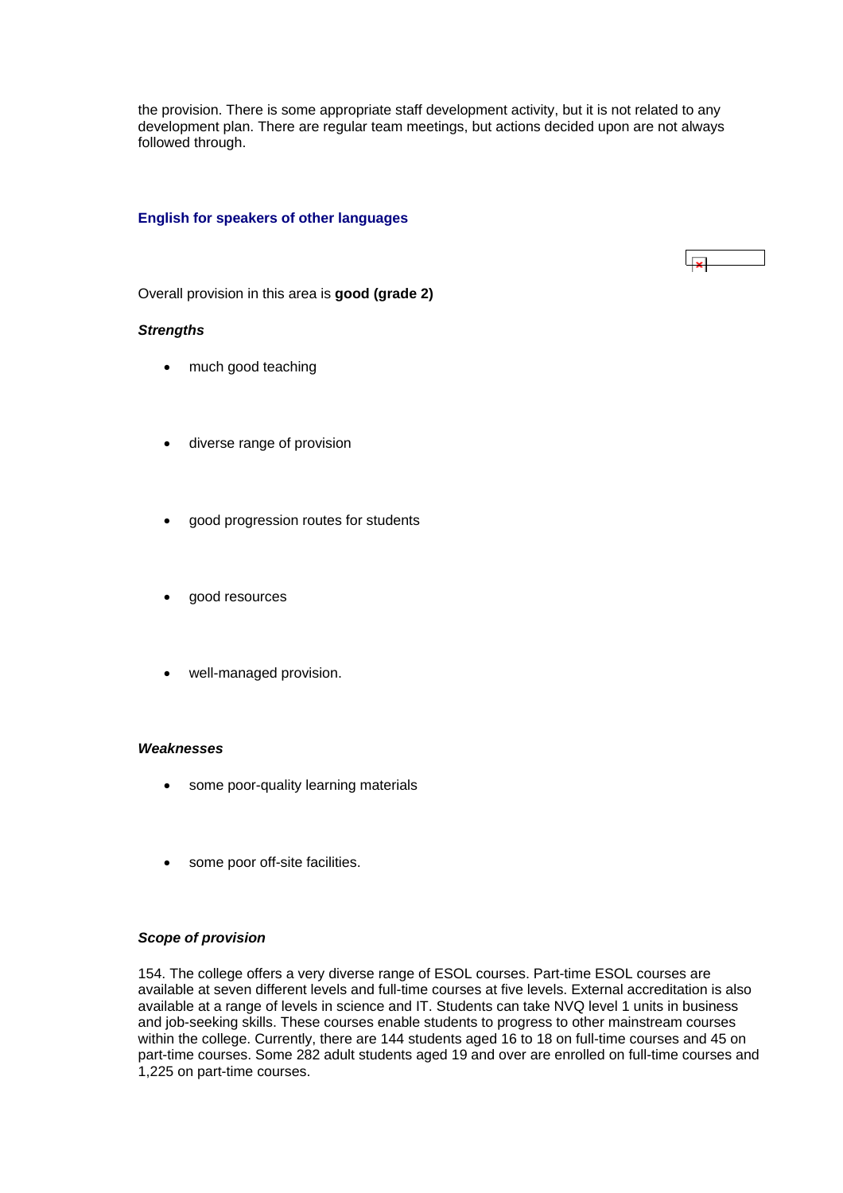the provision. There is some appropriate staff development activity, but it is not related to any development plan. There are regular team meetings, but actions decided upon are not always followed through.

### English for speakers of other languages

Overall provision in this area is **good (grade 2)**

***Strengths***

- much good teaching
- diverse range of provision
- good progression routes for students
- good resources
- well-managed provision.

***Weaknesses***

- some poor-quality learning materials
- some poor off-site facilities.

***Scope of provision***

154. The college offers a very diverse range of ESOL courses. Part-time ESOL courses are available at seven different levels and full-time courses at five levels. External accreditation is also available at a range of levels in science and IT. Students can take NVQ level 1 units in business and job-seeking skills. These courses enable students to progress to other mainstream courses within the college. Currently, there are 144 students aged 16 to 18 on full-time courses and 45 on part-time courses. Some 282 adult students aged 19 and over are enrolled on full-time courses and 1,225 on part-time courses.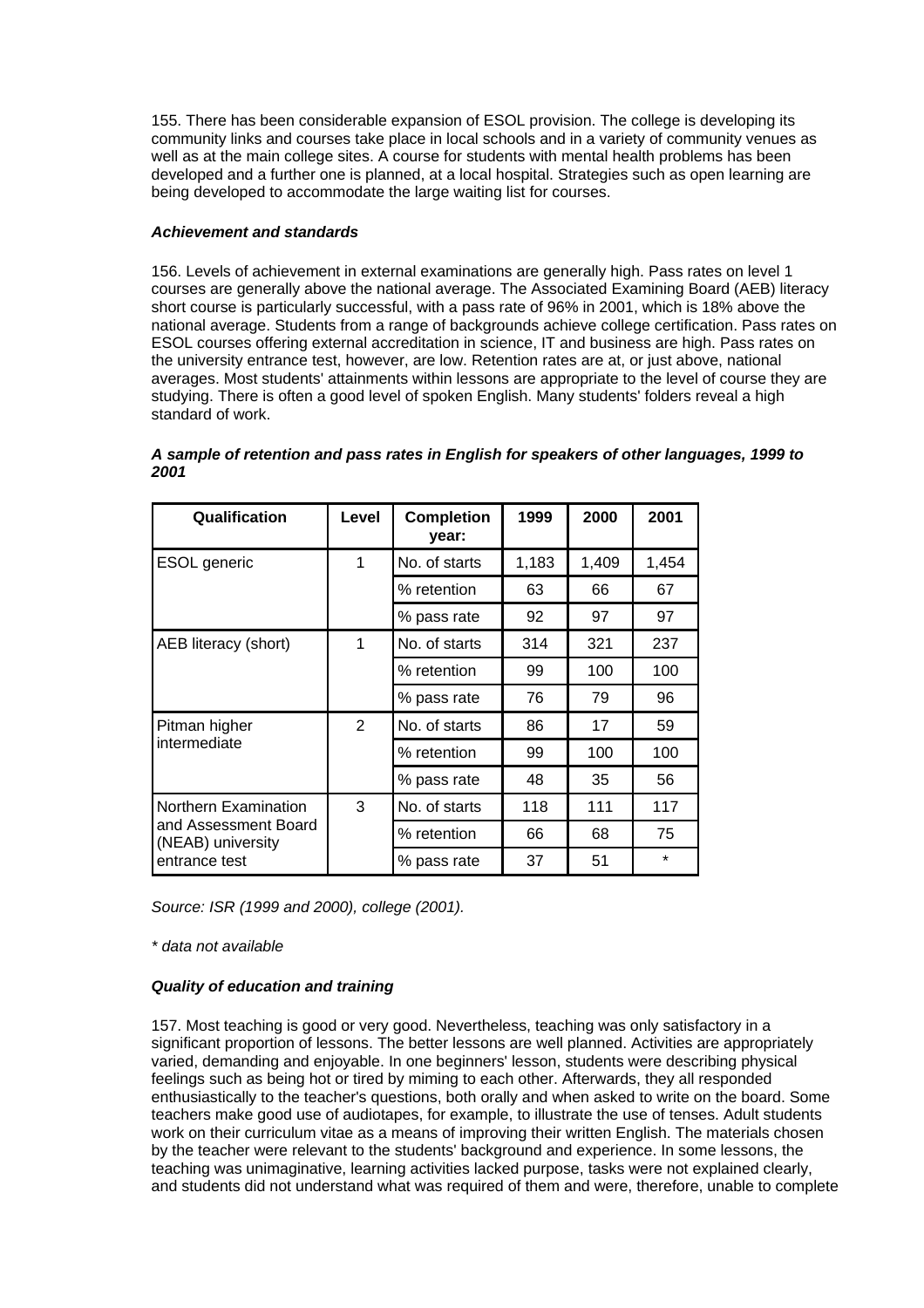155. There has been considerable expansion of ESOL provision. The college is developing its community links and courses take place in local schools and in a variety of community venues as well as at the main college sites. A course for students with mental health problems has been developed and a further one is planned, at a local hospital. Strategies such as open learning are being developed to accommodate the large waiting list for courses.

### *Achievement and standards*

156. Levels of achievement in external examinations are generally high. Pass rates on level 1 courses are generally above the national average. The Associated Examining Board (AEB) literacy short course is particularly successful, with a pass rate of 96% in 2001, which is 18% above the national average. Students from a range of backgrounds achieve college certification. Pass rates on ESOL courses offering external accreditation in science, IT and business are high. Pass rates on the university entrance test, however, are low. Retention rates are at, or just above, national averages. Most students' attainments within lessons are appropriate to the level of course they are studying. There is often a good level of spoken English. Many students' folders reveal a high standard of work.

***A sample of retention and pass rates in English for speakers of other languages, 1999 to 2001***

| Qualification | Level | Completion year: | 1999 | 2000 | 2001 |
|---|---|---|---|---|---|
| ESOL generic | 1 | No. of starts | 1,183 | 1,409 | 1,454 |
| | | % retention | 63 | 66 | 67 |
| | | % pass rate | 92 | 97 | 97 |
| AEB literacy (short) | 1 | No. of starts | 314 | 321 | 237 |
| | | % retention | 99 | 100 | 100 |
| | | % pass rate | 76 | 79 | 96 |
| Pitman higher intermediate | 2 | No. of starts | 86 | 17 | 59 |
| | | % retention | 99 | 100 | 100 |
| | | % pass rate | 48 | 35 | 56 |
| Northern Examination and Assessment Board (NEAB) university entrance test | 3 | No. of starts | 118 | 111 | 117 |
| | | % retention | 66 | 68 | 75 |
| | | % pass rate | 37 | 51 | * |

*Source: ISR (1999 and 2000), college (2001).*

*\* data not available*

### *Quality of education and training*

157. Most teaching is good or very good. Nevertheless, teaching was only satisfactory in a significant proportion of lessons. The better lessons are well planned. Activities are appropriately varied, demanding and enjoyable. In one beginners' lesson, students were describing physical feelings such as being hot or tired by miming to each other. Afterwards, they all responded enthusiastically to the teacher's questions, both orally and when asked to write on the board. Some teachers make good use of audiotapes, for example, to illustrate the use of tenses. Adult students work on their curriculum vitae as a means of improving their written English. The materials chosen by the teacher were relevant to the students' background and experience. In some lessons, the teaching was unimaginative, learning activities lacked purpose, tasks were not explained clearly, and students did not understand what was required of them and were, therefore, unable to complete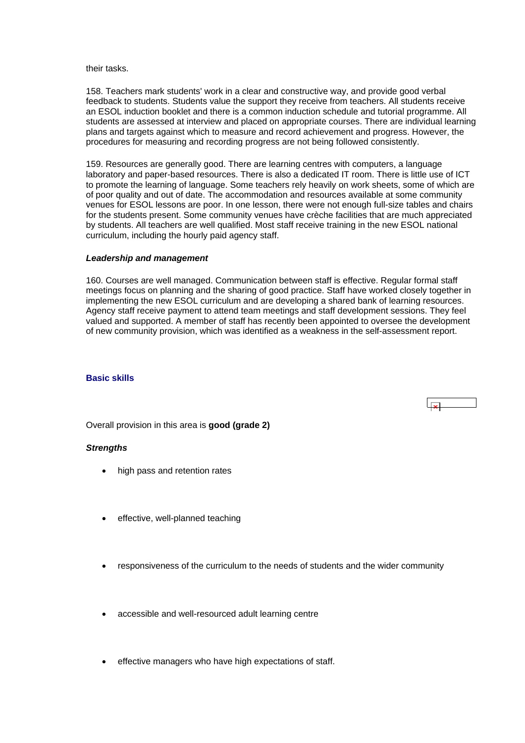their tasks.

158. Teachers mark students' work in a clear and constructive way, and provide good verbal feedback to students. Students value the support they receive from teachers. All students receive an ESOL induction booklet and there is a common induction schedule and tutorial programme. All students are assessed at interview and placed on appropriate courses. There are individual learning plans and targets against which to measure and record achievement and progress. However, the procedures for measuring and recording progress are not being followed consistently.

159. Resources are generally good. There are learning centres with computers, a language laboratory and paper-based resources. There is also a dedicated IT room. There is little use of ICT to promote the learning of language. Some teachers rely heavily on work sheets, some of which are of poor quality and out of date. The accommodation and resources available at some community venues for ESOL lessons are poor. In one lesson, there were not enough full-size tables and chairs for the students present. Some community venues have crèche facilities that are much appreciated by students. All teachers are well qualified. Most staff receive training in the new ESOL national curriculum, including the hourly paid agency staff.

***Leadership and management***

160. Courses are well managed. Communication between staff is effective. Regular formal staff meetings focus on planning and the sharing of good practice. Staff have worked closely together in implementing the new ESOL curriculum and are developing a shared bank of learning resources. Agency staff receive payment to attend team meetings and staff development sessions. They feel valued and supported. A member of staff has recently been appointed to oversee the development of new community provision, which was identified as a weakness in the self-assessment report.

## Basic skills

Overall provision in this area is **good (grade 2)**

***Strengths***

- high pass and retention rates
- effective, well-planned teaching
- responsiveness of the curriculum to the needs of students and the wider community
- accessible and well-resourced adult learning centre
- effective managers who have high expectations of staff.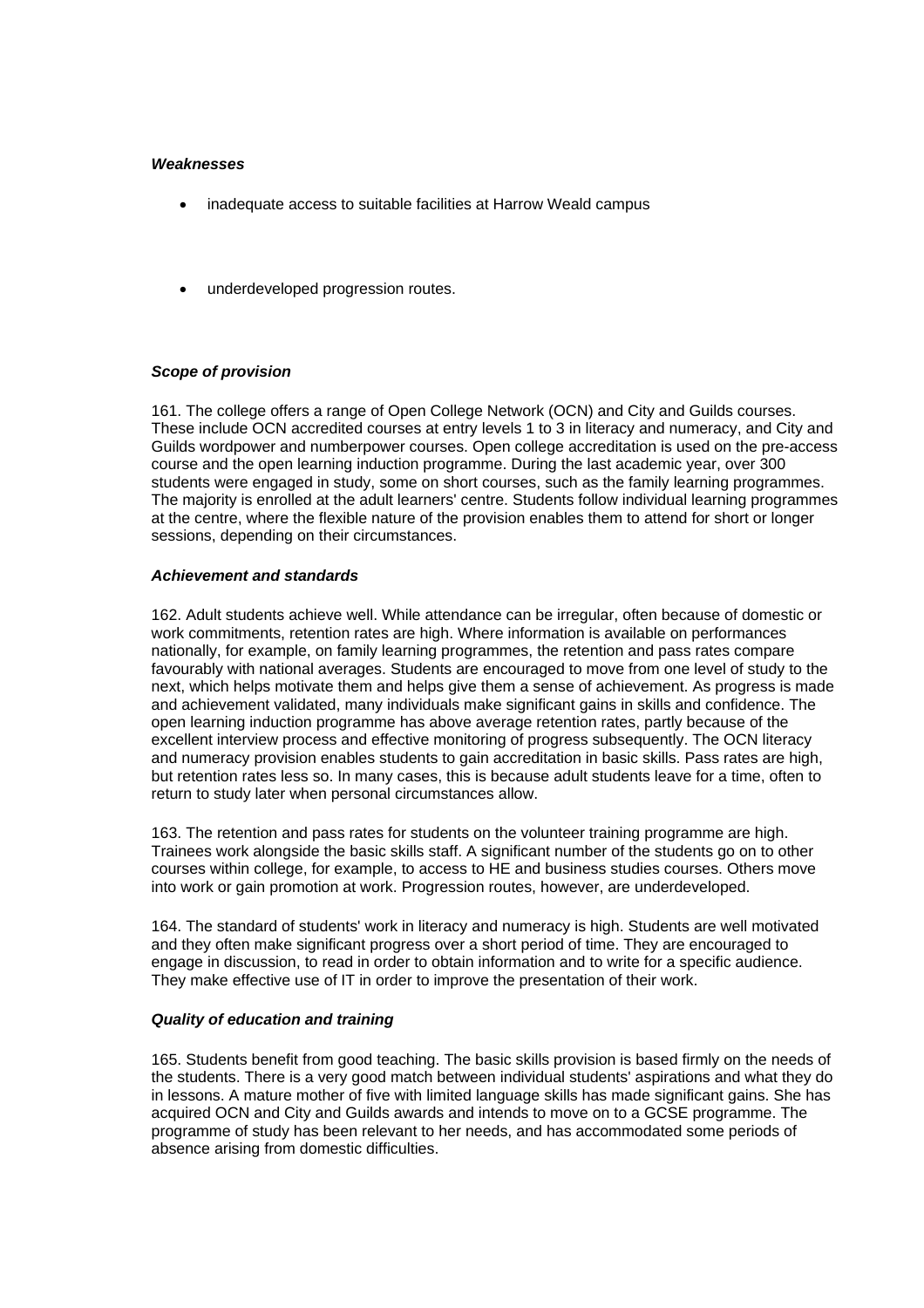***Weaknesses***

- inadequate access to suitable facilities at Harrow Weald campus
- underdeveloped progression routes.

***Scope of provision***

161. The college offers a range of Open College Network (OCN) and City and Guilds courses. These include OCN accredited courses at entry levels 1 to 3 in literacy and numeracy, and City and Guilds wordpower and numberpower courses. Open college accreditation is used on the pre-access course and the open learning induction programme. During the last academic year, over 300 students were engaged in study, some on short courses, such as the family learning programmes. The majority is enrolled at the adult learners' centre. Students follow individual learning programmes at the centre, where the flexible nature of the provision enables them to attend for short or longer sessions, depending on their circumstances.

***Achievement and standards***

162. Adult students achieve well. While attendance can be irregular, often because of domestic or work commitments, retention rates are high. Where information is available on performances nationally, for example, on family learning programmes, the retention and pass rates compare favourably with national averages. Students are encouraged to move from one level of study to the next, which helps motivate them and helps give them a sense of achievement. As progress is made and achievement validated, many individuals make significant gains in skills and confidence. The open learning induction programme has above average retention rates, partly because of the excellent interview process and effective monitoring of progress subsequently. The OCN literacy and numeracy provision enables students to gain accreditation in basic skills. Pass rates are high, but retention rates less so. In many cases, this is because adult students leave for a time, often to return to study later when personal circumstances allow.

163. The retention and pass rates for students on the volunteer training programme are high. Trainees work alongside the basic skills staff. A significant number of the students go on to other courses within college, for example, to access to HE and business studies courses. Others move into work or gain promotion at work. Progression routes, however, are underdeveloped.

164. The standard of students' work in literacy and numeracy is high. Students are well motivated and they often make significant progress over a short period of time. They are encouraged to engage in discussion, to read in order to obtain information and to write for a specific audience. They make effective use of IT in order to improve the presentation of their work.

***Quality of education and training***

165. Students benefit from good teaching. The basic skills provision is based firmly on the needs of the students. There is a very good match between individual students' aspirations and what they do in lessons. A mature mother of five with limited language skills has made significant gains. She has acquired OCN and City and Guilds awards and intends to move on to a GCSE programme. The programme of study has been relevant to her needs, and has accommodated some periods of absence arising from domestic difficulties.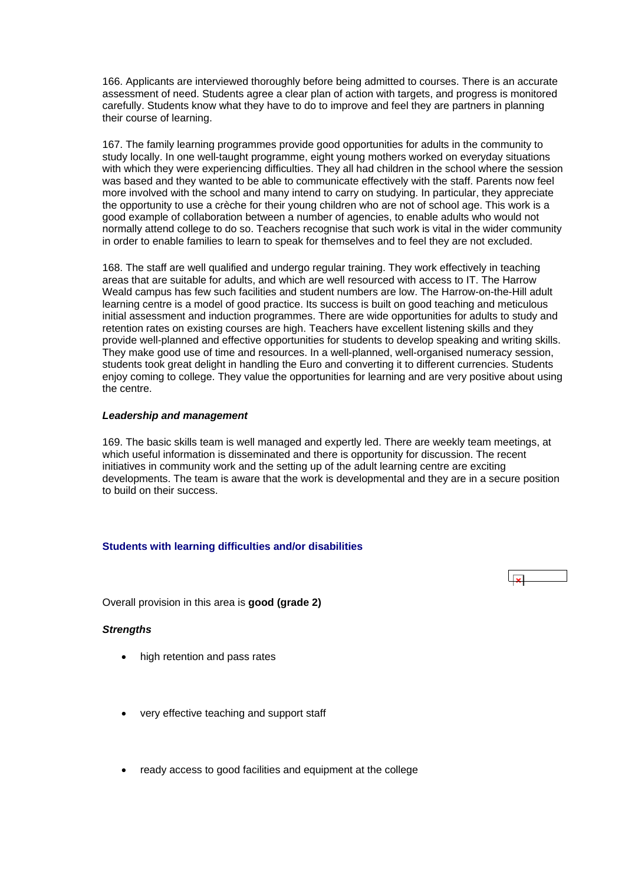166. Applicants are interviewed thoroughly before being admitted to courses. There is an accurate assessment of need. Students agree a clear plan of action with targets, and progress is monitored carefully. Students know what they have to do to improve and feel they are partners in planning their course of learning.

167. The family learning programmes provide good opportunities for adults in the community to study locally. In one well-taught programme, eight young mothers worked on everyday situations with which they were experiencing difficulties. They all had children in the school where the session was based and they wanted to be able to communicate effectively with the staff. Parents now feel more involved with the school and many intend to carry on studying. In particular, they appreciate the opportunity to use a crèche for their young children who are not of school age. This work is a good example of collaboration between a number of agencies, to enable adults who would not normally attend college to do so. Teachers recognise that such work is vital in the wider community in order to enable families to learn to speak for themselves and to feel they are not excluded.

168. The staff are well qualified and undergo regular training. They work effectively in teaching areas that are suitable for adults, and which are well resourced with access to IT. The Harrow Weald campus has few such facilities and student numbers are low. The Harrow-on-the-Hill adult learning centre is a model of good practice. Its success is built on good teaching and meticulous initial assessment and induction programmes. There are wide opportunities for adults to study and retention rates on existing courses are high. Teachers have excellent listening skills and they provide well-planned and effective opportunities for students to develop speaking and writing skills. They make good use of time and resources. In a well-planned, well-organised numeracy session, students took great delight in handling the Euro and converting it to different currencies. Students enjoy coming to college. They value the opportunities for learning and are very positive about using the centre.

***Leadership and management***

169. The basic skills team is well managed and expertly led. There are weekly team meetings, at which useful information is disseminated and there is opportunity for discussion. The recent initiatives in community work and the setting up of the adult learning centre are exciting developments. The team is aware that the work is developmental and they are in a secure position to build on their success.

### Students with learning difficulties and/or disabilities

Overall provision in this area is **good (grade 2)**

***Strengths***

- high retention and pass rates
- very effective teaching and support staff
- ready access to good facilities and equipment at the college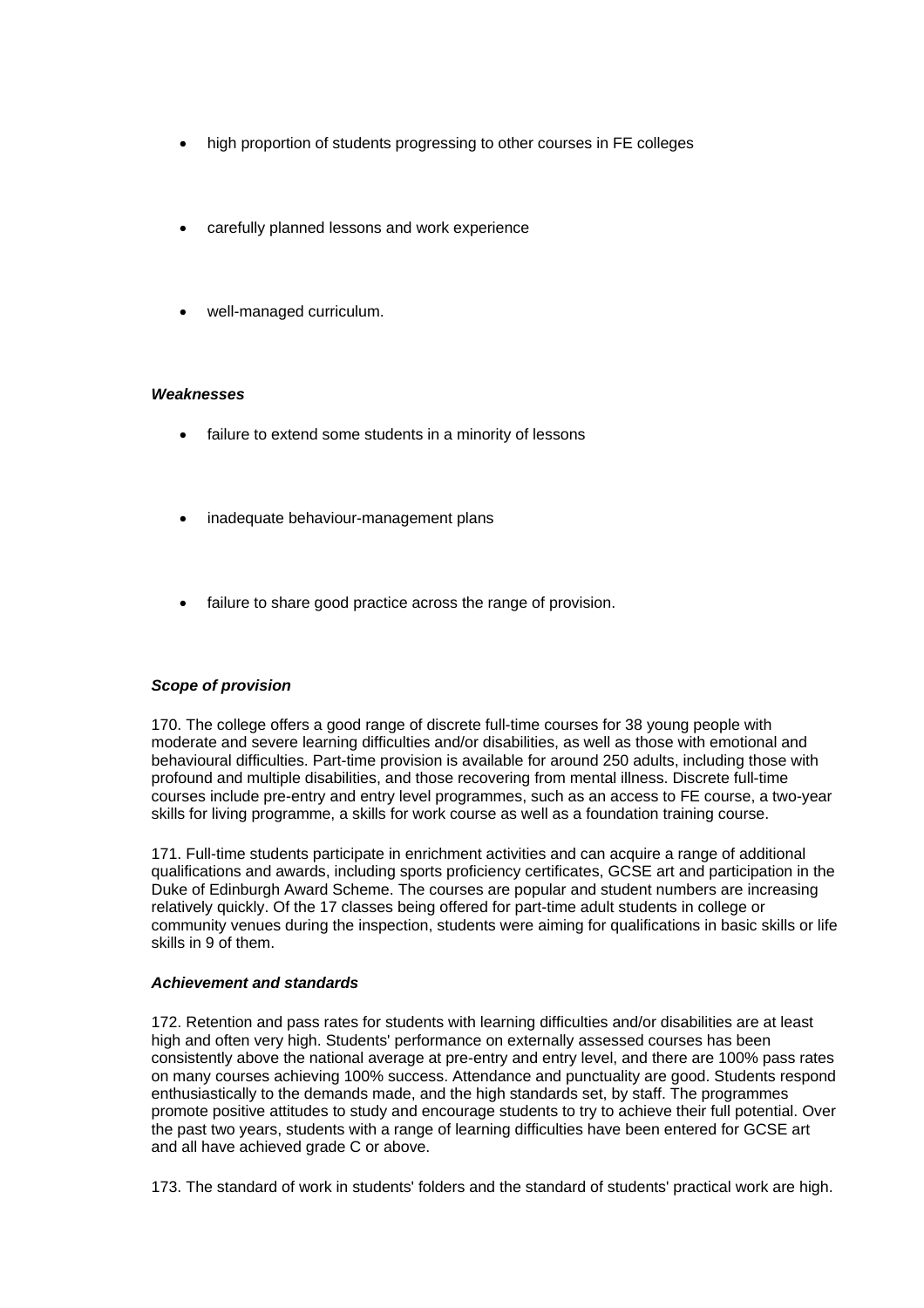- high proportion of students progressing to other courses in FE colleges
- carefully planned lessons and work experience
- well-managed curriculum.

***Weaknesses***

- failure to extend some students in a minority of lessons
- inadequate behaviour-management plans
- failure to share good practice across the range of provision.

***Scope of provision***

170. The college offers a good range of discrete full-time courses for 38 young people with moderate and severe learning difficulties and/or disabilities, as well as those with emotional and behavioural difficulties. Part-time provision is available for around 250 adults, including those with profound and multiple disabilities, and those recovering from mental illness. Discrete full-time courses include pre-entry and entry level programmes, such as an access to FE course, a two-year skills for living programme, a skills for work course as well as a foundation training course.

171. Full-time students participate in enrichment activities and can acquire a range of additional qualifications and awards, including sports proficiency certificates, GCSE art and participation in the Duke of Edinburgh Award Scheme. The courses are popular and student numbers are increasing relatively quickly. Of the 17 classes being offered for part-time adult students in college or community venues during the inspection, students were aiming for qualifications in basic skills or life skills in 9 of them.

***Achievement and standards***

172. Retention and pass rates for students with learning difficulties and/or disabilities are at least high and often very high. Students' performance on externally assessed courses has been consistently above the national average at pre-entry and entry level, and there are 100% pass rates on many courses achieving 100% success. Attendance and punctuality are good. Students respond enthusiastically to the demands made, and the high standards set, by staff. The programmes promote positive attitudes to study and encourage students to try to achieve their full potential. Over the past two years, students with a range of learning difficulties have been entered for GCSE art and all have achieved grade C or above.

173. The standard of work in students' folders and the standard of students' practical work are high.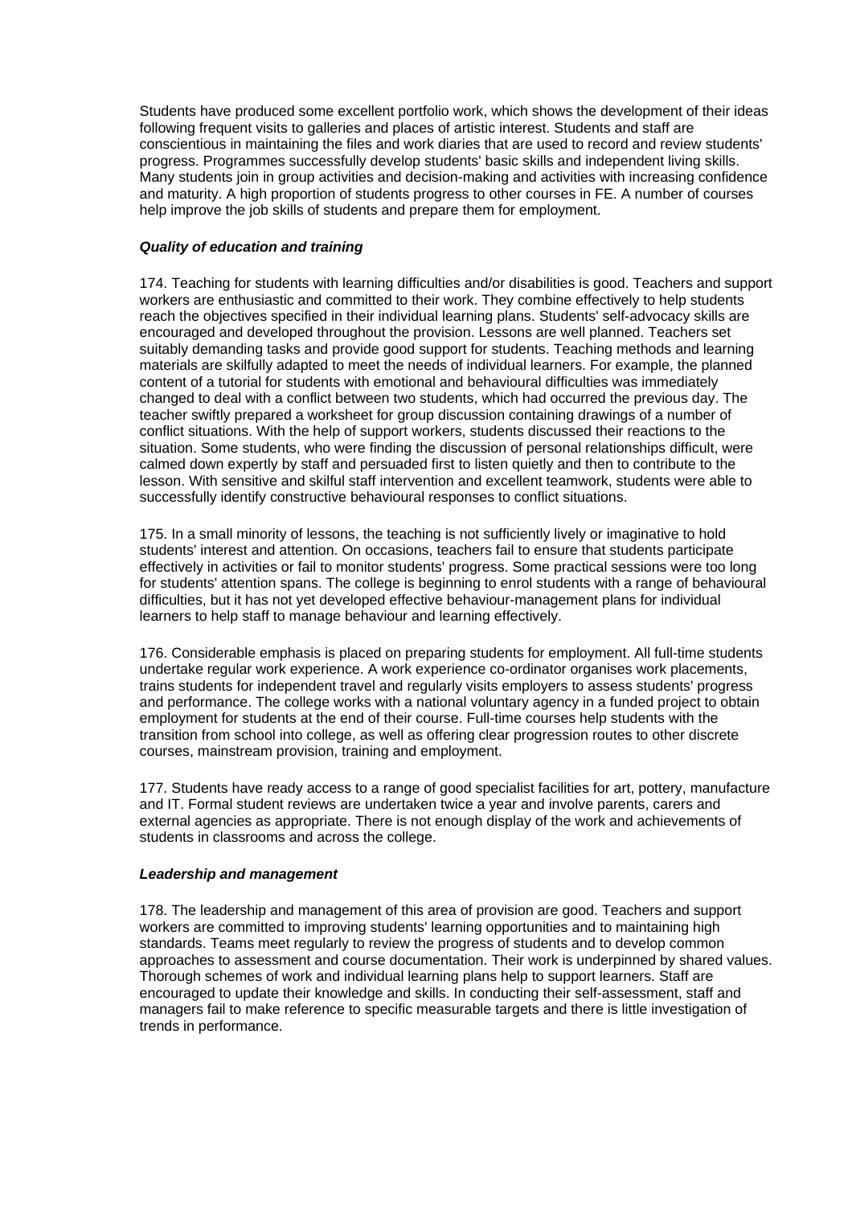Students have produced some excellent portfolio work, which shows the development of their ideas following frequent visits to galleries and places of artistic interest. Students and staff are conscientious in maintaining the files and work diaries that are used to record and review students' progress. Programmes successfully develop students' basic skills and independent living skills. Many students join in group activities and decision-making and activities with increasing confidence and maturity. A high proportion of students progress to other courses in FE. A number of courses help improve the job skills of students and prepare them for employment.

***Quality of education and training***

174. Teaching for students with learning difficulties and/or disabilities is good. Teachers and support workers are enthusiastic and committed to their work. They combine effectively to help students reach the objectives specified in their individual learning plans. Students' self-advocacy skills are encouraged and developed throughout the provision. Lessons are well planned. Teachers set suitably demanding tasks and provide good support for students. Teaching methods and learning materials are skilfully adapted to meet the needs of individual learners. For example, the planned content of a tutorial for students with emotional and behavioural difficulties was immediately changed to deal with a conflict between two students, which had occurred the previous day. The teacher swiftly prepared a worksheet for group discussion containing drawings of a number of conflict situations. With the help of support workers, students discussed their reactions to the situation. Some students, who were finding the discussion of personal relationships difficult, were calmed down expertly by staff and persuaded first to listen quietly and then to contribute to the lesson. With sensitive and skilful staff intervention and excellent teamwork, students were able to successfully identify constructive behavioural responses to conflict situations.

175. In a small minority of lessons, the teaching is not sufficiently lively or imaginative to hold students' interest and attention. On occasions, teachers fail to ensure that students participate effectively in activities or fail to monitor students' progress. Some practical sessions were too long for students' attention spans. The college is beginning to enrol students with a range of behavioural difficulties, but it has not yet developed effective behaviour-management plans for individual learners to help staff to manage behaviour and learning effectively.

176. Considerable emphasis is placed on preparing students for employment. All full-time students undertake regular work experience. A work experience co-ordinator organises work placements, trains students for independent travel and regularly visits employers to assess students' progress and performance. The college works with a national voluntary agency in a funded project to obtain employment for students at the end of their course. Full-time courses help students with the transition from school into college, as well as offering clear progression routes to other discrete courses, mainstream provision, training and employment.

177. Students have ready access to a range of good specialist facilities for art, pottery, manufacture and IT. Formal student reviews are undertaken twice a year and involve parents, carers and external agencies as appropriate. There is not enough display of the work and achievements of students in classrooms and across the college.

***Leadership and management***

178. The leadership and management of this area of provision are good. Teachers and support workers are committed to improving students' learning opportunities and to maintaining high standards. Teams meet regularly to review the progress of students and to develop common approaches to assessment and course documentation. Their work is underpinned by shared values. Thorough schemes of work and individual learning plans help to support learners. Staff are encouraged to update their knowledge and skills. In conducting their self-assessment, staff and managers fail to make reference to specific measurable targets and there is little investigation of trends in performance.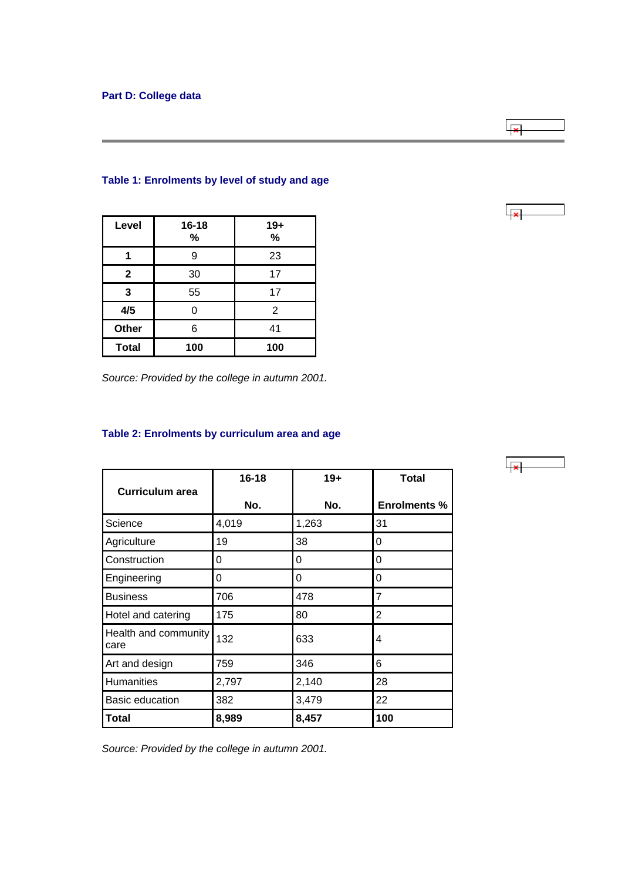### Part D: College data

#### Table 1: Enrolments by level of study and age

| Level | 16-18 % | 19+ % |
|---|---|---|
| **1** | 9 | 23 |
| **2** | 30 | 17 |
| **3** | 55 | 17 |
| **4/5** | 0 | 2 |
| **Other** | 6 | 41 |
| **Total** | **100** | **100** |

*Source: Provided by the college in autumn 2001.*

#### Table 2: Enrolments by curriculum area and age

| Curriculum area | 16-18 No. | 19+ No. | Total Enrolments % |
|---|---|---|---|
| Science | 4,019 | 1,263 | 31 |
| Agriculture | 19 | 38 | 0 |
| Construction | 0 | 0 | 0 |
| Engineering | 0 | 0 | 0 |
| Business | 706 | 478 | 7 |
| Hotel and catering | 175 | 80 | 2 |
| Health and community care | 132 | 633 | 4 |
| Art and design | 759 | 346 | 6 |
| Humanities | 2,797 | 2,140 | 28 |
| Basic education | 382 | 3,479 | 22 |
| **Total** | **8,989** | **8,457** | **100** |

*Source: Provided by the college in autumn 2001.*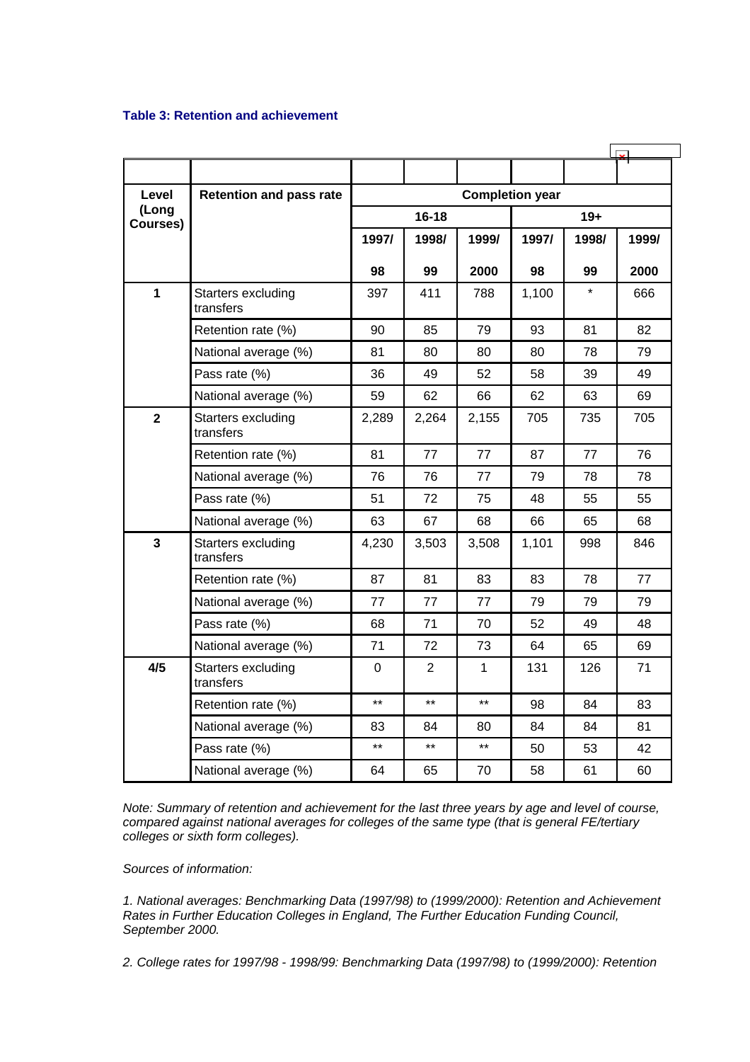### Table 3: Retention and achievement

| Level (Long Courses) | Retention and pass rate | Completion year | | | | | |
|---|---|---|---|---|---|---|---|
| | | 16-18 | | | 19+ | | |
| | | 1997/ 98 | 1998/ 99 | 1999/ 2000 | 1997/ 98 | 1998/ 99 | 1999/ 2000 |
| 1 | Starters excluding transfers | 397 | 411 | 788 | 1,100 | * | 666 |
| | Retention rate (%) | 90 | 85 | 79 | 93 | 81 | 82 |
| | National average (%) | 81 | 80 | 80 | 80 | 78 | 79 |
| | Pass rate (%) | 36 | 49 | 52 | 58 | 39 | 49 |
| | National average (%) | 59 | 62 | 66 | 62 | 63 | 69 |
| 2 | Starters excluding transfers | 2,289 | 2,264 | 2,155 | 705 | 735 | 705 |
| | Retention rate (%) | 81 | 77 | 77 | 87 | 77 | 76 |
| | National average (%) | 76 | 76 | 77 | 79 | 78 | 78 |
| | Pass rate (%) | 51 | 72 | 75 | 48 | 55 | 55 |
| | National average (%) | 63 | 67 | 68 | 66 | 65 | 68 |
| 3 | Starters excluding transfers | 4,230 | 3,503 | 3,508 | 1,101 | 998 | 846 |
| | Retention rate (%) | 87 | 81 | 83 | 83 | 78 | 77 |
| | National average (%) | 77 | 77 | 77 | 79 | 79 | 79 |
| | Pass rate (%) | 68 | 71 | 70 | 52 | 49 | 48 |
| | National average (%) | 71 | 72 | 73 | 64 | 65 | 69 |
| 4/5 | Starters excluding transfers | 0 | 2 | 1 | 131 | 126 | 71 |
| | Retention rate (%) | ** | ** | ** | 98 | 84 | 83 |
| | National average (%) | 83 | 84 | 80 | 84 | 84 | 81 |
| | Pass rate (%) | ** | ** | ** | 50 | 53 | 42 |
| | National average (%) | 64 | 65 | 70 | 58 | 61 | 60 |

*Note: Summary of retention and achievement for the last three years by age and level of course, compared against national averages for colleges of the same type (that is general FE/tertiary colleges or sixth form colleges).*

*Sources of information:*

*1. National averages: Benchmarking Data (1997/98) to (1999/2000): Retention and Achievement Rates in Further Education Colleges in England, The Further Education Funding Council, September 2000.*

*2. College rates for 1997/98 - 1998/99: Benchmarking Data (1997/98) to (1999/2000): Retention*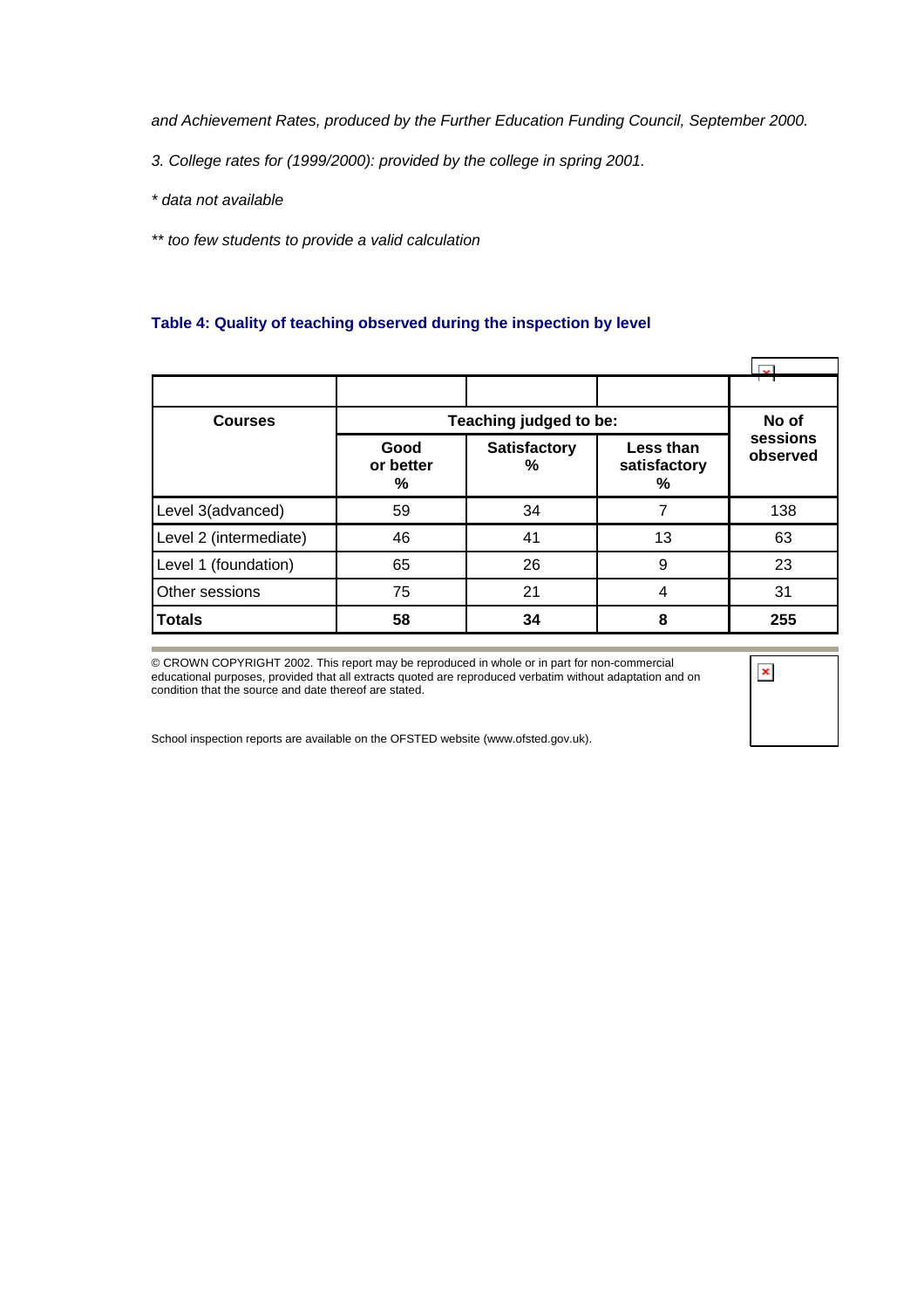*and Achievement Rates, produced by the Further Education Funding Council, September 2000.*

*3. College rates for (1999/2000): provided by the college in spring 2001.*

*\* data not available*

*\*\* too few students to provide a valid calculation*

### Table 4: Quality of teaching observed during the inspection by level

| Courses | Teaching judged to be: | | | No of sessions observed |
|---|---|---|---|---|
| | Good or better % | Satisfactory % | Less than satisfactory % | |
| Level 3(advanced) | 59 | 34 | 7 | 138 |
| Level 2 (intermediate) | 46 | 41 | 13 | 63 |
| Level 1 (foundation) | 65 | 26 | 9 | 23 |
| Other sessions | 75 | 21 | 4 | 31 |
| **Totals** | **58** | **34** | **8** | **255** |

© CROWN COPYRIGHT 2002. This report may be reproduced in whole or in part for non-commercial educational purposes, provided that all extracts quoted are reproduced verbatim without adaptation and on condition that the source and date thereof are stated.

School inspection reports are available on the OFSTED website (www.ofsted.gov.uk).